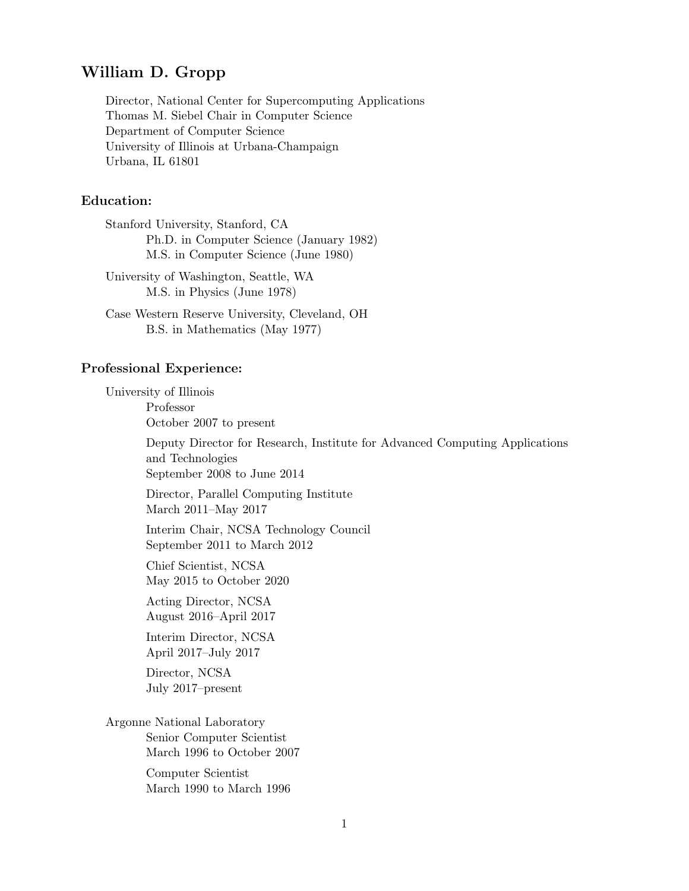# William D. Gropp

Director, National Center for Supercomputing Applications
Thomas M. Siebel Chair in Computer Science
Department of Computer Science
University of Illinois at Urbana-Champaign
Urbana, IL 61801

## Education:

Stanford University, Stanford, CA
- Ph.D. in Computer Science (January 1982)
- M.S. in Computer Science (June 1980)

University of Washington, Seattle, WA
- M.S. in Physics (June 1978)

Case Western Reserve University, Cleveland, OH
- B.S. in Mathematics (May 1977)

## Professional Experience:

University of Illinois

- Professor
  October 2007 to present
- Deputy Director for Research, Institute for Advanced Computing Applications and Technologies
  September 2008 to June 2014
- Director, Parallel Computing Institute
  March 2011–May 2017
- Interim Chair, NCSA Technology Council
  September 2011 to March 2012
- Chief Scientist, NCSA
  May 2015 to October 2020
- Acting Director, NCSA
  August 2016–April 2017
- Interim Director, NCSA
  April 2017–July 2017
- Director, NCSA
  July 2017–present

Argonne National Laboratory

- Senior Computer Scientist
  March 1996 to October 2007
- Computer Scientist
  March 1990 to March 1996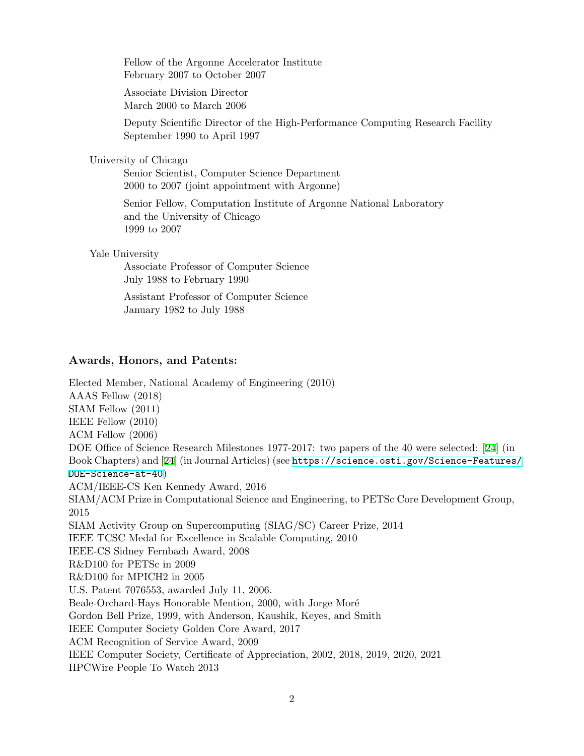Fellow of the Argonne Accelerator Institute
February 2007 to October 2007

Associate Division Director
March 2000 to March 2006

Deputy Scientific Director of the High-Performance Computing Research Facility
September 1990 to April 1997

University of Chicago

Senior Scientist, Computer Science Department
2000 to 2007 (joint appointment with Argonne)

Senior Fellow, Computation Institute of Argonne National Laboratory and the University of Chicago
1999 to 2007

Yale University

Associate Professor of Computer Science
July 1988 to February 1990

Assistant Professor of Computer Science
January 1982 to July 1988

### Awards, Honors, and Patents:

Elected Member, National Academy of Engineering (2010)
AAAS Fellow (2018)
SIAM Fellow (2011)
IEEE Fellow (2010)
ACM Fellow (2006)
DOE Office of Science Research Milestones 1977-2017: two papers of the 40 were selected: [24] (in Book Chapters) and [24] (in Journal Articles) (see https://science.osti.gov/Science-Features/DOE-Science-at-40)
ACM/IEEE-CS Ken Kennedy Award, 2016
SIAM/ACM Prize in Computational Science and Engineering, to PETSc Core Development Group, 2015
SIAM Activity Group on Supercomputing (SIAG/SC) Career Prize, 2014
IEEE TCSC Medal for Excellence in Scalable Computing, 2010
IEEE-CS Sidney Fernbach Award, 2008
R&D100 for PETSc in 2009
R&D100 for MPICH2 in 2005
U.S. Patent 7076553, awarded July 11, 2006.
Beale-Orchard-Hays Honorable Mention, 2000, with Jorge Moré
Gordon Bell Prize, 1999, with Anderson, Kaushik, Keyes, and Smith
IEEE Computer Society Golden Core Award, 2017
ACM Recognition of Service Award, 2009
IEEE Computer Society, Certificate of Appreciation, 2002, 2018, 2019, 2020, 2021
HPCWire People To Watch 2013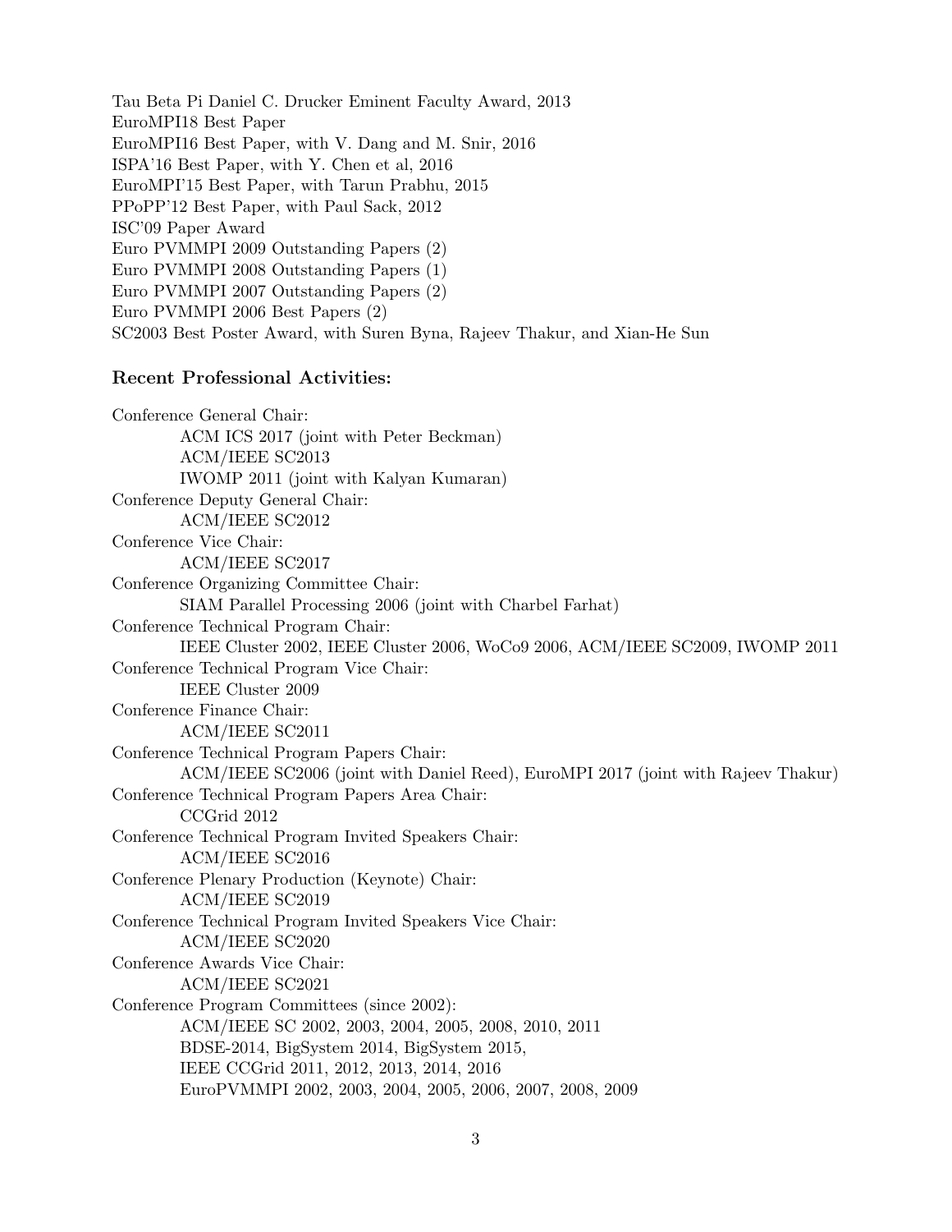Tau Beta Pi Daniel C. Drucker Eminent Faculty Award, 2013
EuroMPI18 Best Paper
EuroMPI16 Best Paper, with V. Dang and M. Snir, 2016
ISPA'16 Best Paper, with Y. Chen et al, 2016
EuroMPI'15 Best Paper, with Tarun Prabhu, 2015
PPoPP'12 Best Paper, with Paul Sack, 2012
ISC'09 Paper Award
Euro PVMMPI 2009 Outstanding Papers (2)
Euro PVMMPI 2008 Outstanding Papers (1)
Euro PVMMPI 2007 Outstanding Papers (2)
Euro PVMMPI 2006 Best Papers (2)
SC2003 Best Poster Award, with Suren Byna, Rajeev Thakur, and Xian-He Sun

### Recent Professional Activities:

Conference General Chair:
- ACM ICS 2017 (joint with Peter Beckman)
- ACM/IEEE SC2013
- IWOMP 2011 (joint with Kalyan Kumaran)

Conference Deputy General Chair:
- ACM/IEEE SC2012

Conference Vice Chair:
- ACM/IEEE SC2017

Conference Organizing Committee Chair:
- SIAM Parallel Processing 2006 (joint with Charbel Farhat)

Conference Technical Program Chair:
- IEEE Cluster 2002, IEEE Cluster 2006, WoCo9 2006, ACM/IEEE SC2009, IWOMP 2011

Conference Technical Program Vice Chair:
- IEEE Cluster 2009

Conference Finance Chair:
- ACM/IEEE SC2011

Conference Technical Program Papers Chair:
- ACM/IEEE SC2006 (joint with Daniel Reed), EuroMPI 2017 (joint with Rajeev Thakur)

Conference Technical Program Papers Area Chair:
- CCGrid 2012

Conference Technical Program Invited Speakers Chair:
- ACM/IEEE SC2016

Conference Plenary Production (Keynote) Chair:
- ACM/IEEE SC2019

Conference Technical Program Invited Speakers Vice Chair:
- ACM/IEEE SC2020

Conference Awards Vice Chair:
- ACM/IEEE SC2021

Conference Program Committees (since 2002):
- ACM/IEEE SC 2002, 2003, 2004, 2005, 2008, 2010, 2011
- BDSE-2014, BigSystem 2014, BigSystem 2015,
- IEEE CCGrid 2011, 2012, 2013, 2014, 2016
- EuroPVMMPI 2002, 2003, 2004, 2005, 2006, 2007, 2008, 2009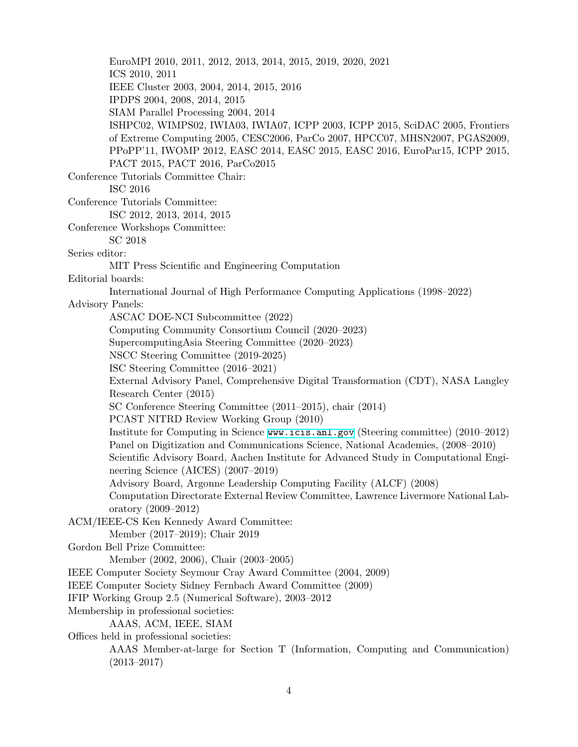EuroMPI 2010, 2011, 2012, 2013, 2014, 2015, 2019, 2020, 2021
ICS 2010, 2011
IEEE Cluster 2003, 2004, 2014, 2015, 2016
IPDPS 2004, 2008, 2014, 2015
SIAM Parallel Processing 2004, 2014
ISHPC02, WIMPS02, IWIA03, IWIA07, ICPP 2003, ICPP 2015, SciDAC 2005, Frontiers of Extreme Computing 2005, CESC2006, ParCo 2007, HPCC07, MHSN2007, PGAS2009, PPoPP'11, IWOMP 2012, EASC 2014, EASC 2015, EASC 2016, EuroPar15, ICPP 2015, PACT 2015, PACT 2016, ParCo2015

Conference Tutorials Committee Chair:
ISC 2016

Conference Tutorials Committee:
ISC 2012, 2013, 2014, 2015

Conference Workshops Committee:
SC 2018

Series editor:
MIT Press Scientific and Engineering Computation

Editorial boards:
International Journal of High Performance Computing Applications (1998–2022)

Advisory Panels:
ASCAC DOE-NCI Subcommittee (2022)
Computing Community Consortium Council (2020–2023)
SupercomputingAsia Steering Committee (2020–2023)
NSCC Steering Committee (2019-2025)
ISC Steering Committee (2016–2021)
External Advisory Panel, Comprehensive Digital Transformation (CDT), NASA Langley Research Center (2015)
SC Conference Steering Committee (2011–2015), chair (2014)
PCAST NITRD Review Working Group (2010)
Institute for Computing in Science `www.icis.anl.gov` (Steering committee) (2010–2012)
Panel on Digitization and Communications Science, National Academies, (2008–2010)
Scientific Advisory Board, Aachen Institute for Advanced Study in Computational Engineering Science (AICES) (2007–2019)
Advisory Board, Argonne Leadership Computing Facility (ALCF) (2008)
Computation Directorate External Review Committee, Lawrence Livermore National Laboratory (2009–2012)

ACM/IEEE-CS Ken Kennedy Award Committee:
Member (2017–2019); Chair 2019

Gordon Bell Prize Committee:
Member (2002, 2006), Chair (2003–2005)

IEEE Computer Society Seymour Cray Award Committee (2004, 2009)

IEEE Computer Society Sidney Fernbach Award Committee (2009)

IFIP Working Group 2.5 (Numerical Software), 2003–2012

Membership in professional societies:
AAAS, ACM, IEEE, SIAM

Offices held in professional societies:
AAAS Member-at-large for Section T (Information, Computing and Communication) (2013–2017)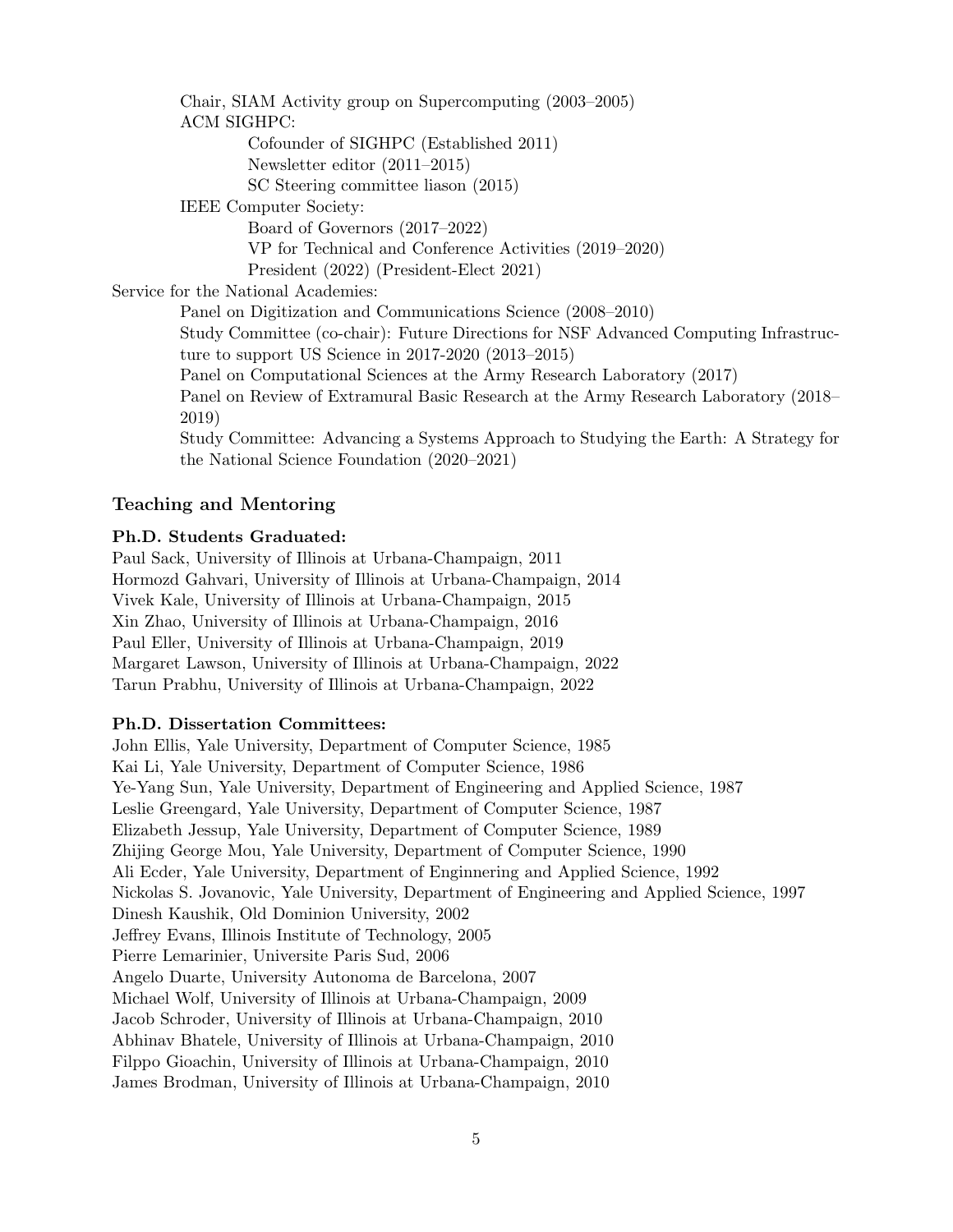Chair, SIAM Activity group on Supercomputing (2003–2005)

ACM SIGHPC:

- Cofounder of SIGHPC (Established 2011)
- Newsletter editor (2011–2015)
- SC Steering committee liason (2015)

IEEE Computer Society:

- Board of Governors (2017–2022)
- VP for Technical and Conference Activities (2019–2020)
- President (2022) (President-Elect 2021)

Service for the National Academies:

- Panel on Digitization and Communications Science (2008–2010)
- Study Committee (co-chair): Future Directions for NSF Advanced Computing Infrastructure to support US Science in 2017-2020 (2013–2015)
- Panel on Computational Sciences at the Army Research Laboratory (2017)
- Panel on Review of Extramural Basic Research at the Army Research Laboratory (2018–2019)
- Study Committee: Advancing a Systems Approach to Studying the Earth: A Strategy for the National Science Foundation (2020–2021)

## Teaching and Mentoring

### Ph.D. Students Graduated:

Paul Sack, University of Illinois at Urbana-Champaign, 2011
Hormozd Gahvari, University of Illinois at Urbana-Champaign, 2014
Vivek Kale, University of Illinois at Urbana-Champaign, 2015
Xin Zhao, University of Illinois at Urbana-Champaign, 2016
Paul Eller, University of Illinois at Urbana-Champaign, 2019
Margaret Lawson, University of Illinois at Urbana-Champaign, 2022
Tarun Prabhu, University of Illinois at Urbana-Champaign, 2022

### Ph.D. Dissertation Committees:

John Ellis, Yale University, Department of Computer Science, 1985
Kai Li, Yale University, Department of Computer Science, 1986
Ye-Yang Sun, Yale University, Department of Engineering and Applied Science, 1987
Leslie Greengard, Yale University, Department of Computer Science, 1987
Elizabeth Jessup, Yale University, Department of Computer Science, 1989
Zhijing George Mou, Yale University, Department of Computer Science, 1990
Ali Ecder, Yale University, Department of Enginnering and Applied Science, 1992
Nickolas S. Jovanovic, Yale University, Department of Engineering and Applied Science, 1997
Dinesh Kaushik, Old Dominion University, 2002
Jeffrey Evans, Illinois Institute of Technology, 2005
Pierre Lemarinier, Universite Paris Sud, 2006
Angelo Duarte, University Autonoma de Barcelona, 2007
Michael Wolf, University of Illinois at Urbana-Champaign, 2009
Jacob Schroder, University of Illinois at Urbana-Champaign, 2010
Abhinav Bhatele, University of Illinois at Urbana-Champaign, 2010
Filppo Gioachin, University of Illinois at Urbana-Champaign, 2010
James Brodman, University of Illinois at Urbana-Champaign, 2010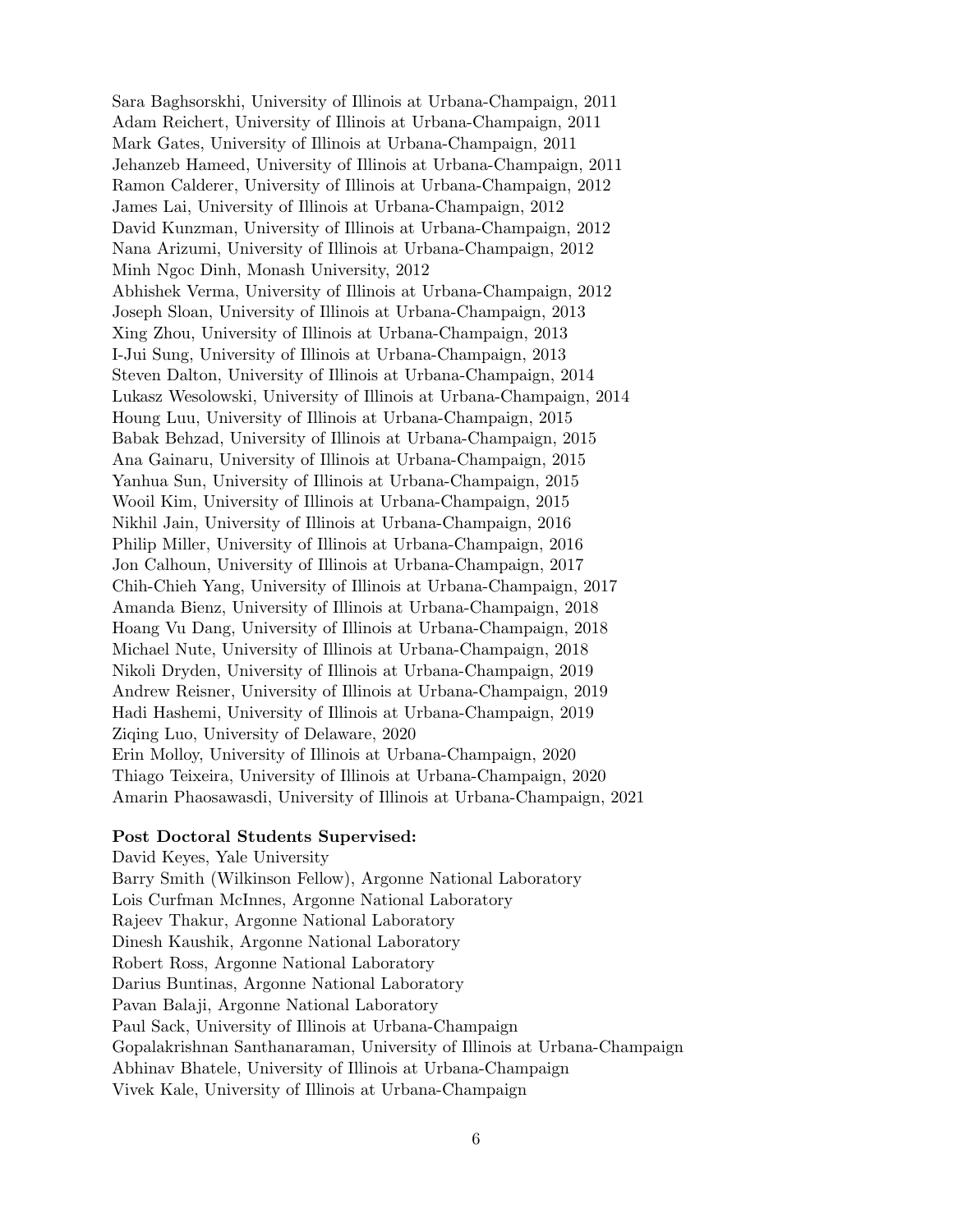Sara Baghsorskhi, University of Illinois at Urbana-Champaign, 2011
Adam Reichert, University of Illinois at Urbana-Champaign, 2011
Mark Gates, University of Illinois at Urbana-Champaign, 2011
Jehanzeb Hameed, University of Illinois at Urbana-Champaign, 2011
Ramon Calderer, University of Illinois at Urbana-Champaign, 2012
James Lai, University of Illinois at Urbana-Champaign, 2012
David Kunzman, University of Illinois at Urbana-Champaign, 2012
Nana Arizumi, University of Illinois at Urbana-Champaign, 2012
Minh Ngoc Dinh, Monash University, 2012
Abhishek Verma, University of Illinois at Urbana-Champaign, 2012
Joseph Sloan, University of Illinois at Urbana-Champaign, 2013
Xing Zhou, University of Illinois at Urbana-Champaign, 2013
I-Jui Sung, University of Illinois at Urbana-Champaign, 2013
Steven Dalton, University of Illinois at Urbana-Champaign, 2014
Lukasz Wesolowski, University of Illinois at Urbana-Champaign, 2014
Houng Luu, University of Illinois at Urbana-Champaign, 2015
Babak Behzad, University of Illinois at Urbana-Champaign, 2015
Ana Gainaru, University of Illinois at Urbana-Champaign, 2015
Yanhua Sun, University of Illinois at Urbana-Champaign, 2015
Wooil Kim, University of Illinois at Urbana-Champaign, 2015
Nikhil Jain, University of Illinois at Urbana-Champaign, 2016
Philip Miller, University of Illinois at Urbana-Champaign, 2016
Jon Calhoun, University of Illinois at Urbana-Champaign, 2017
Chih-Chieh Yang, University of Illinois at Urbana-Champaign, 2017
Amanda Bienz, University of Illinois at Urbana-Champaign, 2018
Hoang Vu Dang, University of Illinois at Urbana-Champaign, 2018
Michael Nute, University of Illinois at Urbana-Champaign, 2018
Nikoli Dryden, University of Illinois at Urbana-Champaign, 2019
Andrew Reisner, University of Illinois at Urbana-Champaign, 2019
Hadi Hashemi, University of Illinois at Urbana-Champaign, 2019
Ziqing Luo, University of Delaware, 2020
Erin Molloy, University of Illinois at Urbana-Champaign, 2020
Thiago Teixeira, University of Illinois at Urbana-Champaign, 2020
Amarin Phaosawasdi, University of Illinois at Urbana-Champaign, 2021

**Post Doctoral Students Supervised:**

David Keyes, Yale University
Barry Smith (Wilkinson Fellow), Argonne National Laboratory
Lois Curfman McInnes, Argonne National Laboratory
Rajeev Thakur, Argonne National Laboratory
Dinesh Kaushik, Argonne National Laboratory
Robert Ross, Argonne National Laboratory
Darius Buntinas, Argonne National Laboratory
Pavan Balaji, Argonne National Laboratory
Paul Sack, University of Illinois at Urbana-Champaign
Gopalakrishnan Santhanaraman, University of Illinois at Urbana-Champaign
Abhinav Bhatele, University of Illinois at Urbana-Champaign
Vivek Kale, University of Illinois at Urbana-Champaign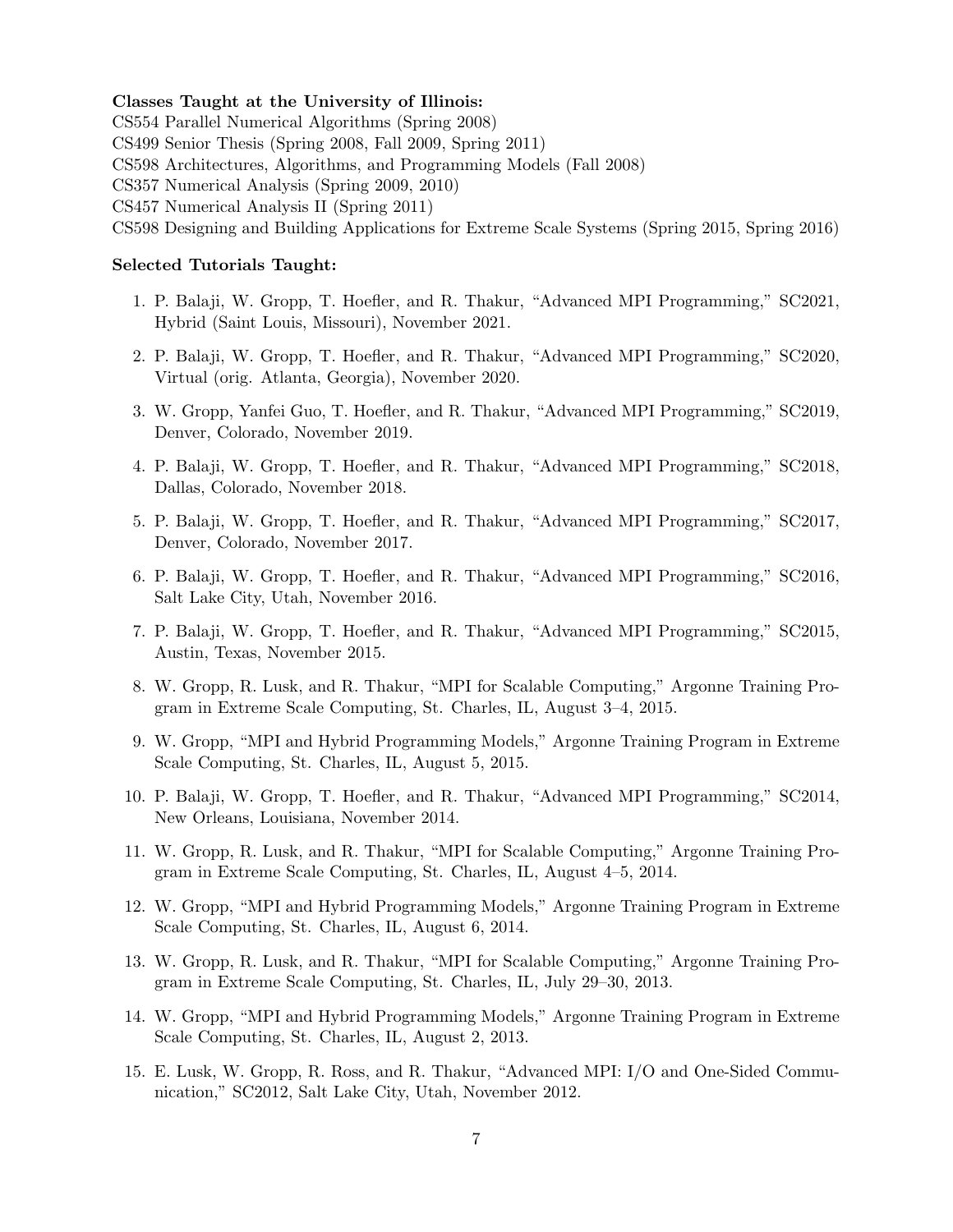**Classes Taught at the University of Illinois:**

CS554 Parallel Numerical Algorithms (Spring 2008)
CS499 Senior Thesis (Spring 2008, Fall 2009, Spring 2011)
CS598 Architectures, Algorithms, and Programming Models (Fall 2008)
CS357 Numerical Analysis (Spring 2009, 2010)
CS457 Numerical Analysis II (Spring 2011)
CS598 Designing and Building Applications for Extreme Scale Systems (Spring 2015, Spring 2016)

**Selected Tutorials Taught:**

1. P. Balaji, W. Gropp, T. Hoefler, and R. Thakur, "Advanced MPI Programming," SC2021, Hybrid (Saint Louis, Missouri), November 2021.
2. P. Balaji, W. Gropp, T. Hoefler, and R. Thakur, "Advanced MPI Programming," SC2020, Virtual (orig. Atlanta, Georgia), November 2020.
3. W. Gropp, Yanfei Guo, T. Hoefler, and R. Thakur, "Advanced MPI Programming," SC2019, Denver, Colorado, November 2019.
4. P. Balaji, W. Gropp, T. Hoefler, and R. Thakur, "Advanced MPI Programming," SC2018, Dallas, Colorado, November 2018.
5. P. Balaji, W. Gropp, T. Hoefler, and R. Thakur, "Advanced MPI Programming," SC2017, Denver, Colorado, November 2017.
6. P. Balaji, W. Gropp, T. Hoefler, and R. Thakur, "Advanced MPI Programming," SC2016, Salt Lake City, Utah, November 2016.
7. P. Balaji, W. Gropp, T. Hoefler, and R. Thakur, "Advanced MPI Programming," SC2015, Austin, Texas, November 2015.
8. W. Gropp, R. Lusk, and R. Thakur, "MPI for Scalable Computing," Argonne Training Program in Extreme Scale Computing, St. Charles, IL, August 3–4, 2015.
9. W. Gropp, "MPI and Hybrid Programming Models," Argonne Training Program in Extreme Scale Computing, St. Charles, IL, August 5, 2015.
10. P. Balaji, W. Gropp, T. Hoefler, and R. Thakur, "Advanced MPI Programming," SC2014, New Orleans, Louisiana, November 2014.
11. W. Gropp, R. Lusk, and R. Thakur, "MPI for Scalable Computing," Argonne Training Program in Extreme Scale Computing, St. Charles, IL, August 4–5, 2014.
12. W. Gropp, "MPI and Hybrid Programming Models," Argonne Training Program in Extreme Scale Computing, St. Charles, IL, August 6, 2014.
13. W. Gropp, R. Lusk, and R. Thakur, "MPI for Scalable Computing," Argonne Training Program in Extreme Scale Computing, St. Charles, IL, July 29–30, 2013.
14. W. Gropp, "MPI and Hybrid Programming Models," Argonne Training Program in Extreme Scale Computing, St. Charles, IL, August 2, 2013.
15. E. Lusk, W. Gropp, R. Ross, and R. Thakur, "Advanced MPI: I/O and One-Sided Communication," SC2012, Salt Lake City, Utah, November 2012.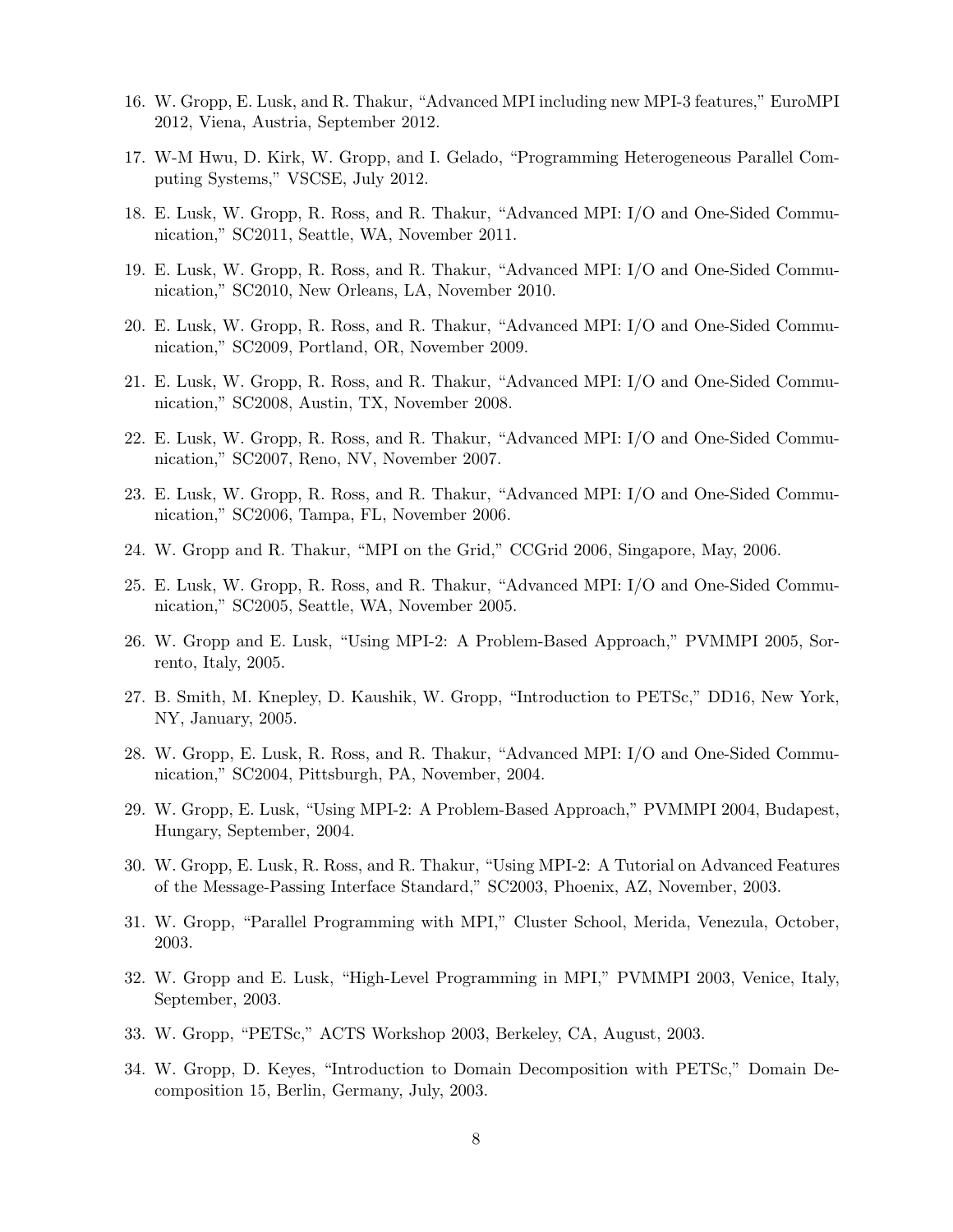16. W. Gropp, E. Lusk, and R. Thakur, "Advanced MPI including new MPI-3 features," EuroMPI 2012, Viena, Austria, September 2012.

17. W-M Hwu, D. Kirk, W. Gropp, and I. Gelado, "Programming Heterogeneous Parallel Computing Systems," VSCSE, July 2012.

18. E. Lusk, W. Gropp, R. Ross, and R. Thakur, "Advanced MPI: I/O and One-Sided Communication," SC2011, Seattle, WA, November 2011.

19. E. Lusk, W. Gropp, R. Ross, and R. Thakur, "Advanced MPI: I/O and One-Sided Communication," SC2010, New Orleans, LA, November 2010.

20. E. Lusk, W. Gropp, R. Ross, and R. Thakur, "Advanced MPI: I/O and One-Sided Communication," SC2009, Portland, OR, November 2009.

21. E. Lusk, W. Gropp, R. Ross, and R. Thakur, "Advanced MPI: I/O and One-Sided Communication," SC2008, Austin, TX, November 2008.

22. E. Lusk, W. Gropp, R. Ross, and R. Thakur, "Advanced MPI: I/O and One-Sided Communication," SC2007, Reno, NV, November 2007.

23. E. Lusk, W. Gropp, R. Ross, and R. Thakur, "Advanced MPI: I/O and One-Sided Communication," SC2006, Tampa, FL, November 2006.

24. W. Gropp and R. Thakur, "MPI on the Grid," CCGrid 2006, Singapore, May, 2006.

25. E. Lusk, W. Gropp, R. Ross, and R. Thakur, "Advanced MPI: I/O and One-Sided Communication," SC2005, Seattle, WA, November 2005.

26. W. Gropp and E. Lusk, "Using MPI-2: A Problem-Based Approach," PVMMPI 2005, Sorrento, Italy, 2005.

27. B. Smith, M. Knepley, D. Kaushik, W. Gropp, "Introduction to PETSc," DD16, New York, NY, January, 2005.

28. W. Gropp, E. Lusk, R. Ross, and R. Thakur, "Advanced MPI: I/O and One-Sided Communication," SC2004, Pittsburgh, PA, November, 2004.

29. W. Gropp, E. Lusk, "Using MPI-2: A Problem-Based Approach," PVMMPI 2004, Budapest, Hungary, September, 2004.

30. W. Gropp, E. Lusk, R. Ross, and R. Thakur, "Using MPI-2: A Tutorial on Advanced Features of the Message-Passing Interface Standard," SC2003, Phoenix, AZ, November, 2003.

31. W. Gropp, "Parallel Programming with MPI," Cluster School, Merida, Venezula, October, 2003.

32. W. Gropp and E. Lusk, "High-Level Programming in MPI," PVMMPI 2003, Venice, Italy, September, 2003.

33. W. Gropp, "PETSc," ACTS Workshop 2003, Berkeley, CA, August, 2003.

34. W. Gropp, D. Keyes, "Introduction to Domain Decomposition with PETSc," Domain Decomposition 15, Berlin, Germany, July, 2003.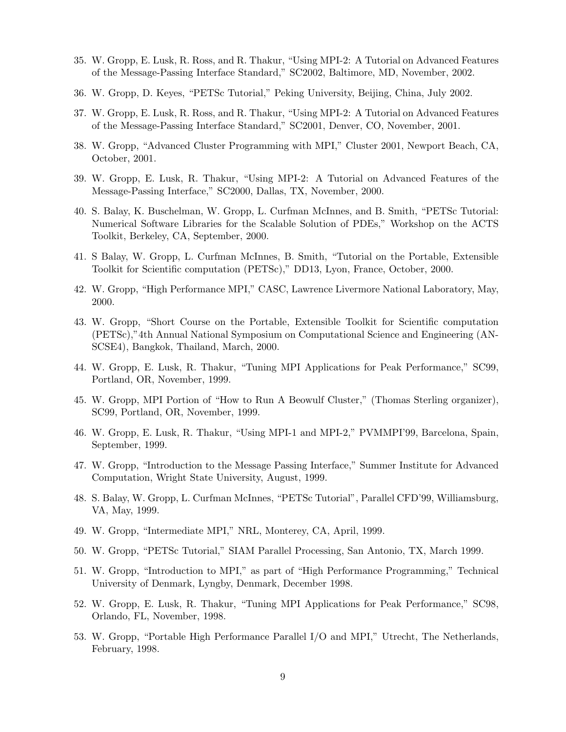35. W. Gropp, E. Lusk, R. Ross, and R. Thakur, "Using MPI-2: A Tutorial on Advanced Features of the Message-Passing Interface Standard," SC2002, Baltimore, MD, November, 2002.

36. W. Gropp, D. Keyes, "PETSc Tutorial," Peking University, Beijing, China, July 2002.

37. W. Gropp, E. Lusk, R. Ross, and R. Thakur, "Using MPI-2: A Tutorial on Advanced Features of the Message-Passing Interface Standard," SC2001, Denver, CO, November, 2001.

38. W. Gropp, "Advanced Cluster Programming with MPI," Cluster 2001, Newport Beach, CA, October, 2001.

39. W. Gropp, E. Lusk, R. Thakur, "Using MPI-2: A Tutorial on Advanced Features of the Message-Passing Interface," SC2000, Dallas, TX, November, 2000.

40. S. Balay, K. Buschelman, W. Gropp, L. Curfman McInnes, and B. Smith, "PETSc Tutorial: Numerical Software Libraries for the Scalable Solution of PDEs," Workshop on the ACTS Toolkit, Berkeley, CA, September, 2000.

41. S Balay, W. Gropp, L. Curfman McInnes, B. Smith, "Tutorial on the Portable, Extensible Toolkit for Scientific computation (PETSc)," DD13, Lyon, France, October, 2000.

42. W. Gropp, "High Performance MPI," CASC, Lawrence Livermore National Laboratory, May, 2000.

43. W. Gropp, "Short Course on the Portable, Extensible Toolkit for Scientific computation (PETSc),"4th Annual National Symposium on Computational Science and Engineering (ANSCSE4), Bangkok, Thailand, March, 2000.

44. W. Gropp, E. Lusk, R. Thakur, "Tuning MPI Applications for Peak Performance," SC99, Portland, OR, November, 1999.

45. W. Gropp, MPI Portion of "How to Run A Beowulf Cluster," (Thomas Sterling organizer), SC99, Portland, OR, November, 1999.

46. W. Gropp, E. Lusk, R. Thakur, "Using MPI-1 and MPI-2," PVMMPI'99, Barcelona, Spain, September, 1999.

47. W. Gropp, "Introduction to the Message Passing Interface," Summer Institute for Advanced Computation, Wright State University, August, 1999.

48. S. Balay, W. Gropp, L. Curfman McInnes, "PETSc Tutorial", Parallel CFD'99, Williamsburg, VA, May, 1999.

49. W. Gropp, "Intermediate MPI," NRL, Monterey, CA, April, 1999.

50. W. Gropp, "PETSc Tutorial," SIAM Parallel Processing, San Antonio, TX, March 1999.

51. W. Gropp, "Introduction to MPI," as part of "High Performance Programming," Technical University of Denmark, Lyngby, Denmark, December 1998.

52. W. Gropp, E. Lusk, R. Thakur, "Tuning MPI Applications for Peak Performance," SC98, Orlando, FL, November, 1998.

53. W. Gropp, "Portable High Performance Parallel I/O and MPI," Utrecht, The Netherlands, February, 1998.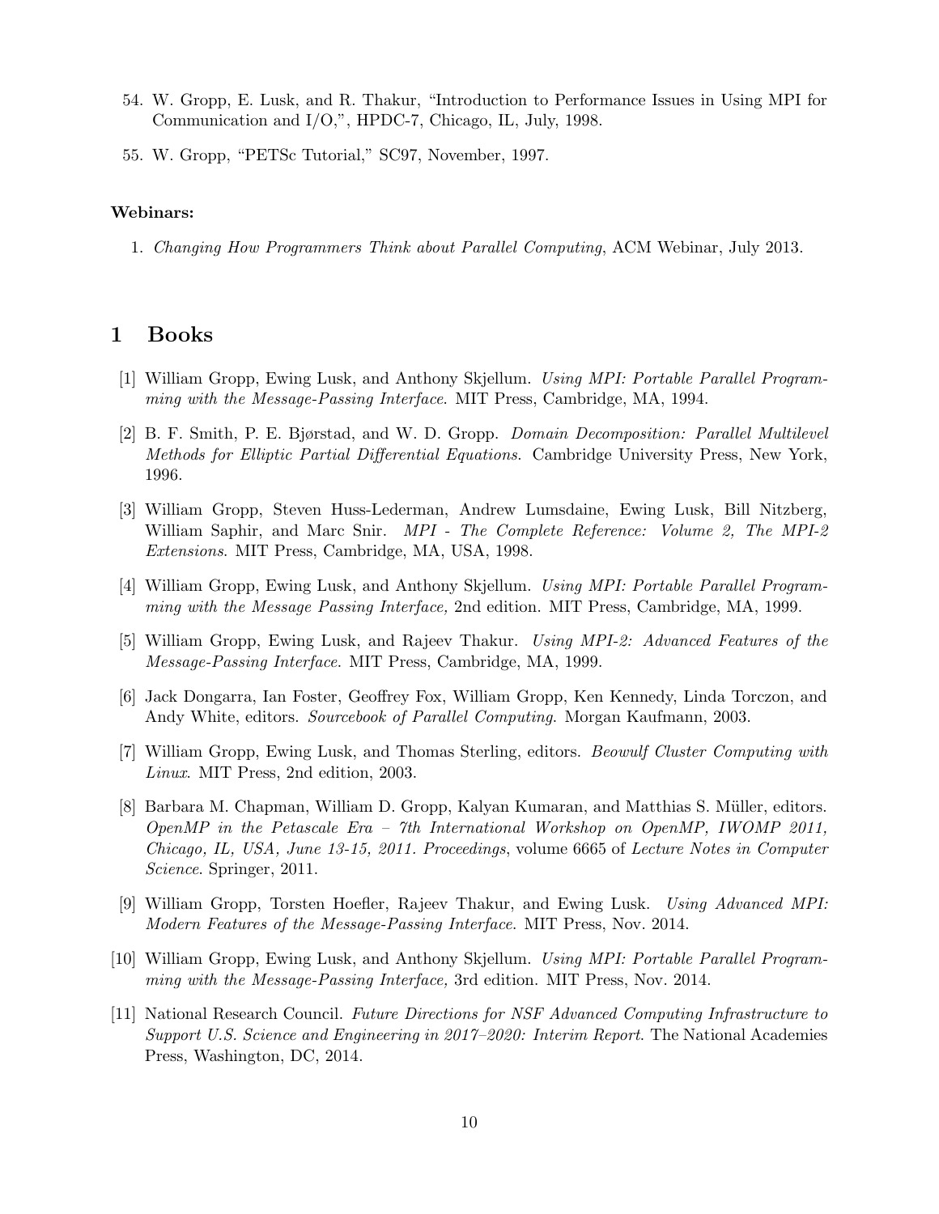54. W. Gropp, E. Lusk, and R. Thakur, "Introduction to Performance Issues in Using MPI for Communication and I/O,", HPDC-7, Chicago, IL, July, 1998.

55. W. Gropp, "PETSc Tutorial," SC97, November, 1997.

**Webinars:**

1. *Changing How Programmers Think about Parallel Computing*, ACM Webinar, July 2013.

# 1 Books

[1] William Gropp, Ewing Lusk, and Anthony Skjellum. *Using MPI: Portable Parallel Programming with the Message-Passing Interface*. MIT Press, Cambridge, MA, 1994.

[2] B. F. Smith, P. E. Bjørstad, and W. D. Gropp. *Domain Decomposition: Parallel Multilevel Methods for Elliptic Partial Differential Equations*. Cambridge University Press, New York, 1996.

[3] William Gropp, Steven Huss-Lederman, Andrew Lumsdaine, Ewing Lusk, Bill Nitzberg, William Saphir, and Marc Snir. *MPI - The Complete Reference: Volume 2, The MPI-2 Extensions*. MIT Press, Cambridge, MA, USA, 1998.

[4] William Gropp, Ewing Lusk, and Anthony Skjellum. *Using MPI: Portable Parallel Programming with the Message Passing Interface,* 2nd edition. MIT Press, Cambridge, MA, 1999.

[5] William Gropp, Ewing Lusk, and Rajeev Thakur. *Using MPI-2: Advanced Features of the Message-Passing Interface*. MIT Press, Cambridge, MA, 1999.

[6] Jack Dongarra, Ian Foster, Geoffrey Fox, William Gropp, Ken Kennedy, Linda Torczon, and Andy White, editors. *Sourcebook of Parallel Computing*. Morgan Kaufmann, 2003.

[7] William Gropp, Ewing Lusk, and Thomas Sterling, editors. *Beowulf Cluster Computing with Linux*. MIT Press, 2nd edition, 2003.

[8] Barbara M. Chapman, William D. Gropp, Kalyan Kumaran, and Matthias S. Müller, editors. *OpenMP in the Petascale Era – 7th International Workshop on OpenMP, IWOMP 2011, Chicago, IL, USA, June 13-15, 2011. Proceedings*, volume 6665 of *Lecture Notes in Computer Science*. Springer, 2011.

[9] William Gropp, Torsten Hoefler, Rajeev Thakur, and Ewing Lusk. *Using Advanced MPI: Modern Features of the Message-Passing Interface*. MIT Press, Nov. 2014.

[10] William Gropp, Ewing Lusk, and Anthony Skjellum. *Using MPI: Portable Parallel Programming with the Message-Passing Interface,* 3rd edition. MIT Press, Nov. 2014.

[11] National Research Council. *Future Directions for NSF Advanced Computing Infrastructure to Support U.S. Science and Engineering in 2017–2020: Interim Report*. The National Academies Press, Washington, DC, 2014.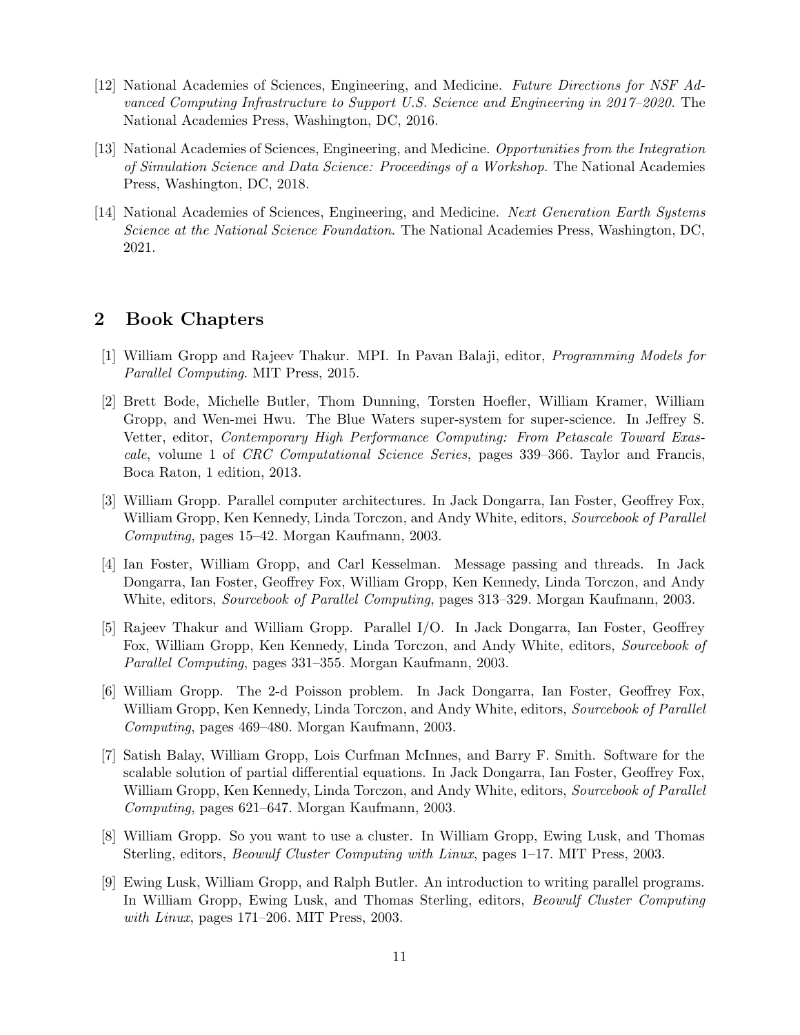[12] National Academies of Sciences, Engineering, and Medicine. *Future Directions for NSF Advanced Computing Infrastructure to Support U.S. Science and Engineering in 2017–2020*. The National Academies Press, Washington, DC, 2016.

[13] National Academies of Sciences, Engineering, and Medicine. *Opportunities from the Integration of Simulation Science and Data Science: Proceedings of a Workshop*. The National Academies Press, Washington, DC, 2018.

[14] National Academies of Sciences, Engineering, and Medicine. *Next Generation Earth Systems Science at the National Science Foundation*. The National Academies Press, Washington, DC, 2021.

## 2 Book Chapters

[1] William Gropp and Rajeev Thakur. MPI. In Pavan Balaji, editor, *Programming Models for Parallel Computing*. MIT Press, 2015.

[2] Brett Bode, Michelle Butler, Thom Dunning, Torsten Hoefler, William Kramer, William Gropp, and Wen-mei Hwu. The Blue Waters super-system for super-science. In Jeffrey S. Vetter, editor, *Contemporary High Performance Computing: From Petascale Toward Exascale*, volume 1 of *CRC Computational Science Series*, pages 339–366. Taylor and Francis, Boca Raton, 1 edition, 2013.

[3] William Gropp. Parallel computer architectures. In Jack Dongarra, Ian Foster, Geoffrey Fox, William Gropp, Ken Kennedy, Linda Torczon, and Andy White, editors, *Sourcebook of Parallel Computing*, pages 15–42. Morgan Kaufmann, 2003.

[4] Ian Foster, William Gropp, and Carl Kesselman. Message passing and threads. In Jack Dongarra, Ian Foster, Geoffrey Fox, William Gropp, Ken Kennedy, Linda Torczon, and Andy White, editors, *Sourcebook of Parallel Computing*, pages 313–329. Morgan Kaufmann, 2003.

[5] Rajeev Thakur and William Gropp. Parallel I/O. In Jack Dongarra, Ian Foster, Geoffrey Fox, William Gropp, Ken Kennedy, Linda Torczon, and Andy White, editors, *Sourcebook of Parallel Computing*, pages 331–355. Morgan Kaufmann, 2003.

[6] William Gropp. The 2-d Poisson problem. In Jack Dongarra, Ian Foster, Geoffrey Fox, William Gropp, Ken Kennedy, Linda Torczon, and Andy White, editors, *Sourcebook of Parallel Computing*, pages 469–480. Morgan Kaufmann, 2003.

[7] Satish Balay, William Gropp, Lois Curfman McInnes, and Barry F. Smith. Software for the scalable solution of partial differential equations. In Jack Dongarra, Ian Foster, Geoffrey Fox, William Gropp, Ken Kennedy, Linda Torczon, and Andy White, editors, *Sourcebook of Parallel Computing*, pages 621–647. Morgan Kaufmann, 2003.

[8] William Gropp. So you want to use a cluster. In William Gropp, Ewing Lusk, and Thomas Sterling, editors, *Beowulf Cluster Computing with Linux*, pages 1–17. MIT Press, 2003.

[9] Ewing Lusk, William Gropp, and Ralph Butler. An introduction to writing parallel programs. In William Gropp, Ewing Lusk, and Thomas Sterling, editors, *Beowulf Cluster Computing with Linux*, pages 171–206. MIT Press, 2003.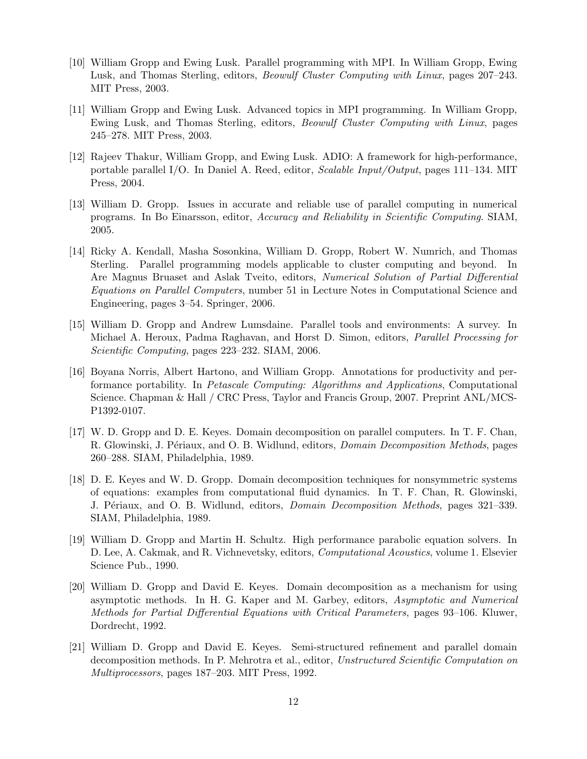[10] William Gropp and Ewing Lusk. Parallel programming with MPI. In William Gropp, Ewing Lusk, and Thomas Sterling, editors, *Beowulf Cluster Computing with Linux*, pages 207–243. MIT Press, 2003.

[11] William Gropp and Ewing Lusk. Advanced topics in MPI programming. In William Gropp, Ewing Lusk, and Thomas Sterling, editors, *Beowulf Cluster Computing with Linux*, pages 245–278. MIT Press, 2003.

[12] Rajeev Thakur, William Gropp, and Ewing Lusk. ADIO: A framework for high-performance, portable parallel I/O. In Daniel A. Reed, editor, *Scalable Input/Output*, pages 111–134. MIT Press, 2004.

[13] William D. Gropp. Issues in accurate and reliable use of parallel computing in numerical programs. In Bo Einarsson, editor, *Accuracy and Reliability in Scientific Computing*. SIAM, 2005.

[14] Ricky A. Kendall, Masha Sosonkina, William D. Gropp, Robert W. Numrich, and Thomas Sterling. Parallel programming models applicable to cluster computing and beyond. In Are Magnus Bruaset and Aslak Tveito, editors, *Numerical Solution of Partial Differential Equations on Parallel Computers*, number 51 in Lecture Notes in Computational Science and Engineering, pages 3–54. Springer, 2006.

[15] William D. Gropp and Andrew Lumsdaine. Parallel tools and environments: A survey. In Michael A. Heroux, Padma Raghavan, and Horst D. Simon, editors, *Parallel Processing for Scientific Computing*, pages 223–232. SIAM, 2006.

[16] Boyana Norris, Albert Hartono, and William Gropp. Annotations for productivity and performance portability. In *Petascale Computing: Algorithms and Applications*, Computational Science. Chapman & Hall / CRC Press, Taylor and Francis Group, 2007. Preprint ANL/MCS-P1392-0107.

[17] W. D. Gropp and D. E. Keyes. Domain decomposition on parallel computers. In T. F. Chan, R. Glowinski, J. Périaux, and O. B. Widlund, editors, *Domain Decomposition Methods*, pages 260–288. SIAM, Philadelphia, 1989.

[18] D. E. Keyes and W. D. Gropp. Domain decomposition techniques for nonsymmetric systems of equations: examples from computational fluid dynamics. In T. F. Chan, R. Glowinski, J. Périaux, and O. B. Widlund, editors, *Domain Decomposition Methods*, pages 321–339. SIAM, Philadelphia, 1989.

[19] William D. Gropp and Martin H. Schultz. High performance parabolic equation solvers. In D. Lee, A. Cakmak, and R. Vichnevetsky, editors, *Computational Acoustics*, volume 1. Elsevier Science Pub., 1990.

[20] William D. Gropp and David E. Keyes. Domain decomposition as a mechanism for using asymptotic methods. In H. G. Kaper and M. Garbey, editors, *Asymptotic and Numerical Methods for Partial Differential Equations with Critical Parameters*, pages 93–106. Kluwer, Dordrecht, 1992.

[21] William D. Gropp and David E. Keyes. Semi-structured refinement and parallel domain decomposition methods. In P. Mehrotra et al., editor, *Unstructured Scientific Computation on Multiprocessors*, pages 187–203. MIT Press, 1992.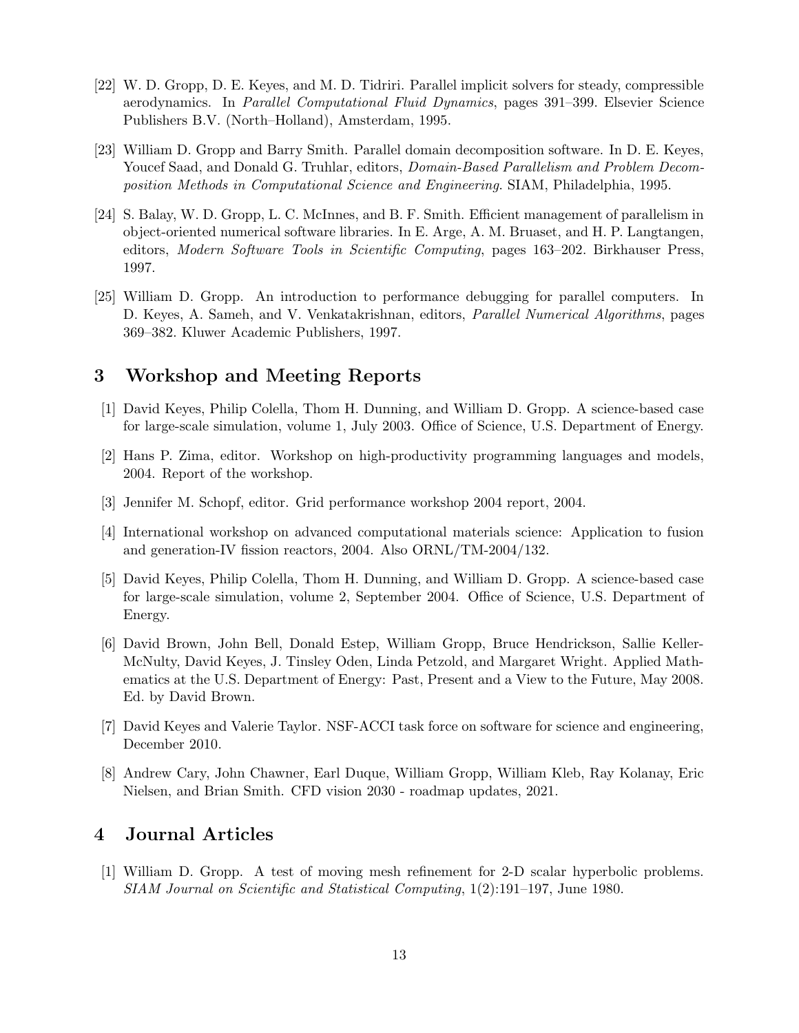[22] W. D. Gropp, D. E. Keyes, and M. D. Tidriri. Parallel implicit solvers for steady, compressible aerodynamics. In *Parallel Computational Fluid Dynamics*, pages 391–399. Elsevier Science Publishers B.V. (North–Holland), Amsterdam, 1995.

[23] William D. Gropp and Barry Smith. Parallel domain decomposition software. In D. E. Keyes, Youcef Saad, and Donald G. Truhlar, editors, *Domain-Based Parallelism and Problem Decomposition Methods in Computational Science and Engineering*. SIAM, Philadelphia, 1995.

[24] S. Balay, W. D. Gropp, L. C. McInnes, and B. F. Smith. Efficient management of parallelism in object-oriented numerical software libraries. In E. Arge, A. M. Bruaset, and H. P. Langtangen, editors, *Modern Software Tools in Scientific Computing*, pages 163–202. Birkhauser Press, 1997.

[25] William D. Gropp. An introduction to performance debugging for parallel computers. In D. Keyes, A. Sameh, and V. Venkatakrishnan, editors, *Parallel Numerical Algorithms*, pages 369–382. Kluwer Academic Publishers, 1997.

## 3 Workshop and Meeting Reports

[1] David Keyes, Philip Colella, Thom H. Dunning, and William D. Gropp. A science-based case for large-scale simulation, volume 1, July 2003. Office of Science, U.S. Department of Energy.

[2] Hans P. Zima, editor. Workshop on high-productivity programming languages and models, 2004. Report of the workshop.

[3] Jennifer M. Schopf, editor. Grid performance workshop 2004 report, 2004.

[4] International workshop on advanced computational materials science: Application to fusion and generation-IV fission reactors, 2004. Also ORNL/TM-2004/132.

[5] David Keyes, Philip Colella, Thom H. Dunning, and William D. Gropp. A science-based case for large-scale simulation, volume 2, September 2004. Office of Science, U.S. Department of Energy.

[6] David Brown, John Bell, Donald Estep, William Gropp, Bruce Hendrickson, Sallie Keller-McNulty, David Keyes, J. Tinsley Oden, Linda Petzold, and Margaret Wright. Applied Mathematics at the U.S. Department of Energy: Past, Present and a View to the Future, May 2008. Ed. by David Brown.

[7] David Keyes and Valerie Taylor. NSF-ACCI task force on software for science and engineering, December 2010.

[8] Andrew Cary, John Chawner, Earl Duque, William Gropp, William Kleb, Ray Kolanay, Eric Nielsen, and Brian Smith. CFD vision 2030 - roadmap updates, 2021.

## 4 Journal Articles

[1] William D. Gropp. A test of moving mesh refinement for 2-D scalar hyperbolic problems. *SIAM Journal on Scientific and Statistical Computing*, 1(2):191–197, June 1980.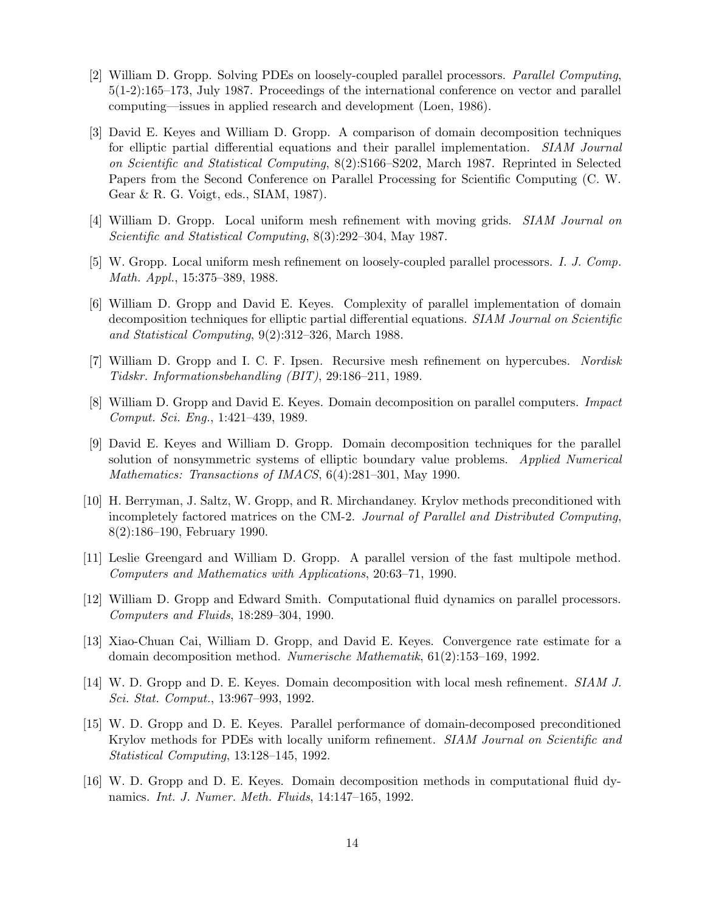[2] William D. Gropp. Solving PDEs on loosely-coupled parallel processors. *Parallel Computing*, 5(1-2):165–173, July 1987. Proceedings of the international conference on vector and parallel computing—issues in applied research and development (Loen, 1986).

[3] David E. Keyes and William D. Gropp. A comparison of domain decomposition techniques for elliptic partial differential equations and their parallel implementation. *SIAM Journal on Scientific and Statistical Computing*, 8(2):S166–S202, March 1987. Reprinted in Selected Papers from the Second Conference on Parallel Processing for Scientific Computing (C. W. Gear & R. G. Voigt, eds., SIAM, 1987).

[4] William D. Gropp. Local uniform mesh refinement with moving grids. *SIAM Journal on Scientific and Statistical Computing*, 8(3):292–304, May 1987.

[5] W. Gropp. Local uniform mesh refinement on loosely-coupled parallel processors. *I. J. Comp. Math. Appl.*, 15:375–389, 1988.

[6] William D. Gropp and David E. Keyes. Complexity of parallel implementation of domain decomposition techniques for elliptic partial differential equations. *SIAM Journal on Scientific and Statistical Computing*, 9(2):312–326, March 1988.

[7] William D. Gropp and I. C. F. Ipsen. Recursive mesh refinement on hypercubes. *Nordisk Tidskr. Informationsbehandling (BIT)*, 29:186–211, 1989.

[8] William D. Gropp and David E. Keyes. Domain decomposition on parallel computers. *Impact Comput. Sci. Eng.*, 1:421–439, 1989.

[9] David E. Keyes and William D. Gropp. Domain decomposition techniques for the parallel solution of nonsymmetric systems of elliptic boundary value problems. *Applied Numerical Mathematics: Transactions of IMACS*, 6(4):281–301, May 1990.

[10] H. Berryman, J. Saltz, W. Gropp, and R. Mirchandaney. Krylov methods preconditioned with incompletely factored matrices on the CM-2. *Journal of Parallel and Distributed Computing*, 8(2):186–190, February 1990.

[11] Leslie Greengard and William D. Gropp. A parallel version of the fast multipole method. *Computers and Mathematics with Applications*, 20:63–71, 1990.

[12] William D. Gropp and Edward Smith. Computational fluid dynamics on parallel processors. *Computers and Fluids*, 18:289–304, 1990.

[13] Xiao-Chuan Cai, William D. Gropp, and David E. Keyes. Convergence rate estimate for a domain decomposition method. *Numerische Mathematik*, 61(2):153–169, 1992.

[14] W. D. Gropp and D. E. Keyes. Domain decomposition with local mesh refinement. *SIAM J. Sci. Stat. Comput.*, 13:967–993, 1992.

[15] W. D. Gropp and D. E. Keyes. Parallel performance of domain-decomposed preconditioned Krylov methods for PDEs with locally uniform refinement. *SIAM Journal on Scientific and Statistical Computing*, 13:128–145, 1992.

[16] W. D. Gropp and D. E. Keyes. Domain decomposition methods in computational fluid dynamics. *Int. J. Numer. Meth. Fluids*, 14:147–165, 1992.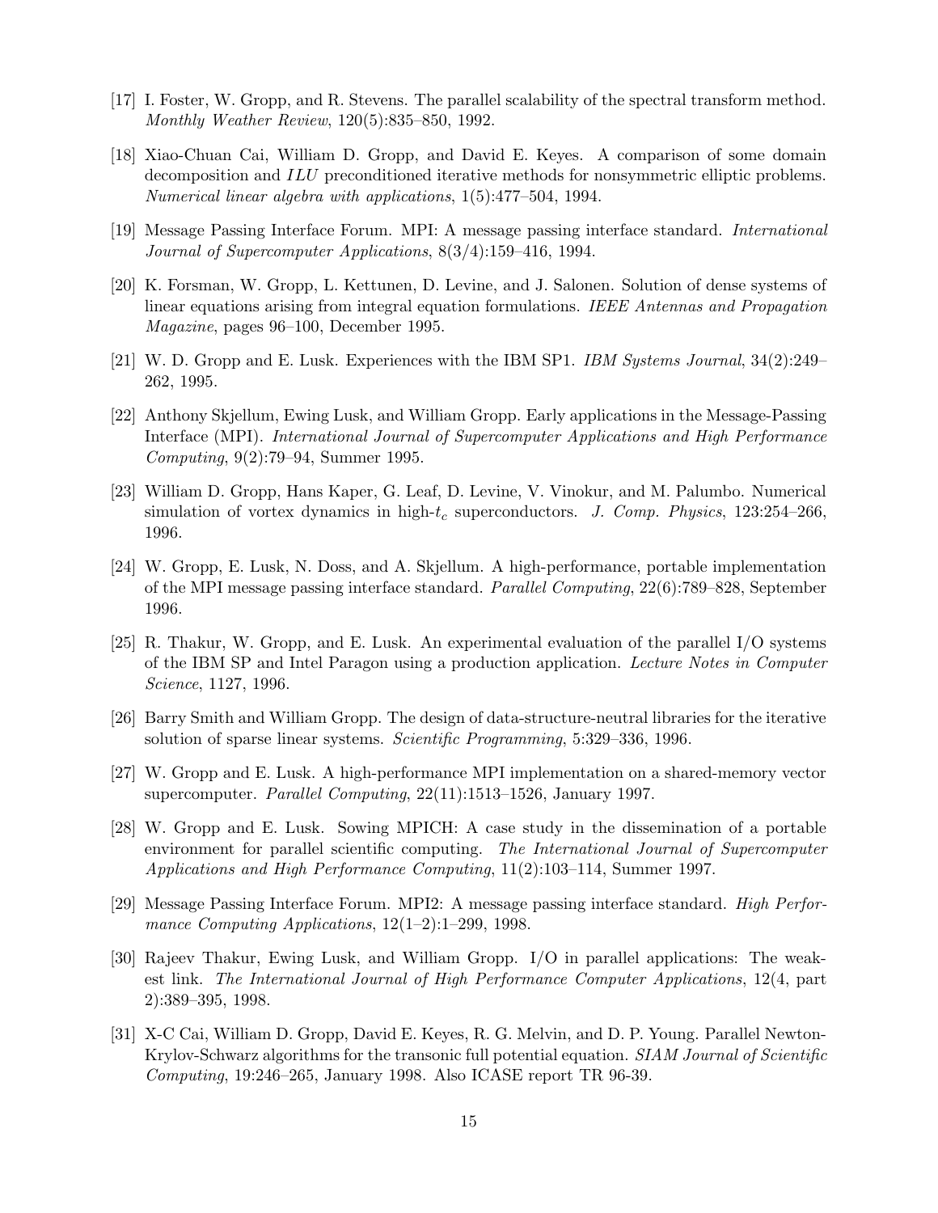[17] I. Foster, W. Gropp, and R. Stevens. The parallel scalability of the spectral transform method. *Monthly Weather Review*, 120(5):835–850, 1992.

[18] Xiao-Chuan Cai, William D. Gropp, and David E. Keyes. A comparison of some domain decomposition and *ILU* preconditioned iterative methods for nonsymmetric elliptic problems. *Numerical linear algebra with applications*, 1(5):477–504, 1994.

[19] Message Passing Interface Forum. MPI: A message passing interface standard. *International Journal of Supercomputer Applications*, 8(3/4):159–416, 1994.

[20] K. Forsman, W. Gropp, L. Kettunen, D. Levine, and J. Salonen. Solution of dense systems of linear equations arising from integral equation formulations. *IEEE Antennas and Propagation Magazine*, pages 96–100, December 1995.

[21] W. D. Gropp and E. Lusk. Experiences with the IBM SP1. *IBM Systems Journal*, 34(2):249–262, 1995.

[22] Anthony Skjellum, Ewing Lusk, and William Gropp. Early applications in the Message-Passing Interface (MPI). *International Journal of Supercomputer Applications and High Performance Computing*, 9(2):79–94, Summer 1995.

[23] William D. Gropp, Hans Kaper, G. Leaf, D. Levine, V. Vinokur, and M. Palumbo. Numerical simulation of vortex dynamics in high-$t_c$ superconductors. *J. Comp. Physics*, 123:254–266, 1996.

[24] W. Gropp, E. Lusk, N. Doss, and A. Skjellum. A high-performance, portable implementation of the MPI message passing interface standard. *Parallel Computing*, 22(6):789–828, September 1996.

[25] R. Thakur, W. Gropp, and E. Lusk. An experimental evaluation of the parallel I/O systems of the IBM SP and Intel Paragon using a production application. *Lecture Notes in Computer Science*, 1127, 1996.

[26] Barry Smith and William Gropp. The design of data-structure-neutral libraries for the iterative solution of sparse linear systems. *Scientific Programming*, 5:329–336, 1996.

[27] W. Gropp and E. Lusk. A high-performance MPI implementation on a shared-memory vector supercomputer. *Parallel Computing*, 22(11):1513–1526, January 1997.

[28] W. Gropp and E. Lusk. Sowing MPICH: A case study in the dissemination of a portable environment for parallel scientific computing. *The International Journal of Supercomputer Applications and High Performance Computing*, 11(2):103–114, Summer 1997.

[29] Message Passing Interface Forum. MPI2: A message passing interface standard. *High Performance Computing Applications*, 12(1–2):1–299, 1998.

[30] Rajeev Thakur, Ewing Lusk, and William Gropp. I/O in parallel applications: The weakest link. *The International Journal of High Performance Computer Applications*, 12(4, part 2):389–395, 1998.

[31] X-C Cai, William D. Gropp, David E. Keyes, R. G. Melvin, and D. P. Young. Parallel Newton-Krylov-Schwarz algorithms for the transonic full potential equation. *SIAM Journal of Scientific Computing*, 19:246–265, January 1998. Also ICASE report TR 96-39.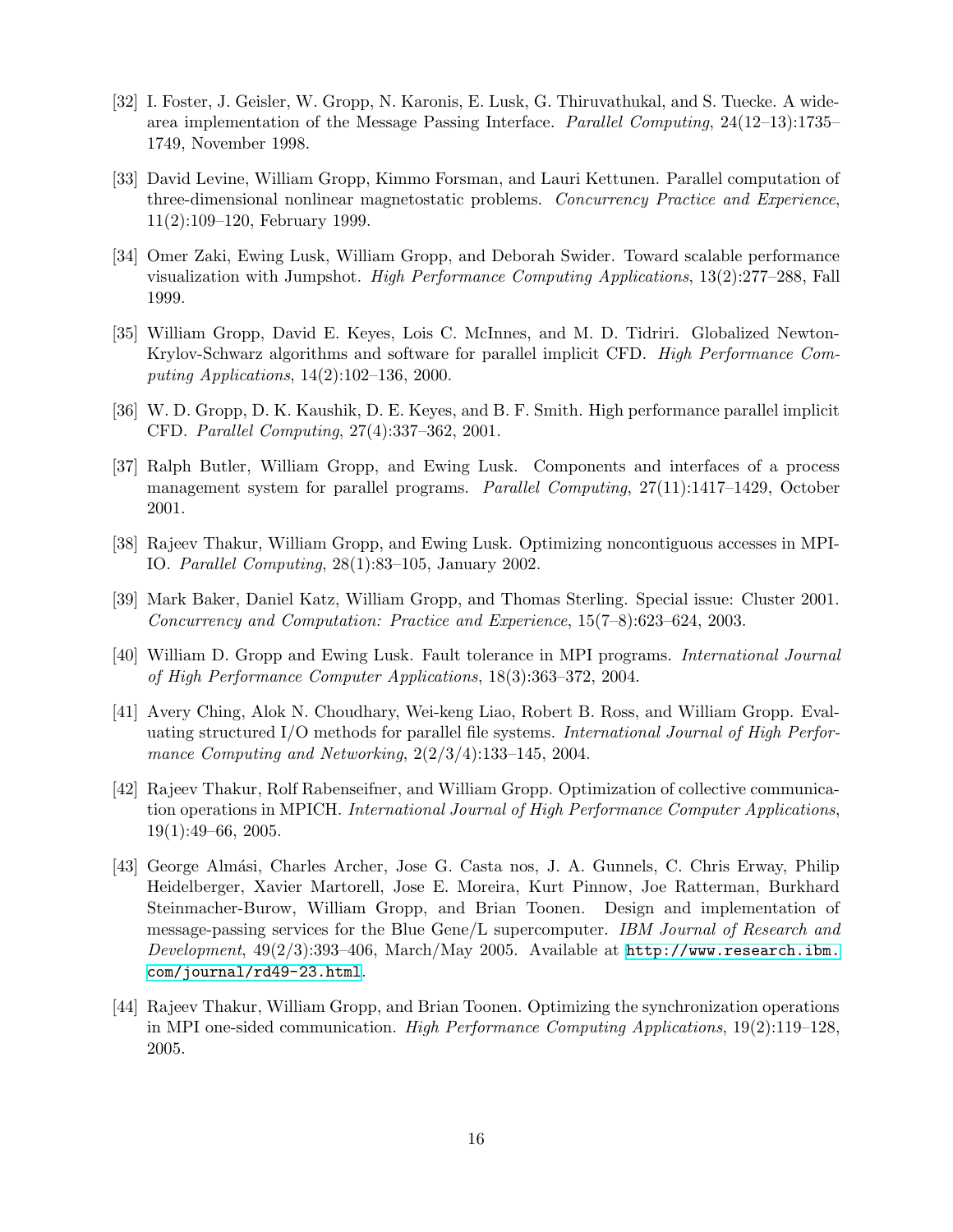[32] I. Foster, J. Geisler, W. Gropp, N. Karonis, E. Lusk, G. Thiruvathukal, and S. Tuecke. A wide-area implementation of the Message Passing Interface. *Parallel Computing*, 24(12–13):1735–1749, November 1998.

[33] David Levine, William Gropp, Kimmo Forsman, and Lauri Kettunen. Parallel computation of three-dimensional nonlinear magnetostatic problems. *Concurrency Practice and Experience*, 11(2):109–120, February 1999.

[34] Omer Zaki, Ewing Lusk, William Gropp, and Deborah Swider. Toward scalable performance visualization with Jumpshot. *High Performance Computing Applications*, 13(2):277–288, Fall 1999.

[35] William Gropp, David E. Keyes, Lois C. McInnes, and M. D. Tidriri. Globalized Newton-Krylov-Schwarz algorithms and software for parallel implicit CFD. *High Performance Computing Applications*, 14(2):102–136, 2000.

[36] W. D. Gropp, D. K. Kaushik, D. E. Keyes, and B. F. Smith. High performance parallel implicit CFD. *Parallel Computing*, 27(4):337–362, 2001.

[37] Ralph Butler, William Gropp, and Ewing Lusk. Components and interfaces of a process management system for parallel programs. *Parallel Computing*, 27(11):1417–1429, October 2001.

[38] Rajeev Thakur, William Gropp, and Ewing Lusk. Optimizing noncontiguous accesses in MPI-IO. *Parallel Computing*, 28(1):83–105, January 2002.

[39] Mark Baker, Daniel Katz, William Gropp, and Thomas Sterling. Special issue: Cluster 2001. *Concurrency and Computation: Practice and Experience*, 15(7–8):623–624, 2003.

[40] William D. Gropp and Ewing Lusk. Fault tolerance in MPI programs. *International Journal of High Performance Computer Applications*, 18(3):363–372, 2004.

[41] Avery Ching, Alok N. Choudhary, Wei-keng Liao, Robert B. Ross, and William Gropp. Evaluating structured I/O methods for parallel file systems. *International Journal of High Performance Computing and Networking*, 2(2/3/4):133–145, 2004.

[42] Rajeev Thakur, Rolf Rabenseifner, and William Gropp. Optimization of collective communication operations in MPICH. *International Journal of High Performance Computer Applications*, 19(1):49–66, 2005.

[43] George Almási, Charles Archer, Jose G. Casta nos, J. A. Gunnels, C. Chris Erway, Philip Heidelberger, Xavier Martorell, Jose E. Moreira, Kurt Pinnow, Joe Ratterman, Burkhard Steinmacher-Burow, William Gropp, and Brian Toonen. Design and implementation of message-passing services for the Blue Gene/L supercomputer. *IBM Journal of Research and Development*, 49(2/3):393–406, March/May 2005. Available at `http://www.research.ibm.com/journal/rd49-23.html`.

[44] Rajeev Thakur, William Gropp, and Brian Toonen. Optimizing the synchronization operations in MPI one-sided communication. *High Performance Computing Applications*, 19(2):119–128, 2005.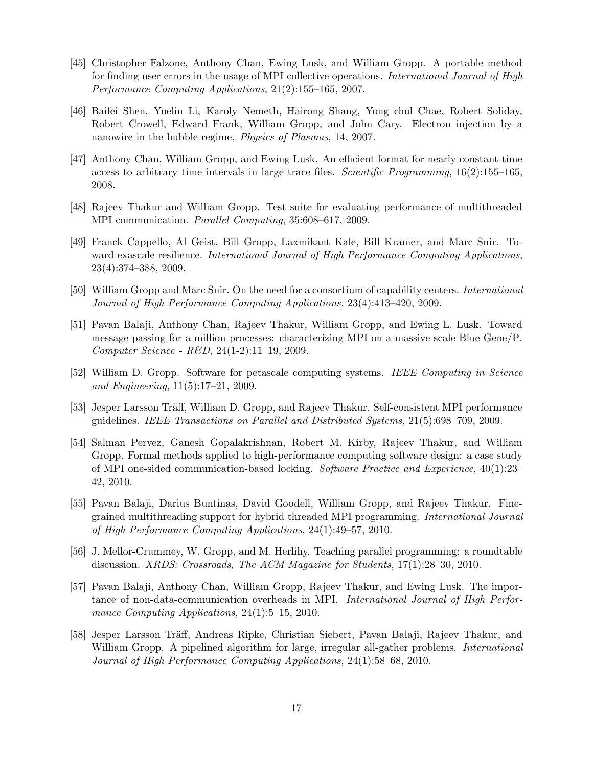[45] Christopher Falzone, Anthony Chan, Ewing Lusk, and William Gropp. A portable method for finding user errors in the usage of MPI collective operations. *International Journal of High Performance Computing Applications*, 21(2):155–165, 2007.

[46] Baifei Shen, Yuelin Li, Karoly Nemeth, Hairong Shang, Yong chul Chae, Robert Soliday, Robert Crowell, Edward Frank, William Gropp, and John Cary. Electron injection by a nanowire in the bubble regime. *Physics of Plasmas*, 14, 2007.

[47] Anthony Chan, William Gropp, and Ewing Lusk. An efficient format for nearly constant-time access to arbitrary time intervals in large trace files. *Scientific Programming*, 16(2):155–165, 2008.

[48] Rajeev Thakur and William Gropp. Test suite for evaluating performance of multithreaded MPI communication. *Parallel Computing*, 35:608–617, 2009.

[49] Franck Cappello, Al Geist, Bill Gropp, Laxmikant Kale, Bill Kramer, and Marc Snir. Toward exascale resilience. *International Journal of High Performance Computing Applications*, 23(4):374–388, 2009.

[50] William Gropp and Marc Snir. On the need for a consortium of capability centers. *International Journal of High Performance Computing Applications*, 23(4):413–420, 2009.

[51] Pavan Balaji, Anthony Chan, Rajeev Thakur, William Gropp, and Ewing L. Lusk. Toward message passing for a million processes: characterizing MPI on a massive scale Blue Gene/P. *Computer Science - R&D*, 24(1-2):11–19, 2009.

[52] William D. Gropp. Software for petascale computing systems. *IEEE Computing in Science and Engineering*, 11(5):17–21, 2009.

[53] Jesper Larsson Träff, William D. Gropp, and Rajeev Thakur. Self-consistent MPI performance guidelines. *IEEE Transactions on Parallel and Distributed Systems*, 21(5):698–709, 2009.

[54] Salman Pervez, Ganesh Gopalakrishnan, Robert M. Kirby, Rajeev Thakur, and William Gropp. Formal methods applied to high-performance computing software design: a case study of MPI one-sided communication-based locking. *Software Practice and Experience*, 40(1):23–42, 2010.

[55] Pavan Balaji, Darius Buntinas, David Goodell, William Gropp, and Rajeev Thakur. Fine-grained multithreading support for hybrid threaded MPI programming. *International Journal of High Performance Computing Applications*, 24(1):49–57, 2010.

[56] J. Mellor-Crummey, W. Gropp, and M. Herlihy. Teaching parallel programming: a roundtable discussion. *XRDS: Crossroads, The ACM Magazine for Students*, 17(1):28–30, 2010.

[57] Pavan Balaji, Anthony Chan, William Gropp, Rajeev Thakur, and Ewing Lusk. The importance of non-data-communication overheads in MPI. *International Journal of High Performance Computing Applications*, 24(1):5–15, 2010.

[58] Jesper Larsson Träff, Andreas Ripke, Christian Siebert, Pavan Balaji, Rajeev Thakur, and William Gropp. A pipelined algorithm for large, irregular all-gather problems. *International Journal of High Performance Computing Applications*, 24(1):58–68, 2010.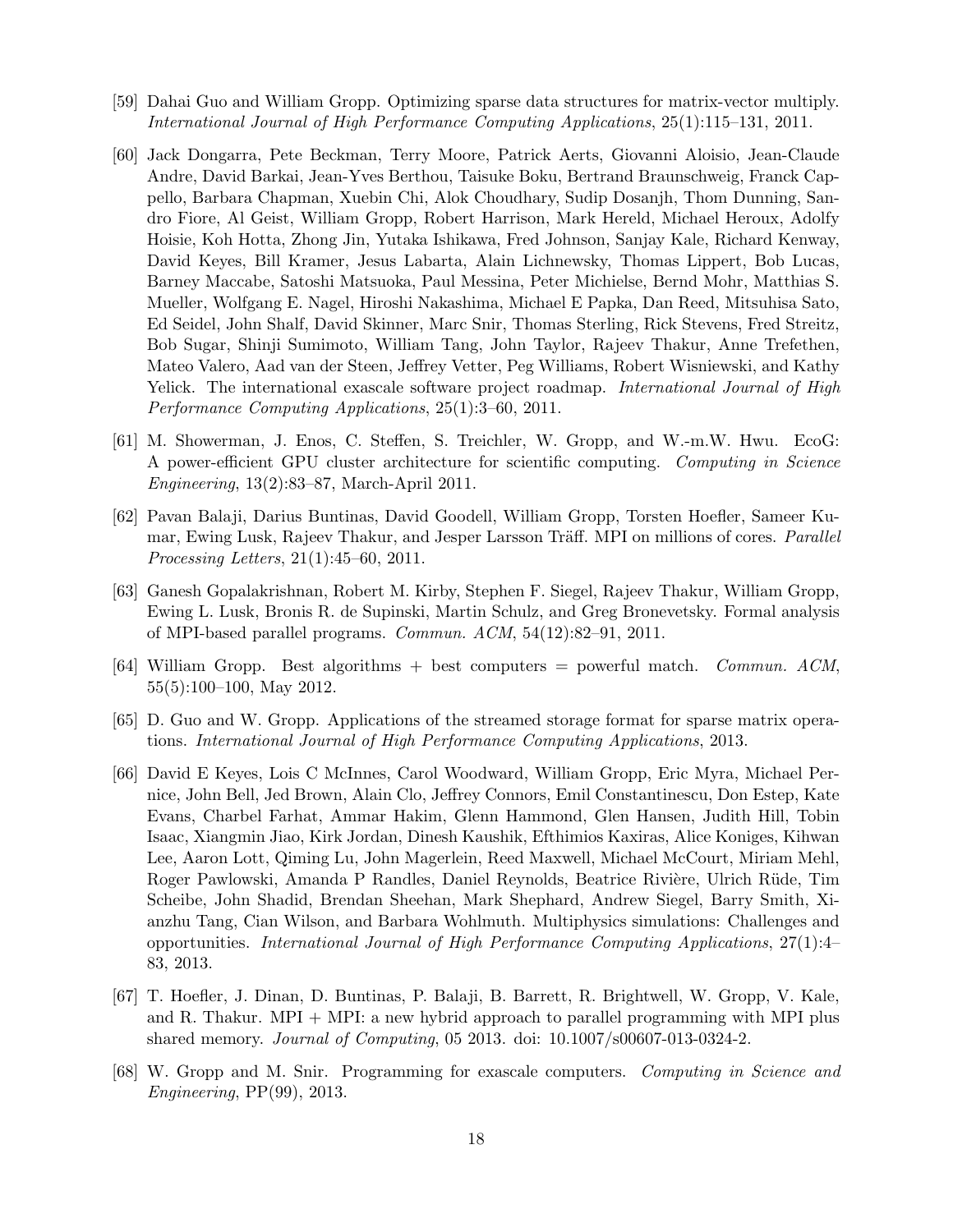[59] Dahai Guo and William Gropp. Optimizing sparse data structures for matrix-vector multiply. *International Journal of High Performance Computing Applications*, 25(1):115–131, 2011.

[60] Jack Dongarra, Pete Beckman, Terry Moore, Patrick Aerts, Giovanni Aloisio, Jean-Claude Andre, David Barkai, Jean-Yves Berthou, Taisuke Boku, Bertrand Braunschweig, Franck Cappello, Barbara Chapman, Xuebin Chi, Alok Choudhary, Sudip Dosanjh, Thom Dunning, Sandro Fiore, Al Geist, William Gropp, Robert Harrison, Mark Hereld, Michael Heroux, Adolfy Hoisie, Koh Hotta, Zhong Jin, Yutaka Ishikawa, Fred Johnson, Sanjay Kale, Richard Kenway, David Keyes, Bill Kramer, Jesus Labarta, Alain Lichnewsky, Thomas Lippert, Bob Lucas, Barney Maccabe, Satoshi Matsuoka, Paul Messina, Peter Michielse, Bernd Mohr, Matthias S. Mueller, Wolfgang E. Nagel, Hiroshi Nakashima, Michael E Papka, Dan Reed, Mitsuhisa Sato, Ed Seidel, John Shalf, David Skinner, Marc Snir, Thomas Sterling, Rick Stevens, Fred Streitz, Bob Sugar, Shinji Sumimoto, William Tang, John Taylor, Rajeev Thakur, Anne Trefethen, Mateo Valero, Aad van der Steen, Jeffrey Vetter, Peg Williams, Robert Wisniewski, and Kathy Yelick. The international exascale software project roadmap. *International Journal of High Performance Computing Applications*, 25(1):3–60, 2011.

[61] M. Showerman, J. Enos, C. Steffen, S. Treichler, W. Gropp, and W.-m.W. Hwu. EcoG: A power-efficient GPU cluster architecture for scientific computing. *Computing in Science Engineering*, 13(2):83–87, March-April 2011.

[62] Pavan Balaji, Darius Buntinas, David Goodell, William Gropp, Torsten Hoefler, Sameer Kumar, Ewing Lusk, Rajeev Thakur, and Jesper Larsson Träff. MPI on millions of cores. *Parallel Processing Letters*, 21(1):45–60, 2011.

[63] Ganesh Gopalakrishnan, Robert M. Kirby, Stephen F. Siegel, Rajeev Thakur, William Gropp, Ewing L. Lusk, Bronis R. de Supinski, Martin Schulz, and Greg Bronevetsky. Formal analysis of MPI-based parallel programs. *Commun. ACM*, 54(12):82–91, 2011.

[64] William Gropp. Best algorithms + best computers = powerful match. *Commun. ACM*, 55(5):100–100, May 2012.

[65] D. Guo and W. Gropp. Applications of the streamed storage format for sparse matrix operations. *International Journal of High Performance Computing Applications*, 2013.

[66] David E Keyes, Lois C McInnes, Carol Woodward, William Gropp, Eric Myra, Michael Pernice, John Bell, Jed Brown, Alain Clo, Jeffrey Connors, Emil Constantinescu, Don Estep, Kate Evans, Charbel Farhat, Ammar Hakim, Glenn Hammond, Glen Hansen, Judith Hill, Tobin Isaac, Xiangmin Jiao, Kirk Jordan, Dinesh Kaushik, Efthimios Kaxiras, Alice Koniges, Kihwan Lee, Aaron Lott, Qiming Lu, John Magerlein, Reed Maxwell, Michael McCourt, Miriam Mehl, Roger Pawlowski, Amanda P Randles, Daniel Reynolds, Beatrice Rivière, Ulrich Rüde, Tim Scheibe, John Shadid, Brendan Sheehan, Mark Shephard, Andrew Siegel, Barry Smith, Xianzhu Tang, Cian Wilson, and Barbara Wohlmuth. Multiphysics simulations: Challenges and opportunities. *International Journal of High Performance Computing Applications*, 27(1):4–83, 2013.

[67] T. Hoefler, J. Dinan, D. Buntinas, P. Balaji, B. Barrett, R. Brightwell, W. Gropp, V. Kale, and R. Thakur. MPI + MPI: a new hybrid approach to parallel programming with MPI plus shared memory. *Journal of Computing*, 05 2013. doi: 10.1007/s00607-013-0324-2.

[68] W. Gropp and M. Snir. Programming for exascale computers. *Computing in Science and Engineering*, PP(99), 2013.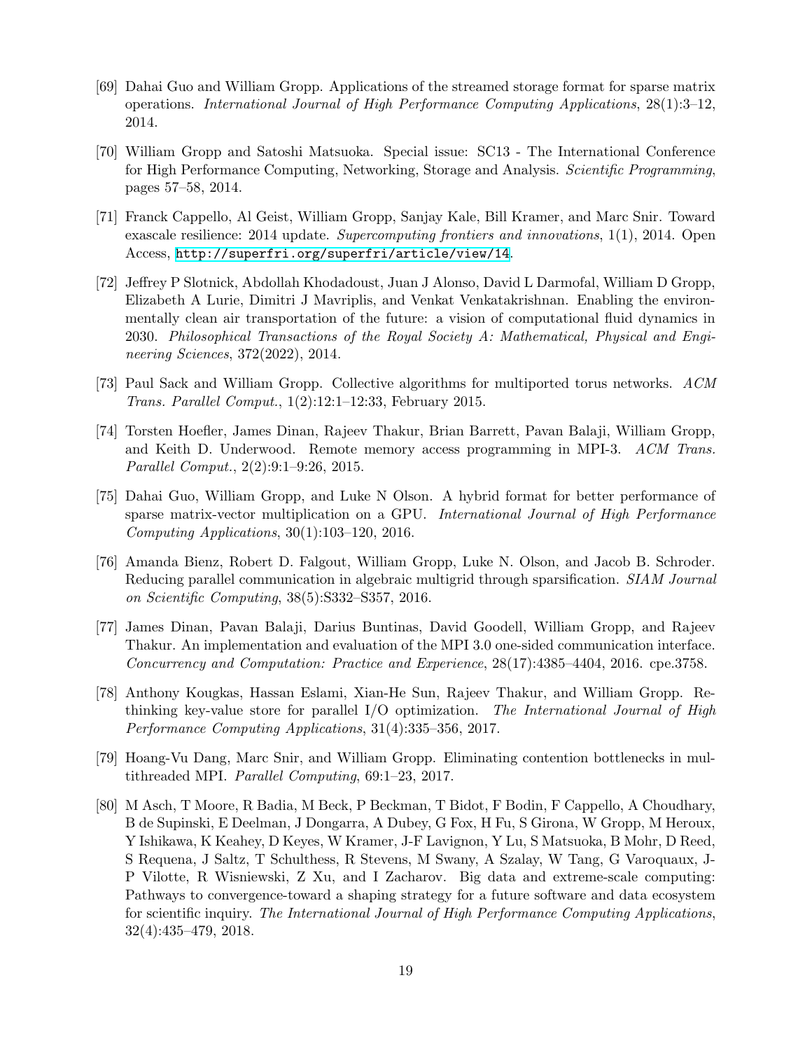[69] Dahai Guo and William Gropp. Applications of the streamed storage format for sparse matrix operations. *International Journal of High Performance Computing Applications*, 28(1):3–12, 2014.

[70] William Gropp and Satoshi Matsuoka. Special issue: SC13 - The International Conference for High Performance Computing, Networking, Storage and Analysis. *Scientific Programming*, pages 57–58, 2014.

[71] Franck Cappello, Al Geist, William Gropp, Sanjay Kale, Bill Kramer, and Marc Snir. Toward exascale resilience: 2014 update. *Supercomputing frontiers and innovations*, 1(1), 2014. Open Access, http://superfri.org/superfri/article/view/14.

[72] Jeffrey P Slotnick, Abdollah Khodadoust, Juan J Alonso, David L Darmofal, William D Gropp, Elizabeth A Lurie, Dimitri J Mavriplis, and Venkat Venkatakrishnan. Enabling the environmentally clean air transportation of the future: a vision of computational fluid dynamics in 2030. *Philosophical Transactions of the Royal Society A: Mathematical, Physical and Engineering Sciences*, 372(2022), 2014.

[73] Paul Sack and William Gropp. Collective algorithms for multiported torus networks. *ACM Trans. Parallel Comput.*, 1(2):12:1–12:33, February 2015.

[74] Torsten Hoefler, James Dinan, Rajeev Thakur, Brian Barrett, Pavan Balaji, William Gropp, and Keith D. Underwood. Remote memory access programming in MPI-3. *ACM Trans. Parallel Comput.*, 2(2):9:1–9:26, 2015.

[75] Dahai Guo, William Gropp, and Luke N Olson. A hybrid format for better performance of sparse matrix-vector multiplication on a GPU. *International Journal of High Performance Computing Applications*, 30(1):103–120, 2016.

[76] Amanda Bienz, Robert D. Falgout, William Gropp, Luke N. Olson, and Jacob B. Schroder. Reducing parallel communication in algebraic multigrid through sparsification. *SIAM Journal on Scientific Computing*, 38(5):S332–S357, 2016.

[77] James Dinan, Pavan Balaji, Darius Buntinas, David Goodell, William Gropp, and Rajeev Thakur. An implementation and evaluation of the MPI 3.0 one-sided communication interface. *Concurrency and Computation: Practice and Experience*, 28(17):4385–4404, 2016. cpe.3758.

[78] Anthony Kougkas, Hassan Eslami, Xian-He Sun, Rajeev Thakur, and William Gropp. Rethinking key-value store for parallel I/O optimization. *The International Journal of High Performance Computing Applications*, 31(4):335–356, 2017.

[79] Hoang-Vu Dang, Marc Snir, and William Gropp. Eliminating contention bottlenecks in multithreaded MPI. *Parallel Computing*, 69:1–23, 2017.

[80] M Asch, T Moore, R Badia, M Beck, P Beckman, T Bidot, F Bodin, F Cappello, A Choudhary, B de Supinski, E Deelman, J Dongarra, A Dubey, G Fox, H Fu, S Girona, W Gropp, M Heroux, Y Ishikawa, K Keahey, D Keyes, W Kramer, J-F Lavignon, Y Lu, S Matsuoka, B Mohr, D Reed, S Requena, J Saltz, T Schulthess, R Stevens, M Swany, A Szalay, W Tang, G Varoquaux, J-P Vilotte, R Wisniewski, Z Xu, and I Zacharov. Big data and extreme-scale computing: Pathways to convergence-toward a shaping strategy for a future software and data ecosystem for scientific inquiry. *The International Journal of High Performance Computing Applications*, 32(4):435–479, 2018.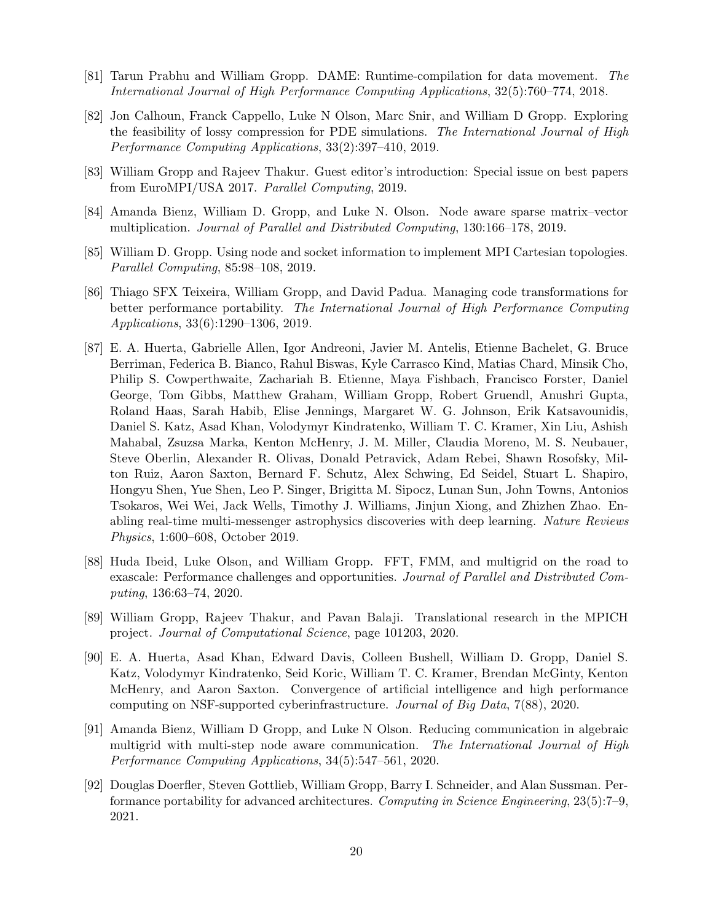[81] Tarun Prabhu and William Gropp. DAME: Runtime-compilation for data movement. *The International Journal of High Performance Computing Applications*, 32(5):760–774, 2018.

[82] Jon Calhoun, Franck Cappello, Luke N Olson, Marc Snir, and William D Gropp. Exploring the feasibility of lossy compression for PDE simulations. *The International Journal of High Performance Computing Applications*, 33(2):397–410, 2019.

[83] William Gropp and Rajeev Thakur. Guest editor's introduction: Special issue on best papers from EuroMPI/USA 2017. *Parallel Computing*, 2019.

[84] Amanda Bienz, William D. Gropp, and Luke N. Olson. Node aware sparse matrix–vector multiplication. *Journal of Parallel and Distributed Computing*, 130:166–178, 2019.

[85] William D. Gropp. Using node and socket information to implement MPI Cartesian topologies. *Parallel Computing*, 85:98–108, 2019.

[86] Thiago SFX Teixeira, William Gropp, and David Padua. Managing code transformations for better performance portability. *The International Journal of High Performance Computing Applications*, 33(6):1290–1306, 2019.

[87] E. A. Huerta, Gabrielle Allen, Igor Andreoni, Javier M. Antelis, Etienne Bachelet, G. Bruce Berriman, Federica B. Bianco, Rahul Biswas, Kyle Carrasco Kind, Matias Chard, Minsik Cho, Philip S. Cowperthwaite, Zachariah B. Etienne, Maya Fishbach, Francisco Forster, Daniel George, Tom Gibbs, Matthew Graham, William Gropp, Robert Gruendl, Anushri Gupta, Roland Haas, Sarah Habib, Elise Jennings, Margaret W. G. Johnson, Erik Katsavounidis, Daniel S. Katz, Asad Khan, Volodymyr Kindratenko, William T. C. Kramer, Xin Liu, Ashish Mahabal, Zsuzsa Marka, Kenton McHenry, J. M. Miller, Claudia Moreno, M. S. Neubauer, Steve Oberlin, Alexander R. Olivas, Donald Petravick, Adam Rebei, Shawn Rosofsky, Milton Ruiz, Aaron Saxton, Bernard F. Schutz, Alex Schwing, Ed Seidel, Stuart L. Shapiro, Hongyu Shen, Yue Shen, Leo P. Singer, Brigitta M. Sipocz, Lunan Sun, John Towns, Antonios Tsokaros, Wei Wei, Jack Wells, Timothy J. Williams, Jinjun Xiong, and Zhizhen Zhao. Enabling real-time multi-messenger astrophysics discoveries with deep learning. *Nature Reviews Physics*, 1:600–608, October 2019.

[88] Huda Ibeid, Luke Olson, and William Gropp. FFT, FMM, and multigrid on the road to exascale: Performance challenges and opportunities. *Journal of Parallel and Distributed Computing*, 136:63–74, 2020.

[89] William Gropp, Rajeev Thakur, and Pavan Balaji. Translational research in the MPICH project. *Journal of Computational Science*, page 101203, 2020.

[90] E. A. Huerta, Asad Khan, Edward Davis, Colleen Bushell, William D. Gropp, Daniel S. Katz, Volodymyr Kindratenko, Seid Koric, William T. C. Kramer, Brendan McGinty, Kenton McHenry, and Aaron Saxton. Convergence of artificial intelligence and high performance computing on NSF-supported cyberinfrastructure. *Journal of Big Data*, 7(88), 2020.

[91] Amanda Bienz, William D Gropp, and Luke N Olson. Reducing communication in algebraic multigrid with multi-step node aware communication. *The International Journal of High Performance Computing Applications*, 34(5):547–561, 2020.

[92] Douglas Doerfler, Steven Gottlieb, William Gropp, Barry I. Schneider, and Alan Sussman. Performance portability for advanced architectures. *Computing in Science Engineering*, 23(5):7–9, 2021.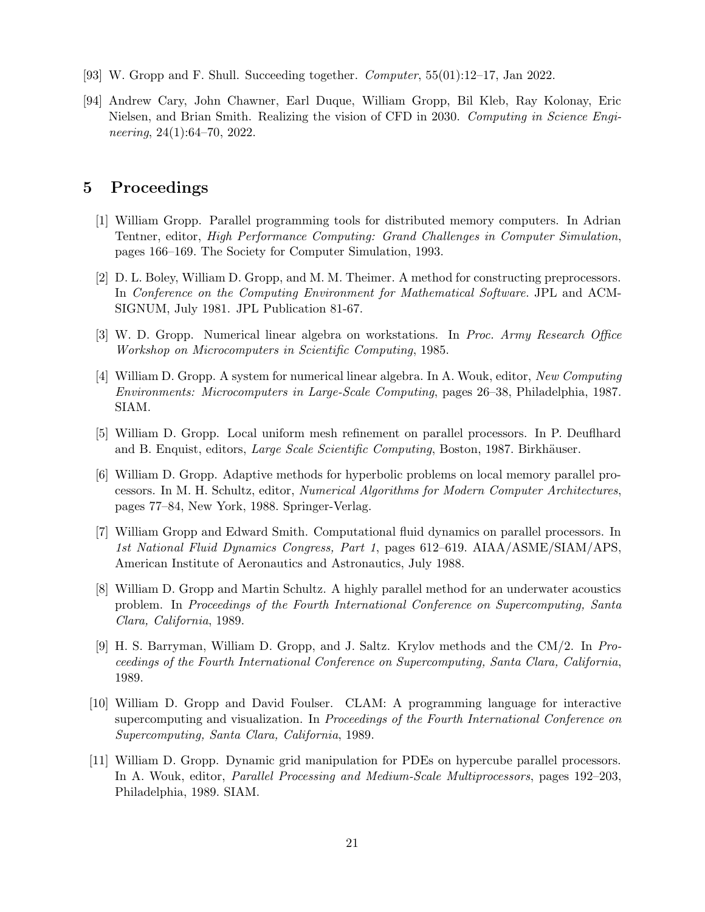[93] W. Gropp and F. Shull. Succeeding together. *Computer*, 55(01):12–17, Jan 2022.

[94] Andrew Cary, John Chawner, Earl Duque, William Gropp, Bil Kleb, Ray Kolonay, Eric Nielsen, and Brian Smith. Realizing the vision of CFD in 2030. *Computing in Science Engineering*, 24(1):64–70, 2022.

## 5 Proceedings

[1] William Gropp. Parallel programming tools for distributed memory computers. In Adrian Tentner, editor, *High Performance Computing: Grand Challenges in Computer Simulation*, pages 166–169. The Society for Computer Simulation, 1993.

[2] D. L. Boley, William D. Gropp, and M. M. Theimer. A method for constructing preprocessors. In *Conference on the Computing Environment for Mathematical Software*. JPL and ACM-SIGNUM, July 1981. JPL Publication 81-67.

[3] W. D. Gropp. Numerical linear algebra on workstations. In *Proc. Army Research Office Workshop on Microcomputers in Scientific Computing*, 1985.

[4] William D. Gropp. A system for numerical linear algebra. In A. Wouk, editor, *New Computing Environments: Microcomputers in Large-Scale Computing*, pages 26–38, Philadelphia, 1987. SIAM.

[5] William D. Gropp. Local uniform mesh refinement on parallel processors. In P. Deuflhard and B. Enquist, editors, *Large Scale Scientific Computing*, Boston, 1987. Birkhäuser.

[6] William D. Gropp. Adaptive methods for hyperbolic problems on local memory parallel processors. In M. H. Schultz, editor, *Numerical Algorithms for Modern Computer Architectures*, pages 77–84, New York, 1988. Springer-Verlag.

[7] William Gropp and Edward Smith. Computational fluid dynamics on parallel processors. In *1st National Fluid Dynamics Congress, Part 1*, pages 612–619. AIAA/ASME/SIAM/APS, American Institute of Aeronautics and Astronautics, July 1988.

[8] William D. Gropp and Martin Schultz. A highly parallel method for an underwater acoustics problem. In *Proceedings of the Fourth International Conference on Supercomputing, Santa Clara, California*, 1989.

[9] H. S. Barryman, William D. Gropp, and J. Saltz. Krylov methods and the CM/2. In *Proceedings of the Fourth International Conference on Supercomputing, Santa Clara, California*, 1989.

[10] William D. Gropp and David Foulser. CLAM: A programming language for interactive supercomputing and visualization. In *Proceedings of the Fourth International Conference on Supercomputing, Santa Clara, California*, 1989.

[11] William D. Gropp. Dynamic grid manipulation for PDEs on hypercube parallel processors. In A. Wouk, editor, *Parallel Processing and Medium-Scale Multiprocessors*, pages 192–203, Philadelphia, 1989. SIAM.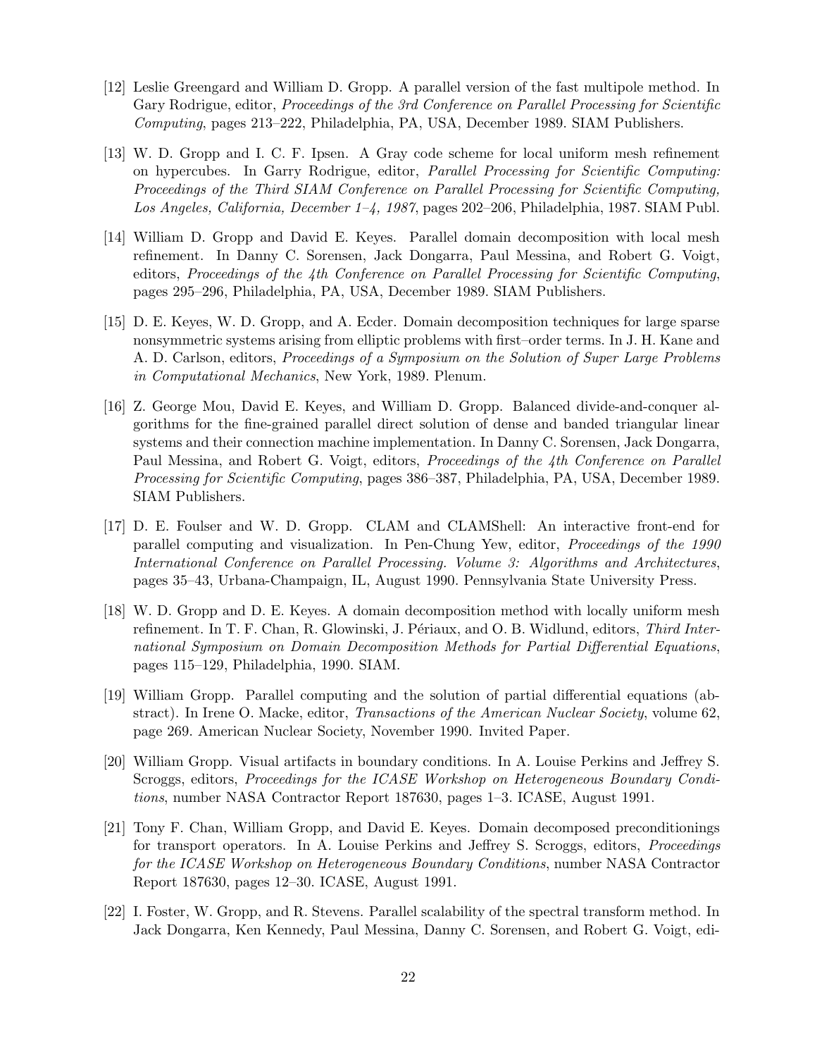[12] Leslie Greengard and William D. Gropp. A parallel version of the fast multipole method. In Gary Rodrigue, editor, *Proceedings of the 3rd Conference on Parallel Processing for Scientific Computing*, pages 213–222, Philadelphia, PA, USA, December 1989. SIAM Publishers.

[13] W. D. Gropp and I. C. F. Ipsen. A Gray code scheme for local uniform mesh refinement on hypercubes. In Garry Rodrigue, editor, *Parallel Processing for Scientific Computing: Proceedings of the Third SIAM Conference on Parallel Processing for Scientific Computing, Los Angeles, California, December 1–4, 1987*, pages 202–206, Philadelphia, 1987. SIAM Publ.

[14] William D. Gropp and David E. Keyes. Parallel domain decomposition with local mesh refinement. In Danny C. Sorensen, Jack Dongarra, Paul Messina, and Robert G. Voigt, editors, *Proceedings of the 4th Conference on Parallel Processing for Scientific Computing*, pages 295–296, Philadelphia, PA, USA, December 1989. SIAM Publishers.

[15] D. E. Keyes, W. D. Gropp, and A. Ecder. Domain decomposition techniques for large sparse nonsymmetric systems arising from elliptic problems with first–order terms. In J. H. Kane and A. D. Carlson, editors, *Proceedings of a Symposium on the Solution of Super Large Problems in Computational Mechanics*, New York, 1989. Plenum.

[16] Z. George Mou, David E. Keyes, and William D. Gropp. Balanced divide-and-conquer algorithms for the fine-grained parallel direct solution of dense and banded triangular linear systems and their connection machine implementation. In Danny C. Sorensen, Jack Dongarra, Paul Messina, and Robert G. Voigt, editors, *Proceedings of the 4th Conference on Parallel Processing for Scientific Computing*, pages 386–387, Philadelphia, PA, USA, December 1989. SIAM Publishers.

[17] D. E. Foulser and W. D. Gropp. CLAM and CLAMShell: An interactive front-end for parallel computing and visualization. In Pen-Chung Yew, editor, *Proceedings of the 1990 International Conference on Parallel Processing. Volume 3: Algorithms and Architectures*, pages 35–43, Urbana-Champaign, IL, August 1990. Pennsylvania State University Press.

[18] W. D. Gropp and D. E. Keyes. A domain decomposition method with locally uniform mesh refinement. In T. F. Chan, R. Glowinski, J. Périaux, and O. B. Widlund, editors, *Third International Symposium on Domain Decomposition Methods for Partial Differential Equations*, pages 115–129, Philadelphia, 1990. SIAM.

[19] William Gropp. Parallel computing and the solution of partial differential equations (abstract). In Irene O. Macke, editor, *Transactions of the American Nuclear Society*, volume 62, page 269. American Nuclear Society, November 1990. Invited Paper.

[20] William Gropp. Visual artifacts in boundary conditions. In A. Louise Perkins and Jeffrey S. Scroggs, editors, *Proceedings for the ICASE Workshop on Heterogeneous Boundary Conditions*, number NASA Contractor Report 187630, pages 1–3. ICASE, August 1991.

[21] Tony F. Chan, William Gropp, and David E. Keyes. Domain decomposed preconditionings for transport operators. In A. Louise Perkins and Jeffrey S. Scroggs, editors, *Proceedings for the ICASE Workshop on Heterogeneous Boundary Conditions*, number NASA Contractor Report 187630, pages 12–30. ICASE, August 1991.

[22] I. Foster, W. Gropp, and R. Stevens. Parallel scalability of the spectral transform method. In Jack Dongarra, Ken Kennedy, Paul Messina, Danny C. Sorensen, and Robert G. Voigt, edi-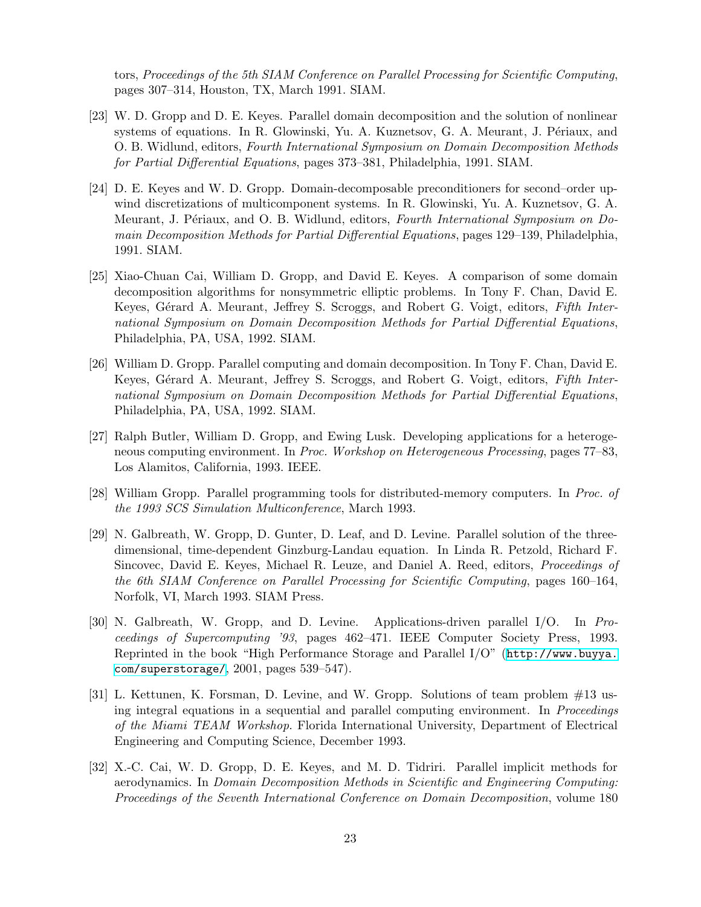tors, *Proceedings of the 5th SIAM Conference on Parallel Processing for Scientific Computing*, pages 307–314, Houston, TX, March 1991. SIAM.

[23] W. D. Gropp and D. E. Keyes. Parallel domain decomposition and the solution of nonlinear systems of equations. In R. Glowinski, Yu. A. Kuznetsov, G. A. Meurant, J. Périaux, and O. B. Widlund, editors, *Fourth International Symposium on Domain Decomposition Methods for Partial Differential Equations*, pages 373–381, Philadelphia, 1991. SIAM.

[24] D. E. Keyes and W. D. Gropp. Domain-decomposable preconditioners for second–order upwind discretizations of multicomponent systems. In R. Glowinski, Yu. A. Kuznetsov, G. A. Meurant, J. Périaux, and O. B. Widlund, editors, *Fourth International Symposium on Domain Decomposition Methods for Partial Differential Equations*, pages 129–139, Philadelphia, 1991. SIAM.

[25] Xiao-Chuan Cai, William D. Gropp, and David E. Keyes. A comparison of some domain decomposition algorithms for nonsymmetric elliptic problems. In Tony F. Chan, David E. Keyes, Gérard A. Meurant, Jeffrey S. Scroggs, and Robert G. Voigt, editors, *Fifth International Symposium on Domain Decomposition Methods for Partial Differential Equations*, Philadelphia, PA, USA, 1992. SIAM.

[26] William D. Gropp. Parallel computing and domain decomposition. In Tony F. Chan, David E. Keyes, Gérard A. Meurant, Jeffrey S. Scroggs, and Robert G. Voigt, editors, *Fifth International Symposium on Domain Decomposition Methods for Partial Differential Equations*, Philadelphia, PA, USA, 1992. SIAM.

[27] Ralph Butler, William D. Gropp, and Ewing Lusk. Developing applications for a heterogeneous computing environment. In *Proc. Workshop on Heterogeneous Processing*, pages 77–83, Los Alamitos, California, 1993. IEEE.

[28] William Gropp. Parallel programming tools for distributed-memory computers. In *Proc. of the 1993 SCS Simulation Multiconference*, March 1993.

[29] N. Galbreath, W. Gropp, D. Gunter, D. Leaf, and D. Levine. Parallel solution of the three-dimensional, time-dependent Ginzburg-Landau equation. In Linda R. Petzold, Richard F. Sincovec, David E. Keyes, Michael R. Leuze, and Daniel A. Reed, editors, *Proceedings of the 6th SIAM Conference on Parallel Processing for Scientific Computing*, pages 160–164, Norfolk, VI, March 1993. SIAM Press.

[30] N. Galbreath, W. Gropp, and D. Levine. Applications-driven parallel I/O. In *Proceedings of Supercomputing '93*, pages 462–471. IEEE Computer Society Press, 1993. Reprinted in the book "High Performance Storage and Parallel I/O" (`http://www.buyya.com/superstorage/`, 2001, pages 539–547).

[31] L. Kettunen, K. Forsman, D. Levine, and W. Gropp. Solutions of team problem #13 using integral equations in a sequential and parallel computing environment. In *Proceedings of the Miami TEAM Workshop*. Florida International University, Department of Electrical Engineering and Computing Science, December 1993.

[32] X.-C. Cai, W. D. Gropp, D. E. Keyes, and M. D. Tidriri. Parallel implicit methods for aerodynamics. In *Domain Decomposition Methods in Scientific and Engineering Computing: Proceedings of the Seventh International Conference on Domain Decomposition*, volume 180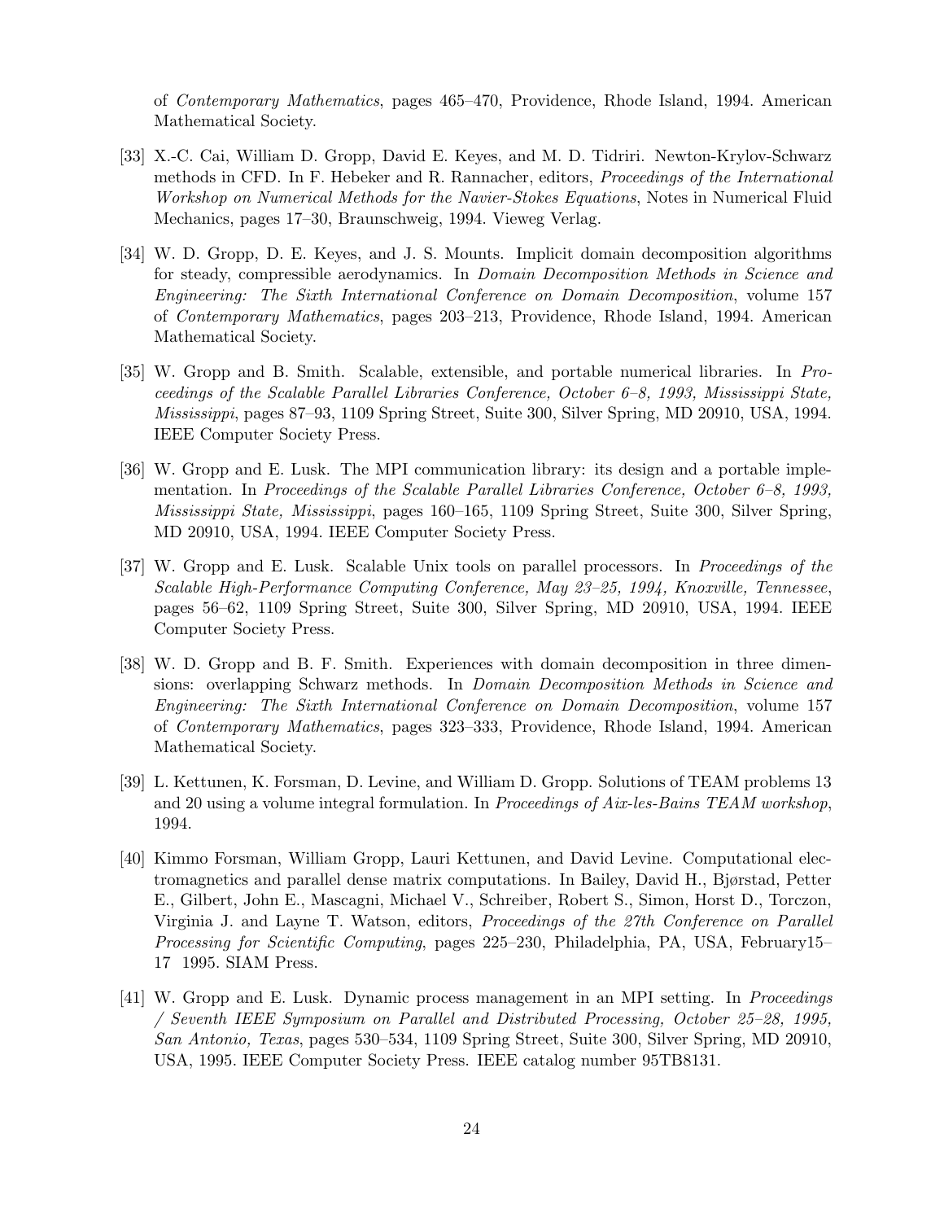of *Contemporary Mathematics*, pages 465–470, Providence, Rhode Island, 1994. American Mathematical Society.

[33] X.-C. Cai, William D. Gropp, David E. Keyes, and M. D. Tidriri. Newton-Krylov-Schwarz methods in CFD. In F. Hebeker and R. Rannacher, editors, *Proceedings of the International Workshop on Numerical Methods for the Navier-Stokes Equations*, Notes in Numerical Fluid Mechanics, pages 17–30, Braunschweig, 1994. Vieweg Verlag.

[34] W. D. Gropp, D. E. Keyes, and J. S. Mounts. Implicit domain decomposition algorithms for steady, compressible aerodynamics. In *Domain Decomposition Methods in Science and Engineering: The Sixth International Conference on Domain Decomposition*, volume 157 of *Contemporary Mathematics*, pages 203–213, Providence, Rhode Island, 1994. American Mathematical Society.

[35] W. Gropp and B. Smith. Scalable, extensible, and portable numerical libraries. In *Proceedings of the Scalable Parallel Libraries Conference, October 6–8, 1993, Mississippi State, Mississippi*, pages 87–93, 1109 Spring Street, Suite 300, Silver Spring, MD 20910, USA, 1994. IEEE Computer Society Press.

[36] W. Gropp and E. Lusk. The MPI communication library: its design and a portable implementation. In *Proceedings of the Scalable Parallel Libraries Conference, October 6–8, 1993, Mississippi State, Mississippi*, pages 160–165, 1109 Spring Street, Suite 300, Silver Spring, MD 20910, USA, 1994. IEEE Computer Society Press.

[37] W. Gropp and E. Lusk. Scalable Unix tools on parallel processors. In *Proceedings of the Scalable High-Performance Computing Conference, May 23–25, 1994, Knoxville, Tennessee*, pages 56–62, 1109 Spring Street, Suite 300, Silver Spring, MD 20910, USA, 1994. IEEE Computer Society Press.

[38] W. D. Gropp and B. F. Smith. Experiences with domain decomposition in three dimensions: overlapping Schwarz methods. In *Domain Decomposition Methods in Science and Engineering: The Sixth International Conference on Domain Decomposition*, volume 157 of *Contemporary Mathematics*, pages 323–333, Providence, Rhode Island, 1994. American Mathematical Society.

[39] L. Kettunen, K. Forsman, D. Levine, and William D. Gropp. Solutions of TEAM problems 13 and 20 using a volume integral formulation. In *Proceedings of Aix-les-Bains TEAM workshop*, 1994.

[40] Kimmo Forsman, William Gropp, Lauri Kettunen, and David Levine. Computational electromagnetics and parallel dense matrix computations. In Bailey, David H., Bjørstad, Petter E., Gilbert, John E., Mascagni, Michael V., Schreiber, Robert S., Simon, Horst D., Torczon, Virginia J. and Layne T. Watson, editors, *Proceedings of the 27th Conference on Parallel Processing for Scientific Computing*, pages 225–230, Philadelphia, PA, USA, February15–17 1995. SIAM Press.

[41] W. Gropp and E. Lusk. Dynamic process management in an MPI setting. In *Proceedings / Seventh IEEE Symposium on Parallel and Distributed Processing, October 25–28, 1995, San Antonio, Texas*, pages 530–534, 1109 Spring Street, Suite 300, Silver Spring, MD 20910, USA, 1995. IEEE Computer Society Press. IEEE catalog number 95TB8131.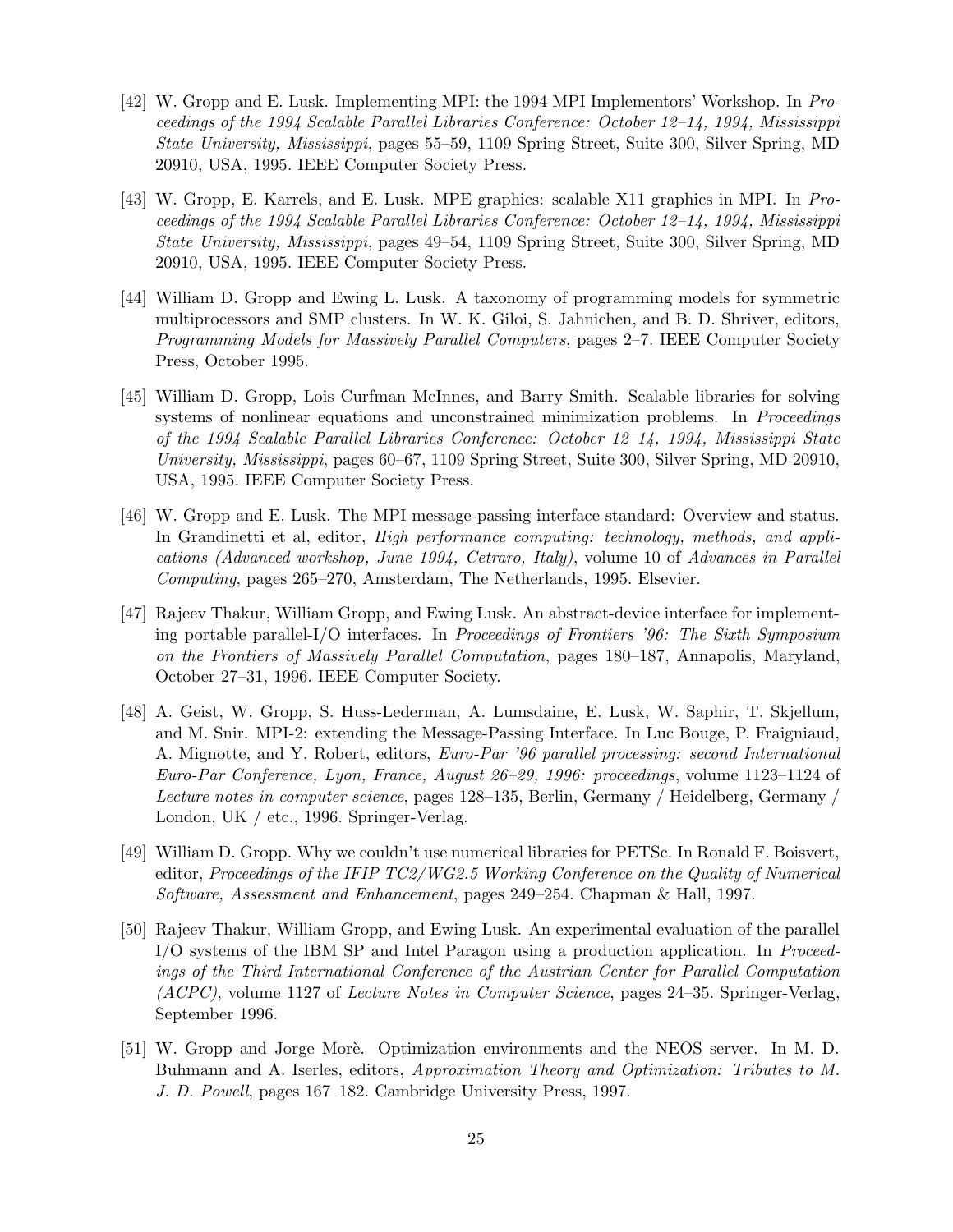[42] W. Gropp and E. Lusk. Implementing MPI: the 1994 MPI Implementors' Workshop. In *Proceedings of the 1994 Scalable Parallel Libraries Conference: October 12–14, 1994, Mississippi State University, Mississippi*, pages 55–59, 1109 Spring Street, Suite 300, Silver Spring, MD 20910, USA, 1995. IEEE Computer Society Press.

[43] W. Gropp, E. Karrels, and E. Lusk. MPE graphics: scalable X11 graphics in MPI. In *Proceedings of the 1994 Scalable Parallel Libraries Conference: October 12–14, 1994, Mississippi State University, Mississippi*, pages 49–54, 1109 Spring Street, Suite 300, Silver Spring, MD 20910, USA, 1995. IEEE Computer Society Press.

[44] William D. Gropp and Ewing L. Lusk. A taxonomy of programming models for symmetric multiprocessors and SMP clusters. In W. K. Giloi, S. Jahnichen, and B. D. Shriver, editors, *Programming Models for Massively Parallel Computers*, pages 2–7. IEEE Computer Society Press, October 1995.

[45] William D. Gropp, Lois Curfman McInnes, and Barry Smith. Scalable libraries for solving systems of nonlinear equations and unconstrained minimization problems. In *Proceedings of the 1994 Scalable Parallel Libraries Conference: October 12–14, 1994, Mississippi State University, Mississippi*, pages 60–67, 1109 Spring Street, Suite 300, Silver Spring, MD 20910, USA, 1995. IEEE Computer Society Press.

[46] W. Gropp and E. Lusk. The MPI message-passing interface standard: Overview and status. In Grandinetti et al, editor, *High performance computing: technology, methods, and applications (Advanced workshop, June 1994, Cetraro, Italy)*, volume 10 of *Advances in Parallel Computing*, pages 265–270, Amsterdam, The Netherlands, 1995. Elsevier.

[47] Rajeev Thakur, William Gropp, and Ewing Lusk. An abstract-device interface for implementing portable parallel-I/O interfaces. In *Proceedings of Frontiers '96: The Sixth Symposium on the Frontiers of Massively Parallel Computation*, pages 180–187, Annapolis, Maryland, October 27–31, 1996. IEEE Computer Society.

[48] A. Geist, W. Gropp, S. Huss-Lederman, A. Lumsdaine, E. Lusk, W. Saphir, T. Skjellum, and M. Snir. MPI-2: extending the Message-Passing Interface. In Luc Bouge, P. Fraigniaud, A. Mignotte, and Y. Robert, editors, *Euro-Par '96 parallel processing: second International Euro-Par Conference, Lyon, France, August 26–29, 1996: proceedings*, volume 1123–1124 of *Lecture notes in computer science*, pages 128–135, Berlin, Germany / Heidelberg, Germany / London, UK / etc., 1996. Springer-Verlag.

[49] William D. Gropp. Why we couldn't use numerical libraries for PETSc. In Ronald F. Boisvert, editor, *Proceedings of the IFIP TC2/WG2.5 Working Conference on the Quality of Numerical Software, Assessment and Enhancement*, pages 249–254. Chapman & Hall, 1997.

[50] Rajeev Thakur, William Gropp, and Ewing Lusk. An experimental evaluation of the parallel I/O systems of the IBM SP and Intel Paragon using a production application. In *Proceedings of the Third International Conference of the Austrian Center for Parallel Computation (ACPC)*, volume 1127 of *Lecture Notes in Computer Science*, pages 24–35. Springer-Verlag, September 1996.

[51] W. Gropp and Jorge Morè. Optimization environments and the NEOS server. In M. D. Buhmann and A. Iserles, editors, *Approximation Theory and Optimization: Tributes to M. J. D. Powell*, pages 167–182. Cambridge University Press, 1997.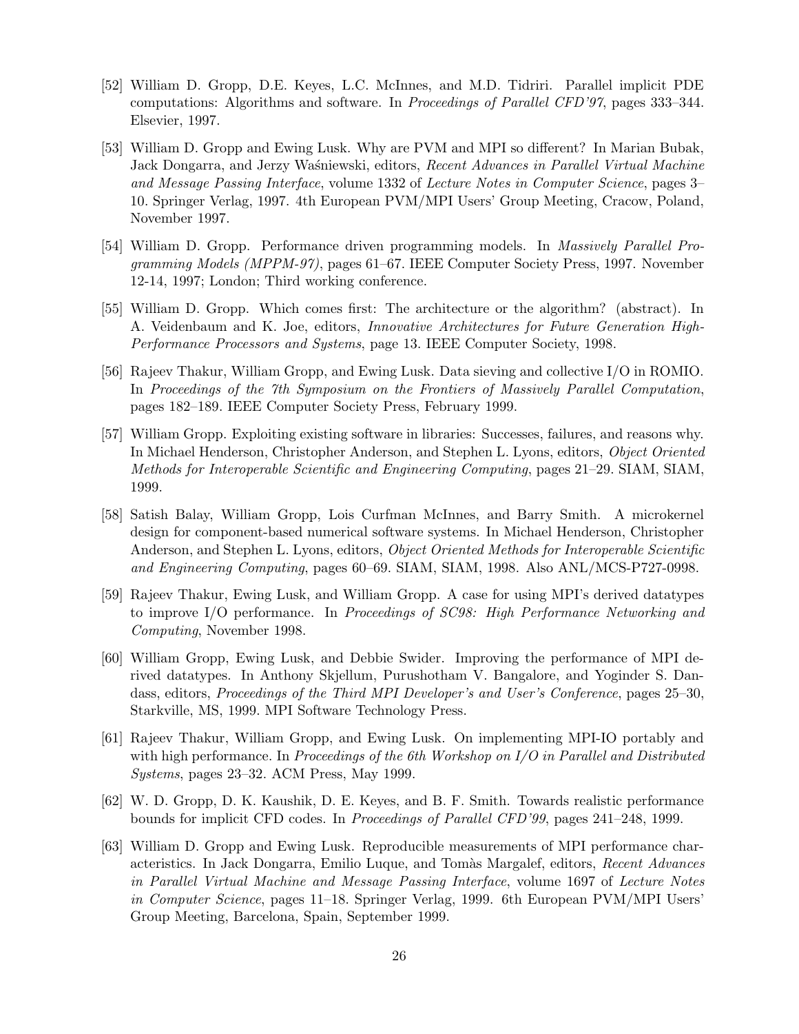[52] William D. Gropp, D.E. Keyes, L.C. McInnes, and M.D. Tidriri. Parallel implicit PDE computations: Algorithms and software. In *Proceedings of Parallel CFD'97*, pages 333–344. Elsevier, 1997.

[53] William D. Gropp and Ewing Lusk. Why are PVM and MPI so different? In Marian Bubak, Jack Dongarra, and Jerzy Waśniewski, editors, *Recent Advances in Parallel Virtual Machine and Message Passing Interface*, volume 1332 of *Lecture Notes in Computer Science*, pages 3–10. Springer Verlag, 1997. 4th European PVM/MPI Users' Group Meeting, Cracow, Poland, November 1997.

[54] William D. Gropp. Performance driven programming models. In *Massively Parallel Programming Models (MPPM-97)*, pages 61–67. IEEE Computer Society Press, 1997. November 12-14, 1997; London; Third working conference.

[55] William D. Gropp. Which comes first: The architecture or the algorithm? (abstract). In A. Veidenbaum and K. Joe, editors, *Innovative Architectures for Future Generation High-Performance Processors and Systems*, page 13. IEEE Computer Society, 1998.

[56] Rajeev Thakur, William Gropp, and Ewing Lusk. Data sieving and collective I/O in ROMIO. In *Proceedings of the 7th Symposium on the Frontiers of Massively Parallel Computation*, pages 182–189. IEEE Computer Society Press, February 1999.

[57] William Gropp. Exploiting existing software in libraries: Successes, failures, and reasons why. In Michael Henderson, Christopher Anderson, and Stephen L. Lyons, editors, *Object Oriented Methods for Interoperable Scientific and Engineering Computing*, pages 21–29. SIAM, SIAM, 1999.

[58] Satish Balay, William Gropp, Lois Curfman McInnes, and Barry Smith. A microkernel design for component-based numerical software systems. In Michael Henderson, Christopher Anderson, and Stephen L. Lyons, editors, *Object Oriented Methods for Interoperable Scientific and Engineering Computing*, pages 60–69. SIAM, SIAM, 1998. Also ANL/MCS-P727-0998.

[59] Rajeev Thakur, Ewing Lusk, and William Gropp. A case for using MPI's derived datatypes to improve I/O performance. In *Proceedings of SC98: High Performance Networking and Computing*, November 1998.

[60] William Gropp, Ewing Lusk, and Debbie Swider. Improving the performance of MPI derived datatypes. In Anthony Skjellum, Purushotham V. Bangalore, and Yoginder S. Dandass, editors, *Proceedings of the Third MPI Developer's and User's Conference*, pages 25–30, Starkville, MS, 1999. MPI Software Technology Press.

[61] Rajeev Thakur, William Gropp, and Ewing Lusk. On implementing MPI-IO portably and with high performance. In *Proceedings of the 6th Workshop on I/O in Parallel and Distributed Systems*, pages 23–32. ACM Press, May 1999.

[62] W. D. Gropp, D. K. Kaushik, D. E. Keyes, and B. F. Smith. Towards realistic performance bounds for implicit CFD codes. In *Proceedings of Parallel CFD'99*, pages 241–248, 1999.

[63] William D. Gropp and Ewing Lusk. Reproducible measurements of MPI performance characteristics. In Jack Dongarra, Emilio Luque, and Tomàs Margalef, editors, *Recent Advances in Parallel Virtual Machine and Message Passing Interface*, volume 1697 of *Lecture Notes in Computer Science*, pages 11–18. Springer Verlag, 1999. 6th European PVM/MPI Users' Group Meeting, Barcelona, Spain, September 1999.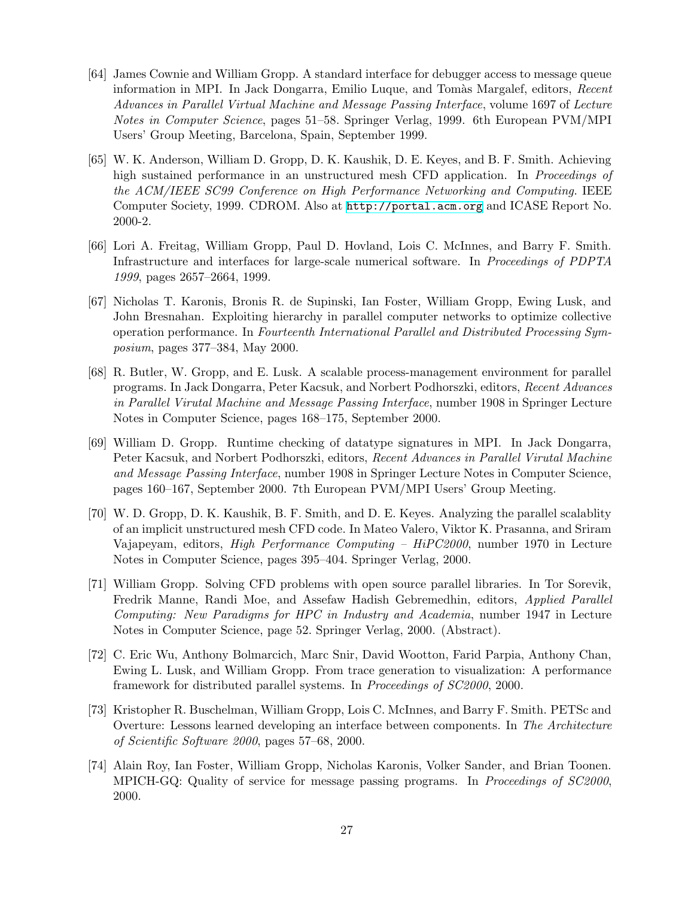[64] James Cownie and William Gropp. A standard interface for debugger access to message queue information in MPI. In Jack Dongarra, Emilio Luque, and Tomàs Margalef, editors, *Recent Advances in Parallel Virtual Machine and Message Passing Interface*, volume 1697 of *Lecture Notes in Computer Science*, pages 51–58. Springer Verlag, 1999. 6th European PVM/MPI Users' Group Meeting, Barcelona, Spain, September 1999.

[65] W. K. Anderson, William D. Gropp, D. K. Kaushik, D. E. Keyes, and B. F. Smith. Achieving high sustained performance in an unstructured mesh CFD application. In *Proceedings of the ACM/IEEE SC99 Conference on High Performance Networking and Computing*. IEEE Computer Society, 1999. CDROM. Also at `http://portal.acm.org` and ICASE Report No. 2000-2.

[66] Lori A. Freitag, William Gropp, Paul D. Hovland, Lois C. McInnes, and Barry F. Smith. Infrastructure and interfaces for large-scale numerical software. In *Proceedings of PDPTA 1999*, pages 2657–2664, 1999.

[67] Nicholas T. Karonis, Bronis R. de Supinski, Ian Foster, William Gropp, Ewing Lusk, and John Bresnahan. Exploiting hierarchy in parallel computer networks to optimize collective operation performance. In *Fourteenth International Parallel and Distributed Processing Symposium*, pages 377–384, May 2000.

[68] R. Butler, W. Gropp, and E. Lusk. A scalable process-management environment for parallel programs. In Jack Dongarra, Peter Kacsuk, and Norbert Podhorszki, editors, *Recent Advances in Parallel Virutal Machine and Message Passing Interface*, number 1908 in Springer Lecture Notes in Computer Science, pages 168–175, September 2000.

[69] William D. Gropp. Runtime checking of datatype signatures in MPI. In Jack Dongarra, Peter Kacsuk, and Norbert Podhorszki, editors, *Recent Advances in Parallel Virutal Machine and Message Passing Interface*, number 1908 in Springer Lecture Notes in Computer Science, pages 160–167, September 2000. 7th European PVM/MPI Users' Group Meeting.

[70] W. D. Gropp, D. K. Kaushik, B. F. Smith, and D. E. Keyes. Analyzing the parallel scalablity of an implicit unstructured mesh CFD code. In Mateo Valero, Viktor K. Prasanna, and Sriram Vajapeyam, editors, *High Performance Computing – HiPC2000*, number 1970 in Lecture Notes in Computer Science, pages 395–404. Springer Verlag, 2000.

[71] William Gropp. Solving CFD problems with open source parallel libraries. In Tor Sorevik, Fredrik Manne, Randi Moe, and Assefaw Hadish Gebremedhin, editors, *Applied Parallel Computing: New Paradigms for HPC in Industry and Academia*, number 1947 in Lecture Notes in Computer Science, page 52. Springer Verlag, 2000. (Abstract).

[72] C. Eric Wu, Anthony Bolmarcich, Marc Snir, David Wootton, Farid Parpia, Anthony Chan, Ewing L. Lusk, and William Gropp. From trace generation to visualization: A performance framework for distributed parallel systems. In *Proceedings of SC2000*, 2000.

[73] Kristopher R. Buschelman, William Gropp, Lois C. McInnes, and Barry F. Smith. PETSc and Overture: Lessons learned developing an interface between components. In *The Architecture of Scientific Software 2000*, pages 57–68, 2000.

[74] Alain Roy, Ian Foster, William Gropp, Nicholas Karonis, Volker Sander, and Brian Toonen. MPICH-GQ: Quality of service for message passing programs. In *Proceedings of SC2000*, 2000.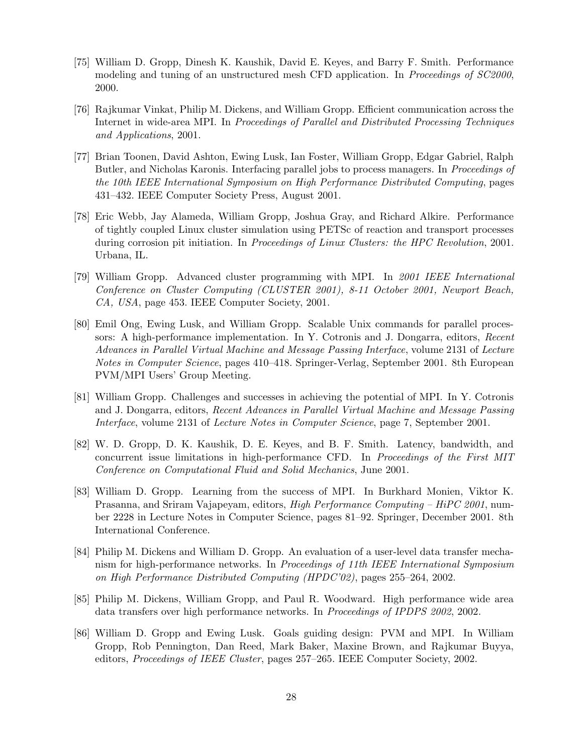[75] William D. Gropp, Dinesh K. Kaushik, David E. Keyes, and Barry F. Smith. Performance modeling and tuning of an unstructured mesh CFD application. In *Proceedings of SC2000*, 2000.

[76] Rajkumar Vinkat, Philip M. Dickens, and William Gropp. Efficient communication across the Internet in wide-area MPI. In *Proceedings of Parallel and Distributed Processing Techniques and Applications*, 2001.

[77] Brian Toonen, David Ashton, Ewing Lusk, Ian Foster, William Gropp, Edgar Gabriel, Ralph Butler, and Nicholas Karonis. Interfacing parallel jobs to process managers. In *Proceedings of the 10th IEEE International Symposium on High Performance Distributed Computing*, pages 431–432. IEEE Computer Society Press, August 2001.

[78] Eric Webb, Jay Alameda, William Gropp, Joshua Gray, and Richard Alkire. Performance of tightly coupled Linux cluster simulation using PETSc of reaction and transport processes during corrosion pit initiation. In *Proceedings of Linux Clusters: the HPC Revolution*, 2001. Urbana, IL.

[79] William Gropp. Advanced cluster programming with MPI. In *2001 IEEE International Conference on Cluster Computing (CLUSTER 2001), 8-11 October 2001, Newport Beach, CA, USA*, page 453. IEEE Computer Society, 2001.

[80] Emil Ong, Ewing Lusk, and William Gropp. Scalable Unix commands for parallel processors: A high-performance implementation. In Y. Cotronis and J. Dongarra, editors, *Recent Advances in Parallel Virtual Machine and Message Passing Interface*, volume 2131 of *Lecture Notes in Computer Science*, pages 410–418. Springer-Verlag, September 2001. 8th European PVM/MPI Users' Group Meeting.

[81] William Gropp. Challenges and successes in achieving the potential of MPI. In Y. Cotronis and J. Dongarra, editors, *Recent Advances in Parallel Virtual Machine and Message Passing Interface*, volume 2131 of *Lecture Notes in Computer Science*, page 7, September 2001.

[82] W. D. Gropp, D. K. Kaushik, D. E. Keyes, and B. F. Smith. Latency, bandwidth, and concurrent issue limitations in high-performance CFD. In *Proceedings of the First MIT Conference on Computational Fluid and Solid Mechanics*, June 2001.

[83] William D. Gropp. Learning from the success of MPI. In Burkhard Monien, Viktor K. Prasanna, and Sriram Vajapeyam, editors, *High Performance Computing – HiPC 2001*, number 2228 in Lecture Notes in Computer Science, pages 81–92. Springer, December 2001. 8th International Conference.

[84] Philip M. Dickens and William D. Gropp. An evaluation of a user-level data transfer mechanism for high-performance networks. In *Proceedings of 11th IEEE International Symposium on High Performance Distributed Computing (HPDC'02)*, pages 255–264, 2002.

[85] Philip M. Dickens, William Gropp, and Paul R. Woodward. High performance wide area data transfers over high performance networks. In *Proceedings of IPDPS 2002*, 2002.

[86] William D. Gropp and Ewing Lusk. Goals guiding design: PVM and MPI. In William Gropp, Rob Pennington, Dan Reed, Mark Baker, Maxine Brown, and Rajkumar Buyya, editors, *Proceedings of IEEE Cluster*, pages 257–265. IEEE Computer Society, 2002.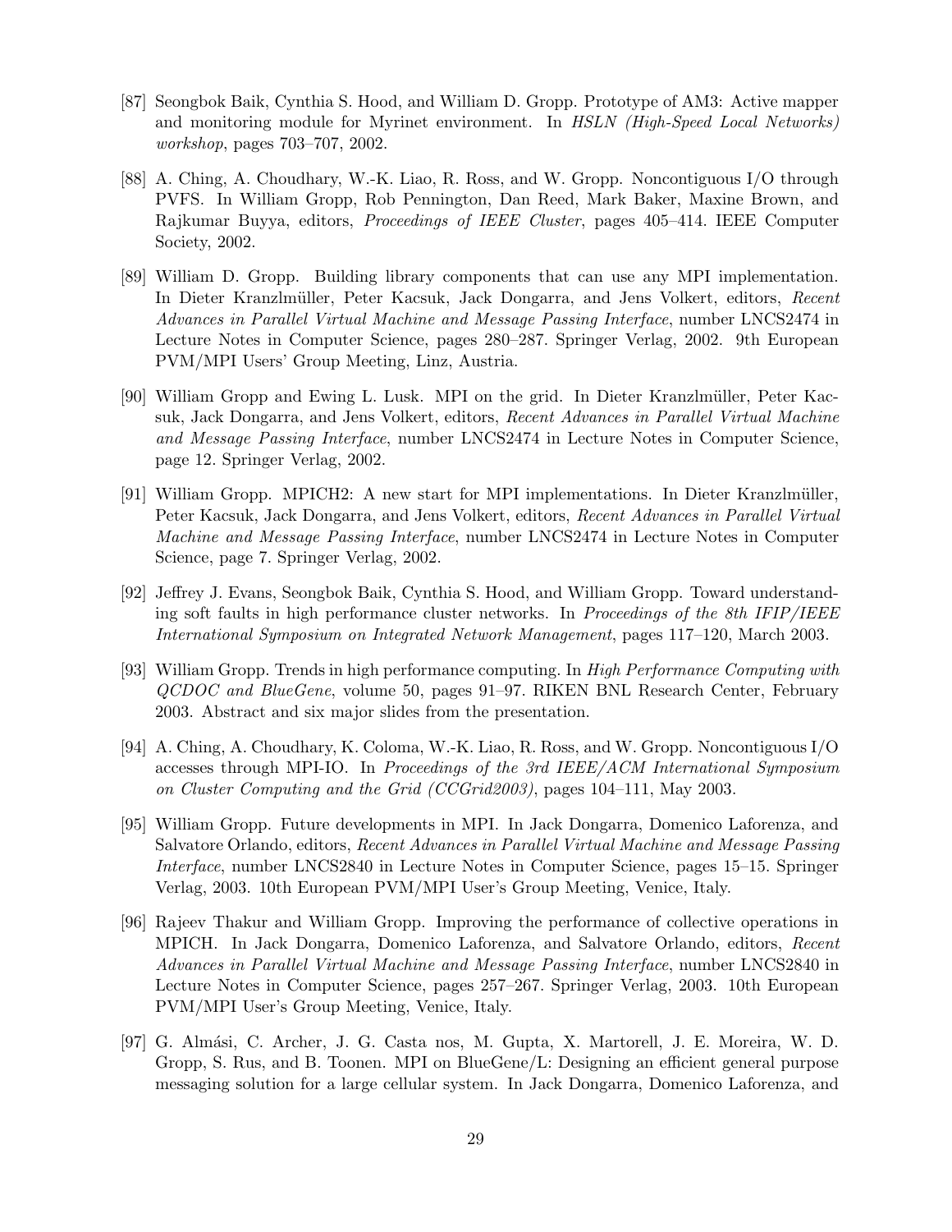[87] Seongbok Baik, Cynthia S. Hood, and William D. Gropp. Prototype of AM3: Active mapper and monitoring module for Myrinet environment. In *HSLN (High-Speed Local Networks) workshop*, pages 703–707, 2002.

[88] A. Ching, A. Choudhary, W.-K. Liao, R. Ross, and W. Gropp. Noncontiguous I/O through PVFS. In William Gropp, Rob Pennington, Dan Reed, Mark Baker, Maxine Brown, and Rajkumar Buyya, editors, *Proceedings of IEEE Cluster*, pages 405–414. IEEE Computer Society, 2002.

[89] William D. Gropp. Building library components that can use any MPI implementation. In Dieter Kranzlmüller, Peter Kacsuk, Jack Dongarra, and Jens Volkert, editors, *Recent Advances in Parallel Virtual Machine and Message Passing Interface*, number LNCS2474 in Lecture Notes in Computer Science, pages 280–287. Springer Verlag, 2002. 9th European PVM/MPI Users' Group Meeting, Linz, Austria.

[90] William Gropp and Ewing L. Lusk. MPI on the grid. In Dieter Kranzlmüller, Peter Kacsuk, Jack Dongarra, and Jens Volkert, editors, *Recent Advances in Parallel Virtual Machine and Message Passing Interface*, number LNCS2474 in Lecture Notes in Computer Science, page 12. Springer Verlag, 2002.

[91] William Gropp. MPICH2: A new start for MPI implementations. In Dieter Kranzlmüller, Peter Kacsuk, Jack Dongarra, and Jens Volkert, editors, *Recent Advances in Parallel Virtual Machine and Message Passing Interface*, number LNCS2474 in Lecture Notes in Computer Science, page 7. Springer Verlag, 2002.

[92] Jeffrey J. Evans, Seongbok Baik, Cynthia S. Hood, and William Gropp. Toward understanding soft faults in high performance cluster networks. In *Proceedings of the 8th IFIP/IEEE International Symposium on Integrated Network Management*, pages 117–120, March 2003.

[93] William Gropp. Trends in high performance computing. In *High Performance Computing with QCDOC and BlueGene*, volume 50, pages 91–97. RIKEN BNL Research Center, February 2003. Abstract and six major slides from the presentation.

[94] A. Ching, A. Choudhary, K. Coloma, W.-K. Liao, R. Ross, and W. Gropp. Noncontiguous I/O accesses through MPI-IO. In *Proceedings of the 3rd IEEE/ACM International Symposium on Cluster Computing and the Grid (CCGrid2003)*, pages 104–111, May 2003.

[95] William Gropp. Future developments in MPI. In Jack Dongarra, Domenico Laforenza, and Salvatore Orlando, editors, *Recent Advances in Parallel Virtual Machine and Message Passing Interface*, number LNCS2840 in Lecture Notes in Computer Science, pages 15–15. Springer Verlag, 2003. 10th European PVM/MPI User's Group Meeting, Venice, Italy.

[96] Rajeev Thakur and William Gropp. Improving the performance of collective operations in MPICH. In Jack Dongarra, Domenico Laforenza, and Salvatore Orlando, editors, *Recent Advances in Parallel Virtual Machine and Message Passing Interface*, number LNCS2840 in Lecture Notes in Computer Science, pages 257–267. Springer Verlag, 2003. 10th European PVM/MPI User's Group Meeting, Venice, Italy.

[97] G. Almási, C. Archer, J. G. Casta nos, M. Gupta, X. Martorell, J. E. Moreira, W. D. Gropp, S. Rus, and B. Toonen. MPI on BlueGene/L: Designing an efficient general purpose messaging solution for a large cellular system. In Jack Dongarra, Domenico Laforenza, and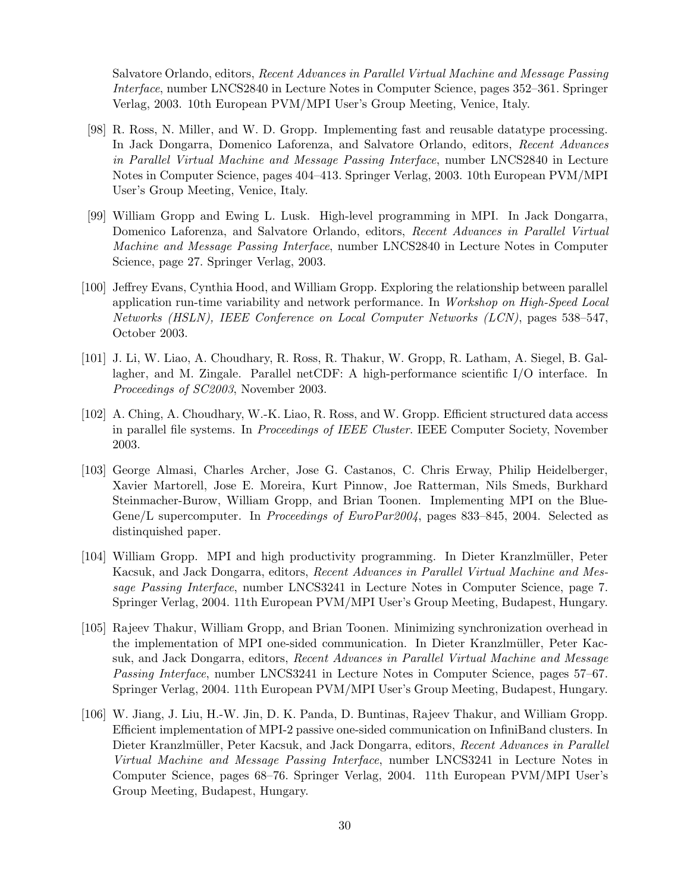Salvatore Orlando, editors, *Recent Advances in Parallel Virtual Machine and Message Passing Interface*, number LNCS2840 in Lecture Notes in Computer Science, pages 352–361. Springer Verlag, 2003. 10th European PVM/MPI User's Group Meeting, Venice, Italy.

[98] R. Ross, N. Miller, and W. D. Gropp. Implementing fast and reusable datatype processing. In Jack Dongarra, Domenico Laforenza, and Salvatore Orlando, editors, *Recent Advances in Parallel Virtual Machine and Message Passing Interface*, number LNCS2840 in Lecture Notes in Computer Science, pages 404–413. Springer Verlag, 2003. 10th European PVM/MPI User's Group Meeting, Venice, Italy.

[99] William Gropp and Ewing L. Lusk. High-level programming in MPI. In Jack Dongarra, Domenico Laforenza, and Salvatore Orlando, editors, *Recent Advances in Parallel Virtual Machine and Message Passing Interface*, number LNCS2840 in Lecture Notes in Computer Science, page 27. Springer Verlag, 2003.

[100] Jeffrey Evans, Cynthia Hood, and William Gropp. Exploring the relationship between parallel application run-time variability and network performance. In *Workshop on High-Speed Local Networks (HSLN), IEEE Conference on Local Computer Networks (LCN)*, pages 538–547, October 2003.

[101] J. Li, W. Liao, A. Choudhary, R. Ross, R. Thakur, W. Gropp, R. Latham, A. Siegel, B. Gallagher, and M. Zingale. Parallel netCDF: A high-performance scientific I/O interface. In *Proceedings of SC2003*, November 2003.

[102] A. Ching, A. Choudhary, W.-K. Liao, R. Ross, and W. Gropp. Efficient structured data access in parallel file systems. In *Proceedings of IEEE Cluster*. IEEE Computer Society, November 2003.

[103] George Almasi, Charles Archer, Jose G. Castanos, C. Chris Erway, Philip Heidelberger, Xavier Martorell, Jose E. Moreira, Kurt Pinnow, Joe Ratterman, Nils Smeds, Burkhard Steinmacher-Burow, William Gropp, and Brian Toonen. Implementing MPI on the BlueGene/L supercomputer. In *Proceedings of EuroPar2004*, pages 833–845, 2004. Selected as distinquished paper.

[104] William Gropp. MPI and high productivity programming. In Dieter Kranzlmüller, Peter Kacsuk, and Jack Dongarra, editors, *Recent Advances in Parallel Virtual Machine and Message Passing Interface*, number LNCS3241 in Lecture Notes in Computer Science, page 7. Springer Verlag, 2004. 11th European PVM/MPI User's Group Meeting, Budapest, Hungary.

[105] Rajeev Thakur, William Gropp, and Brian Toonen. Minimizing synchronization overhead in the implementation of MPI one-sided communication. In Dieter Kranzlmüller, Peter Kacsuk, and Jack Dongarra, editors, *Recent Advances in Parallel Virtual Machine and Message Passing Interface*, number LNCS3241 in Lecture Notes in Computer Science, pages 57–67. Springer Verlag, 2004. 11th European PVM/MPI User's Group Meeting, Budapest, Hungary.

[106] W. Jiang, J. Liu, H.-W. Jin, D. K. Panda, D. Buntinas, Rajeev Thakur, and William Gropp. Efficient implementation of MPI-2 passive one-sided communication on InfiniBand clusters. In Dieter Kranzlmüller, Peter Kacsuk, and Jack Dongarra, editors, *Recent Advances in Parallel Virtual Machine and Message Passing Interface*, number LNCS3241 in Lecture Notes in Computer Science, pages 68–76. Springer Verlag, 2004. 11th European PVM/MPI User's Group Meeting, Budapest, Hungary.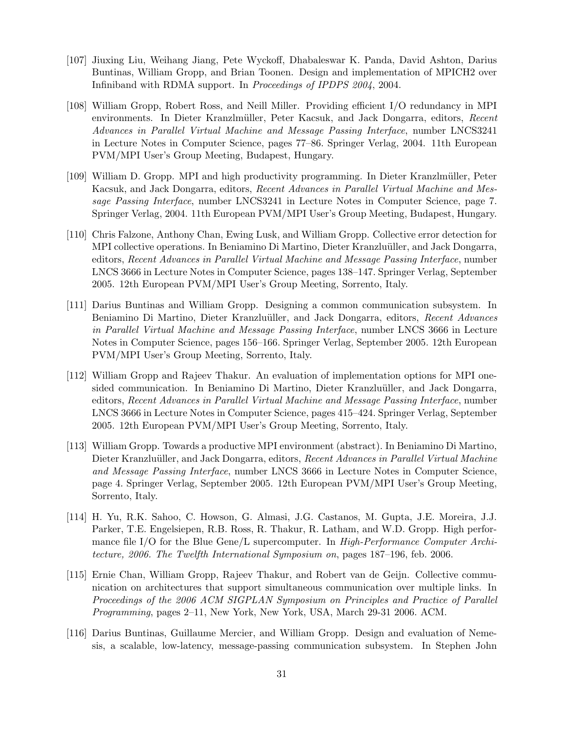[107] Jiuxing Liu, Weihang Jiang, Pete Wyckoff, Dhabaleswar K. Panda, David Ashton, Darius Buntinas, William Gropp, and Brian Toonen. Design and implementation of MPICH2 over Infiniband with RDMA support. In *Proceedings of IPDPS 2004*, 2004.

[108] William Gropp, Robert Ross, and Neill Miller. Providing efficient I/O redundancy in MPI environments. In Dieter Kranzlmüller, Peter Kacsuk, and Jack Dongarra, editors, *Recent Advances in Parallel Virtual Machine and Message Passing Interface*, number LNCS3241 in Lecture Notes in Computer Science, pages 77–86. Springer Verlag, 2004. 11th European PVM/MPI User's Group Meeting, Budapest, Hungary.

[109] William D. Gropp. MPI and high productivity programming. In Dieter Kranzlmüller, Peter Kacsuk, and Jack Dongarra, editors, *Recent Advances in Parallel Virtual Machine and Message Passing Interface*, number LNCS3241 in Lecture Notes in Computer Science, page 7. Springer Verlag, 2004. 11th European PVM/MPI User's Group Meeting, Budapest, Hungary.

[110] Chris Falzone, Anthony Chan, Ewing Lusk, and William Gropp. Collective error detection for MPI collective operations. In Beniamino Di Martino, Dieter Kranzluüller, and Jack Dongarra, editors, *Recent Advances in Parallel Virtual Machine and Message Passing Interface*, number LNCS 3666 in Lecture Notes in Computer Science, pages 138–147. Springer Verlag, September 2005. 12th European PVM/MPI User's Group Meeting, Sorrento, Italy.

[111] Darius Buntinas and William Gropp. Designing a common communication subsystem. In Beniamino Di Martino, Dieter Kranzluüller, and Jack Dongarra, editors, *Recent Advances in Parallel Virtual Machine and Message Passing Interface*, number LNCS 3666 in Lecture Notes in Computer Science, pages 156–166. Springer Verlag, September 2005. 12th European PVM/MPI User's Group Meeting, Sorrento, Italy.

[112] William Gropp and Rajeev Thakur. An evaluation of implementation options for MPI one-sided communication. In Beniamino Di Martino, Dieter Kranzluüller, and Jack Dongarra, editors, *Recent Advances in Parallel Virtual Machine and Message Passing Interface*, number LNCS 3666 in Lecture Notes in Computer Science, pages 415–424. Springer Verlag, September 2005. 12th European PVM/MPI User's Group Meeting, Sorrento, Italy.

[113] William Gropp. Towards a productive MPI environment (abstract). In Beniamino Di Martino, Dieter Kranzluüller, and Jack Dongarra, editors, *Recent Advances in Parallel Virtual Machine and Message Passing Interface*, number LNCS 3666 in Lecture Notes in Computer Science, page 4. Springer Verlag, September 2005. 12th European PVM/MPI User's Group Meeting, Sorrento, Italy.

[114] H. Yu, R.K. Sahoo, C. Howson, G. Almasi, J.G. Castanos, M. Gupta, J.E. Moreira, J.J. Parker, T.E. Engelsiepen, R.B. Ross, R. Thakur, R. Latham, and W.D. Gropp. High performance file I/O for the Blue Gene/L supercomputer. In *High-Performance Computer Architecture, 2006. The Twelfth International Symposium on*, pages 187–196, feb. 2006.

[115] Ernie Chan, William Gropp, Rajeev Thakur, and Robert van de Geijn. Collective communication on architectures that support simultaneous communication over multiple links. In *Proceedings of the 2006 ACM SIGPLAN Symposium on Principles and Practice of Parallel Programming*, pages 2–11, New York, New York, USA, March 29-31 2006. ACM.

[116] Darius Buntinas, Guillaume Mercier, and William Gropp. Design and evaluation of Nemesis, a scalable, low-latency, message-passing communication subsystem. In Stephen John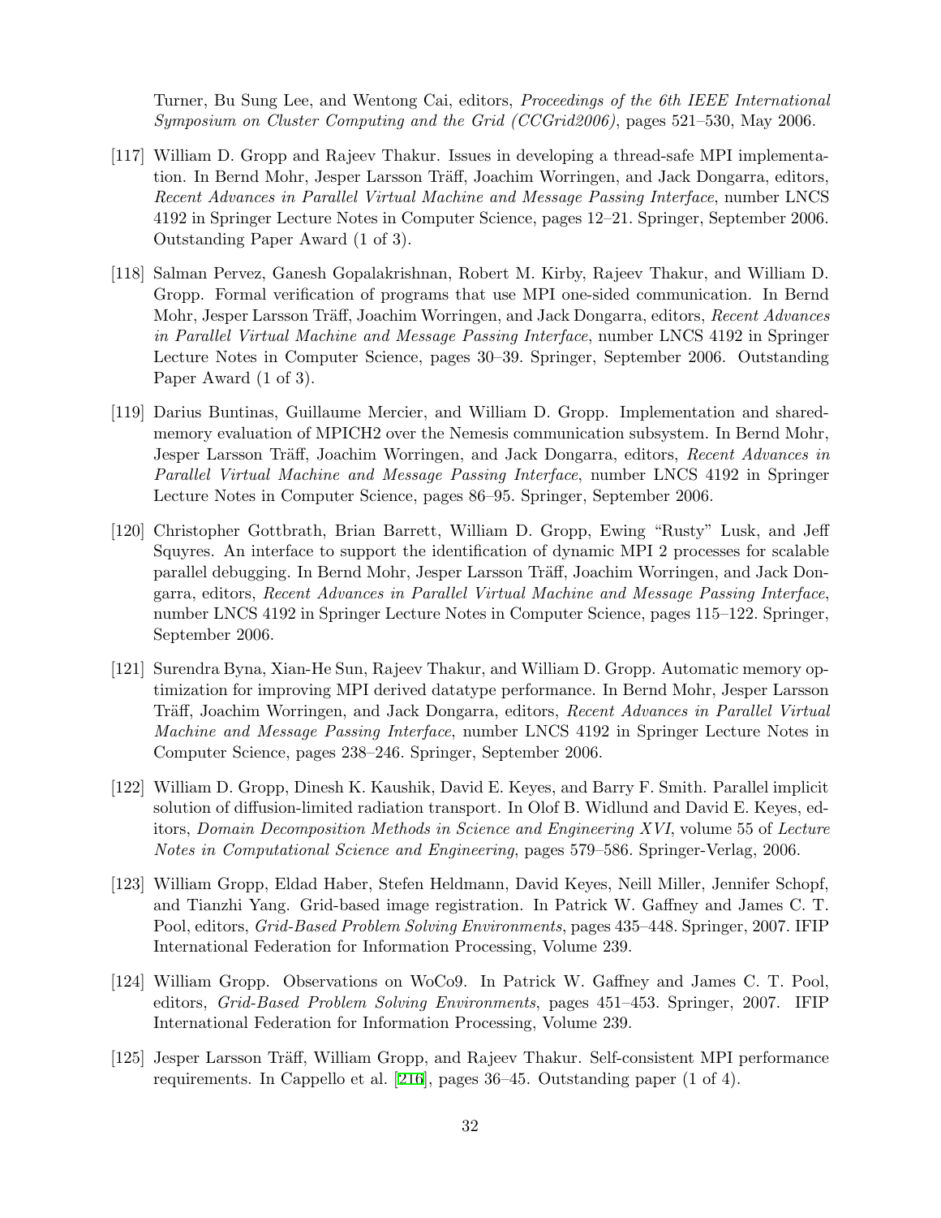Turner, Bu Sung Lee, and Wentong Cai, editors, *Proceedings of the 6th IEEE International Symposium on Cluster Computing and the Grid (CCGrid2006)*, pages 521–530, May 2006.

[117] William D. Gropp and Rajeev Thakur. Issues in developing a thread-safe MPI implementation. In Bernd Mohr, Jesper Larsson Träff, Joachim Worringen, and Jack Dongarra, editors, *Recent Advances in Parallel Virtual Machine and Message Passing Interface*, number LNCS 4192 in Springer Lecture Notes in Computer Science, pages 12–21. Springer, September 2006. Outstanding Paper Award (1 of 3).

[118] Salman Pervez, Ganesh Gopalakrishnan, Robert M. Kirby, Rajeev Thakur, and William D. Gropp. Formal verification of programs that use MPI one-sided communication. In Bernd Mohr, Jesper Larsson Träff, Joachim Worringen, and Jack Dongarra, editors, *Recent Advances in Parallel Virtual Machine and Message Passing Interface*, number LNCS 4192 in Springer Lecture Notes in Computer Science, pages 30–39. Springer, September 2006. Outstanding Paper Award (1 of 3).

[119] Darius Buntinas, Guillaume Mercier, and William D. Gropp. Implementation and shared-memory evaluation of MPICH2 over the Nemesis communication subsystem. In Bernd Mohr, Jesper Larsson Träff, Joachim Worringen, and Jack Dongarra, editors, *Recent Advances in Parallel Virtual Machine and Message Passing Interface*, number LNCS 4192 in Springer Lecture Notes in Computer Science, pages 86–95. Springer, September 2006.

[120] Christopher Gottbrath, Brian Barrett, William D. Gropp, Ewing "Rusty" Lusk, and Jeff Squyres. An interface to support the identification of dynamic MPI 2 processes for scalable parallel debugging. In Bernd Mohr, Jesper Larsson Träff, Joachim Worringen, and Jack Dongarra, editors, *Recent Advances in Parallel Virtual Machine and Message Passing Interface*, number LNCS 4192 in Springer Lecture Notes in Computer Science, pages 115–122. Springer, September 2006.

[121] Surendra Byna, Xian-He Sun, Rajeev Thakur, and William D. Gropp. Automatic memory optimization for improving MPI derived datatype performance. In Bernd Mohr, Jesper Larsson Träff, Joachim Worringen, and Jack Dongarra, editors, *Recent Advances in Parallel Virtual Machine and Message Passing Interface*, number LNCS 4192 in Springer Lecture Notes in Computer Science, pages 238–246. Springer, September 2006.

[122] William D. Gropp, Dinesh K. Kaushik, David E. Keyes, and Barry F. Smith. Parallel implicit solution of diffusion-limited radiation transport. In Olof B. Widlund and David E. Keyes, editors, *Domain Decomposition Methods in Science and Engineering XVI*, volume 55 of *Lecture Notes in Computational Science and Engineering*, pages 579–586. Springer-Verlag, 2006.

[123] William Gropp, Eldad Haber, Stefen Heldmann, David Keyes, Neill Miller, Jennifer Schopf, and Tianzhi Yang. Grid-based image registration. In Patrick W. Gaffney and James C. T. Pool, editors, *Grid-Based Problem Solving Environments*, pages 435–448. Springer, 2007. IFIP International Federation for Information Processing, Volume 239.

[124] William Gropp. Observations on WoCo9. In Patrick W. Gaffney and James C. T. Pool, editors, *Grid-Based Problem Solving Environments*, pages 451–453. Springer, 2007. IFIP International Federation for Information Processing, Volume 239.

[125] Jesper Larsson Träff, William Gropp, and Rajeev Thakur. Self-consistent MPI performance requirements. In Cappello et al. [216], pages 36–45. Outstanding paper (1 of 4).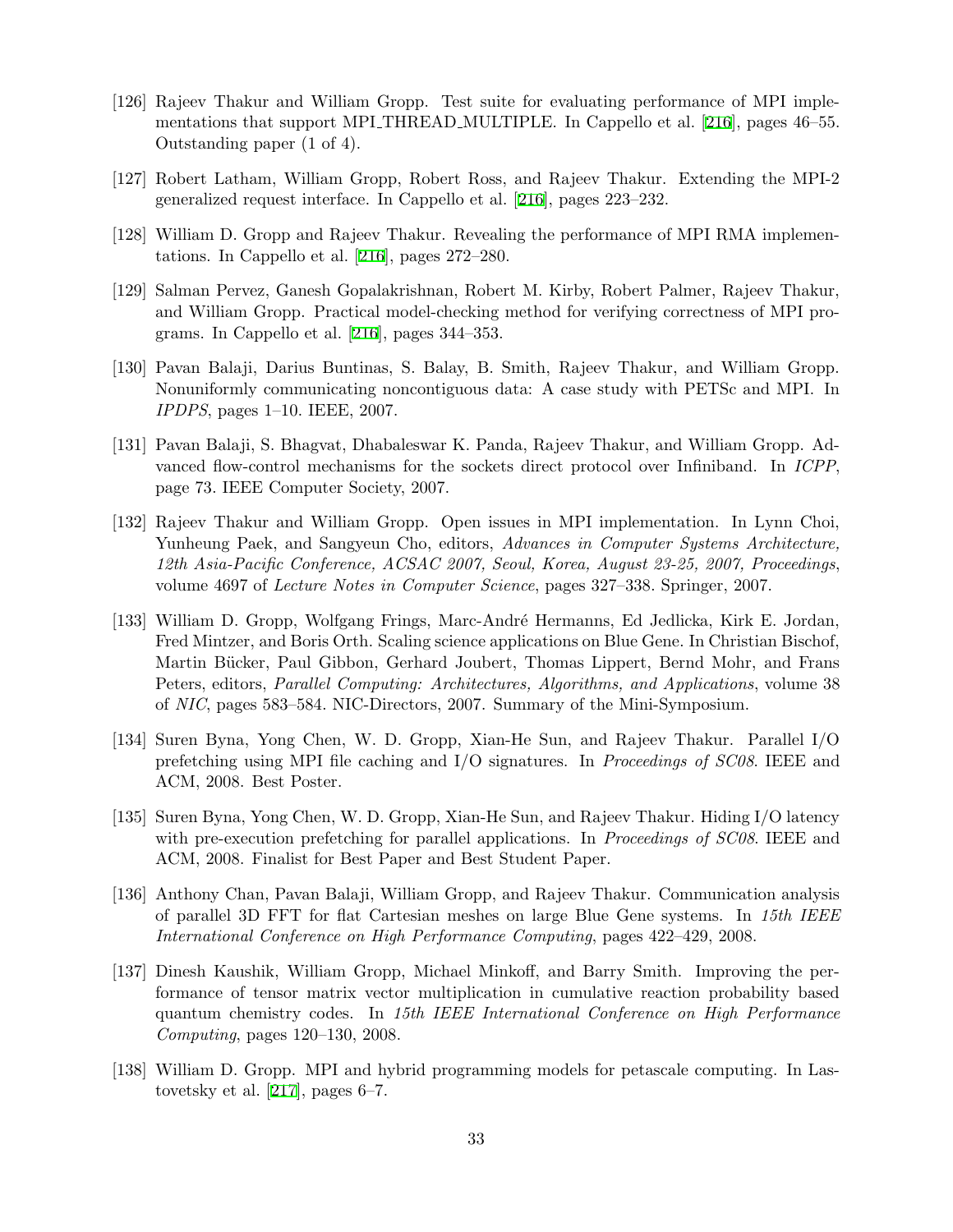[126] Rajeev Thakur and William Gropp. Test suite for evaluating performance of MPI implementations that support MPI_THREAD_MULTIPLE. In Cappello et al. [216], pages 46–55. Outstanding paper (1 of 4).

[127] Robert Latham, William Gropp, Robert Ross, and Rajeev Thakur. Extending the MPI-2 generalized request interface. In Cappello et al. [216], pages 223–232.

[128] William D. Gropp and Rajeev Thakur. Revealing the performance of MPI RMA implementations. In Cappello et al. [216], pages 272–280.

[129] Salman Pervez, Ganesh Gopalakrishnan, Robert M. Kirby, Robert Palmer, Rajeev Thakur, and William Gropp. Practical model-checking method for verifying correctness of MPI programs. In Cappello et al. [216], pages 344–353.

[130] Pavan Balaji, Darius Buntinas, S. Balay, B. Smith, Rajeev Thakur, and William Gropp. Nonuniformly communicating noncontiguous data: A case study with PETSc and MPI. In *IPDPS*, pages 1–10. IEEE, 2007.

[131] Pavan Balaji, S. Bhagvat, Dhabaleswar K. Panda, Rajeev Thakur, and William Gropp. Advanced flow-control mechanisms for the sockets direct protocol over Infiniband. In *ICPP*, page 73. IEEE Computer Society, 2007.

[132] Rajeev Thakur and William Gropp. Open issues in MPI implementation. In Lynn Choi, Yunheung Paek, and Sangyeun Cho, editors, *Advances in Computer Systems Architecture, 12th Asia-Pacific Conference, ACSAC 2007, Seoul, Korea, August 23-25, 2007, Proceedings*, volume 4697 of *Lecture Notes in Computer Science*, pages 327–338. Springer, 2007.

[133] William D. Gropp, Wolfgang Frings, Marc-André Hermanns, Ed Jedlicka, Kirk E. Jordan, Fred Mintzer, and Boris Orth. Scaling science applications on Blue Gene. In Christian Bischof, Martin Bücker, Paul Gibbon, Gerhard Joubert, Thomas Lippert, Bernd Mohr, and Frans Peters, editors, *Parallel Computing: Architectures, Algorithms, and Applications*, volume 38 of *NIC*, pages 583–584. NIC-Directors, 2007. Summary of the Mini-Symposium.

[134] Suren Byna, Yong Chen, W. D. Gropp, Xian-He Sun, and Rajeev Thakur. Parallel I/O prefetching using MPI file caching and I/O signatures. In *Proceedings of SC08*. IEEE and ACM, 2008. Best Poster.

[135] Suren Byna, Yong Chen, W. D. Gropp, Xian-He Sun, and Rajeev Thakur. Hiding I/O latency with pre-execution prefetching for parallel applications. In *Proceedings of SC08*. IEEE and ACM, 2008. Finalist for Best Paper and Best Student Paper.

[136] Anthony Chan, Pavan Balaji, William Gropp, and Rajeev Thakur. Communication analysis of parallel 3D FFT for flat Cartesian meshes on large Blue Gene systems. In *15th IEEE International Conference on High Performance Computing*, pages 422–429, 2008.

[137] Dinesh Kaushik, William Gropp, Michael Minkoff, and Barry Smith. Improving the performance of tensor matrix vector multiplication in cumulative reaction probability based quantum chemistry codes. In *15th IEEE International Conference on High Performance Computing*, pages 120–130, 2008.

[138] William D. Gropp. MPI and hybrid programming models for petascale computing. In Lastovetsky et al. [217], pages 6–7.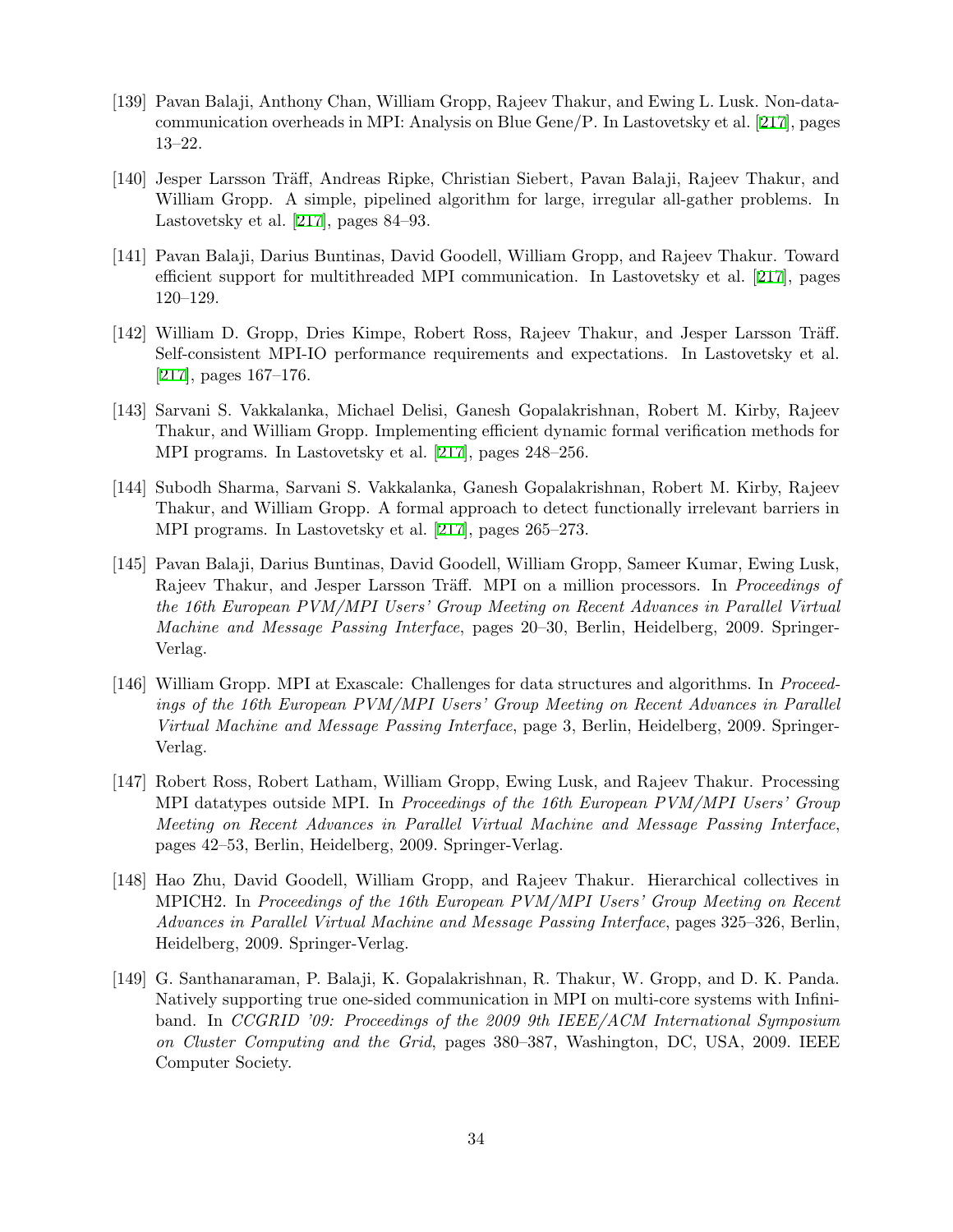[139] Pavan Balaji, Anthony Chan, William Gropp, Rajeev Thakur, and Ewing L. Lusk. Non-data-communication overheads in MPI: Analysis on Blue Gene/P. In Lastovetsky et al. [217], pages 13–22.

[140] Jesper Larsson Träff, Andreas Ripke, Christian Siebert, Pavan Balaji, Rajeev Thakur, and William Gropp. A simple, pipelined algorithm for large, irregular all-gather problems. In Lastovetsky et al. [217], pages 84–93.

[141] Pavan Balaji, Darius Buntinas, David Goodell, William Gropp, and Rajeev Thakur. Toward efficient support for multithreaded MPI communication. In Lastovetsky et al. [217], pages 120–129.

[142] William D. Gropp, Dries Kimpe, Robert Ross, Rajeev Thakur, and Jesper Larsson Träff. Self-consistent MPI-IO performance requirements and expectations. In Lastovetsky et al. [217], pages 167–176.

[143] Sarvani S. Vakkalanka, Michael Delisi, Ganesh Gopalakrishnan, Robert M. Kirby, Rajeev Thakur, and William Gropp. Implementing efficient dynamic formal verification methods for MPI programs. In Lastovetsky et al. [217], pages 248–256.

[144] Subodh Sharma, Sarvani S. Vakkalanka, Ganesh Gopalakrishnan, Robert M. Kirby, Rajeev Thakur, and William Gropp. A formal approach to detect functionally irrelevant barriers in MPI programs. In Lastovetsky et al. [217], pages 265–273.

[145] Pavan Balaji, Darius Buntinas, David Goodell, William Gropp, Sameer Kumar, Ewing Lusk, Rajeev Thakur, and Jesper Larsson Träff. MPI on a million processors. In *Proceedings of the 16th European PVM/MPI Users' Group Meeting on Recent Advances in Parallel Virtual Machine and Message Passing Interface*, pages 20–30, Berlin, Heidelberg, 2009. Springer-Verlag.

[146] William Gropp. MPI at Exascale: Challenges for data structures and algorithms. In *Proceedings of the 16th European PVM/MPI Users' Group Meeting on Recent Advances in Parallel Virtual Machine and Message Passing Interface*, page 3, Berlin, Heidelberg, 2009. Springer-Verlag.

[147] Robert Ross, Robert Latham, William Gropp, Ewing Lusk, and Rajeev Thakur. Processing MPI datatypes outside MPI. In *Proceedings of the 16th European PVM/MPI Users' Group Meeting on Recent Advances in Parallel Virtual Machine and Message Passing Interface*, pages 42–53, Berlin, Heidelberg, 2009. Springer-Verlag.

[148] Hao Zhu, David Goodell, William Gropp, and Rajeev Thakur. Hierarchical collectives in MPICH2. In *Proceedings of the 16th European PVM/MPI Users' Group Meeting on Recent Advances in Parallel Virtual Machine and Message Passing Interface*, pages 325–326, Berlin, Heidelberg, 2009. Springer-Verlag.

[149] G. Santhanaraman, P. Balaji, K. Gopalakrishnan, R. Thakur, W. Gropp, and D. K. Panda. Natively supporting true one-sided communication in MPI on multi-core systems with Infiniband. In *CCGRID '09: Proceedings of the 2009 9th IEEE/ACM International Symposium on Cluster Computing and the Grid*, pages 380–387, Washington, DC, USA, 2009. IEEE Computer Society.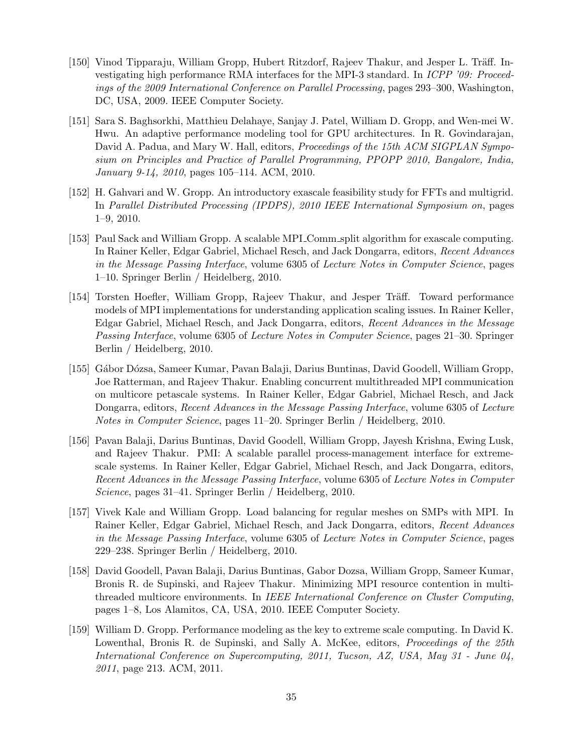[150] Vinod Tipparaju, William Gropp, Hubert Ritzdorf, Rajeev Thakur, and Jesper L. Träff. Investigating high performance RMA interfaces for the MPI-3 standard. In *ICPP '09: Proceedings of the 2009 International Conference on Parallel Processing*, pages 293–300, Washington, DC, USA, 2009. IEEE Computer Society.

[151] Sara S. Baghsorkhi, Matthieu Delahaye, Sanjay J. Patel, William D. Gropp, and Wen-mei W. Hwu. An adaptive performance modeling tool for GPU architectures. In R. Govindarajan, David A. Padua, and Mary W. Hall, editors, *Proceedings of the 15th ACM SIGPLAN Symposium on Principles and Practice of Parallel Programming, PPOPP 2010, Bangalore, India, January 9-14, 2010*, pages 105–114. ACM, 2010.

[152] H. Gahvari and W. Gropp. An introductory exascale feasibility study for FFTs and multigrid. In *Parallel Distributed Processing (IPDPS), 2010 IEEE International Symposium on*, pages 1–9, 2010.

[153] Paul Sack and William Gropp. A scalable MPI_Comm_split algorithm for exascale computing. In Rainer Keller, Edgar Gabriel, Michael Resch, and Jack Dongarra, editors, *Recent Advances in the Message Passing Interface*, volume 6305 of *Lecture Notes in Computer Science*, pages 1–10. Springer Berlin / Heidelberg, 2010.

[154] Torsten Hoefler, William Gropp, Rajeev Thakur, and Jesper Träff. Toward performance models of MPI implementations for understanding application scaling issues. In Rainer Keller, Edgar Gabriel, Michael Resch, and Jack Dongarra, editors, *Recent Advances in the Message Passing Interface*, volume 6305 of *Lecture Notes in Computer Science*, pages 21–30. Springer Berlin / Heidelberg, 2010.

[155] Gábor Dózsa, Sameer Kumar, Pavan Balaji, Darius Buntinas, David Goodell, William Gropp, Joe Ratterman, and Rajeev Thakur. Enabling concurrent multithreaded MPI communication on multicore petascale systems. In Rainer Keller, Edgar Gabriel, Michael Resch, and Jack Dongarra, editors, *Recent Advances in the Message Passing Interface*, volume 6305 of *Lecture Notes in Computer Science*, pages 11–20. Springer Berlin / Heidelberg, 2010.

[156] Pavan Balaji, Darius Buntinas, David Goodell, William Gropp, Jayesh Krishna, Ewing Lusk, and Rajeev Thakur. PMI: A scalable parallel process-management interface for extreme-scale systems. In Rainer Keller, Edgar Gabriel, Michael Resch, and Jack Dongarra, editors, *Recent Advances in the Message Passing Interface*, volume 6305 of *Lecture Notes in Computer Science*, pages 31–41. Springer Berlin / Heidelberg, 2010.

[157] Vivek Kale and William Gropp. Load balancing for regular meshes on SMPs with MPI. In Rainer Keller, Edgar Gabriel, Michael Resch, and Jack Dongarra, editors, *Recent Advances in the Message Passing Interface*, volume 6305 of *Lecture Notes in Computer Science*, pages 229–238. Springer Berlin / Heidelberg, 2010.

[158] David Goodell, Pavan Balaji, Darius Buntinas, Gabor Dozsa, William Gropp, Sameer Kumar, Bronis R. de Supinski, and Rajeev Thakur. Minimizing MPI resource contention in multithreaded multicore environments. In *IEEE International Conference on Cluster Computing*, pages 1–8, Los Alamitos, CA, USA, 2010. IEEE Computer Society.

[159] William D. Gropp. Performance modeling as the key to extreme scale computing. In David K. Lowenthal, Bronis R. de Supinski, and Sally A. McKee, editors, *Proceedings of the 25th International Conference on Supercomputing, 2011, Tucson, AZ, USA, May 31 - June 04, 2011*, page 213. ACM, 2011.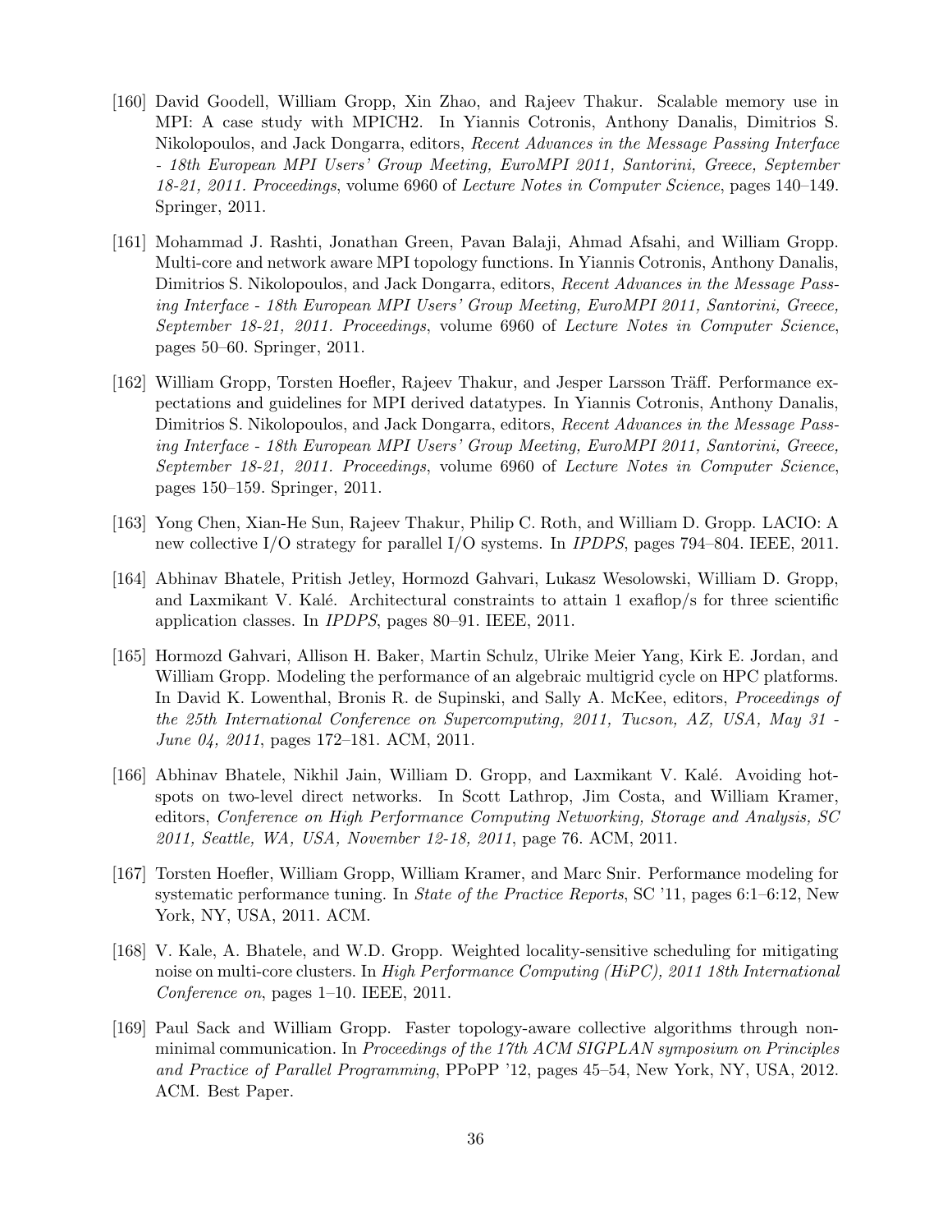[160] David Goodell, William Gropp, Xin Zhao, and Rajeev Thakur. Scalable memory use in MPI: A case study with MPICH2. In Yiannis Cotronis, Anthony Danalis, Dimitrios S. Nikolopoulos, and Jack Dongarra, editors, *Recent Advances in the Message Passing Interface - 18th European MPI Users' Group Meeting, EuroMPI 2011, Santorini, Greece, September 18-21, 2011. Proceedings*, volume 6960 of *Lecture Notes in Computer Science*, pages 140–149. Springer, 2011.

[161] Mohammad J. Rashti, Jonathan Green, Pavan Balaji, Ahmad Afsahi, and William Gropp. Multi-core and network aware MPI topology functions. In Yiannis Cotronis, Anthony Danalis, Dimitrios S. Nikolopoulos, and Jack Dongarra, editors, *Recent Advances in the Message Passing Interface - 18th European MPI Users' Group Meeting, EuroMPI 2011, Santorini, Greece, September 18-21, 2011. Proceedings*, volume 6960 of *Lecture Notes in Computer Science*, pages 50–60. Springer, 2011.

[162] William Gropp, Torsten Hoefler, Rajeev Thakur, and Jesper Larsson Träff. Performance expectations and guidelines for MPI derived datatypes. In Yiannis Cotronis, Anthony Danalis, Dimitrios S. Nikolopoulos, and Jack Dongarra, editors, *Recent Advances in the Message Passing Interface - 18th European MPI Users' Group Meeting, EuroMPI 2011, Santorini, Greece, September 18-21, 2011. Proceedings*, volume 6960 of *Lecture Notes in Computer Science*, pages 150–159. Springer, 2011.

[163] Yong Chen, Xian-He Sun, Rajeev Thakur, Philip C. Roth, and William D. Gropp. LACIO: A new collective I/O strategy for parallel I/O systems. In *IPDPS*, pages 794–804. IEEE, 2011.

[164] Abhinav Bhatele, Pritish Jetley, Hormozd Gahvari, Lukasz Wesolowski, William D. Gropp, and Laxmikant V. Kalé. Architectural constraints to attain 1 exaflop/s for three scientific application classes. In *IPDPS*, pages 80–91. IEEE, 2011.

[165] Hormozd Gahvari, Allison H. Baker, Martin Schulz, Ulrike Meier Yang, Kirk E. Jordan, and William Gropp. Modeling the performance of an algebraic multigrid cycle on HPC platforms. In David K. Lowenthal, Bronis R. de Supinski, and Sally A. McKee, editors, *Proceedings of the 25th International Conference on Supercomputing, 2011, Tucson, AZ, USA, May 31 - June 04, 2011*, pages 172–181. ACM, 2011.

[166] Abhinav Bhatele, Nikhil Jain, William D. Gropp, and Laxmikant V. Kalé. Avoiding hot-spots on two-level direct networks. In Scott Lathrop, Jim Costa, and William Kramer, editors, *Conference on High Performance Computing Networking, Storage and Analysis, SC 2011, Seattle, WA, USA, November 12-18, 2011*, page 76. ACM, 2011.

[167] Torsten Hoefler, William Gropp, William Kramer, and Marc Snir. Performance modeling for systematic performance tuning. In *State of the Practice Reports*, SC '11, pages 6:1–6:12, New York, NY, USA, 2011. ACM.

[168] V. Kale, A. Bhatele, and W.D. Gropp. Weighted locality-sensitive scheduling for mitigating noise on multi-core clusters. In *High Performance Computing (HiPC), 2011 18th International Conference on*, pages 1–10. IEEE, 2011.

[169] Paul Sack and William Gropp. Faster topology-aware collective algorithms through non-minimal communication. In *Proceedings of the 17th ACM SIGPLAN symposium on Principles and Practice of Parallel Programming*, PPoPP '12, pages 45–54, New York, NY, USA, 2012. ACM. Best Paper.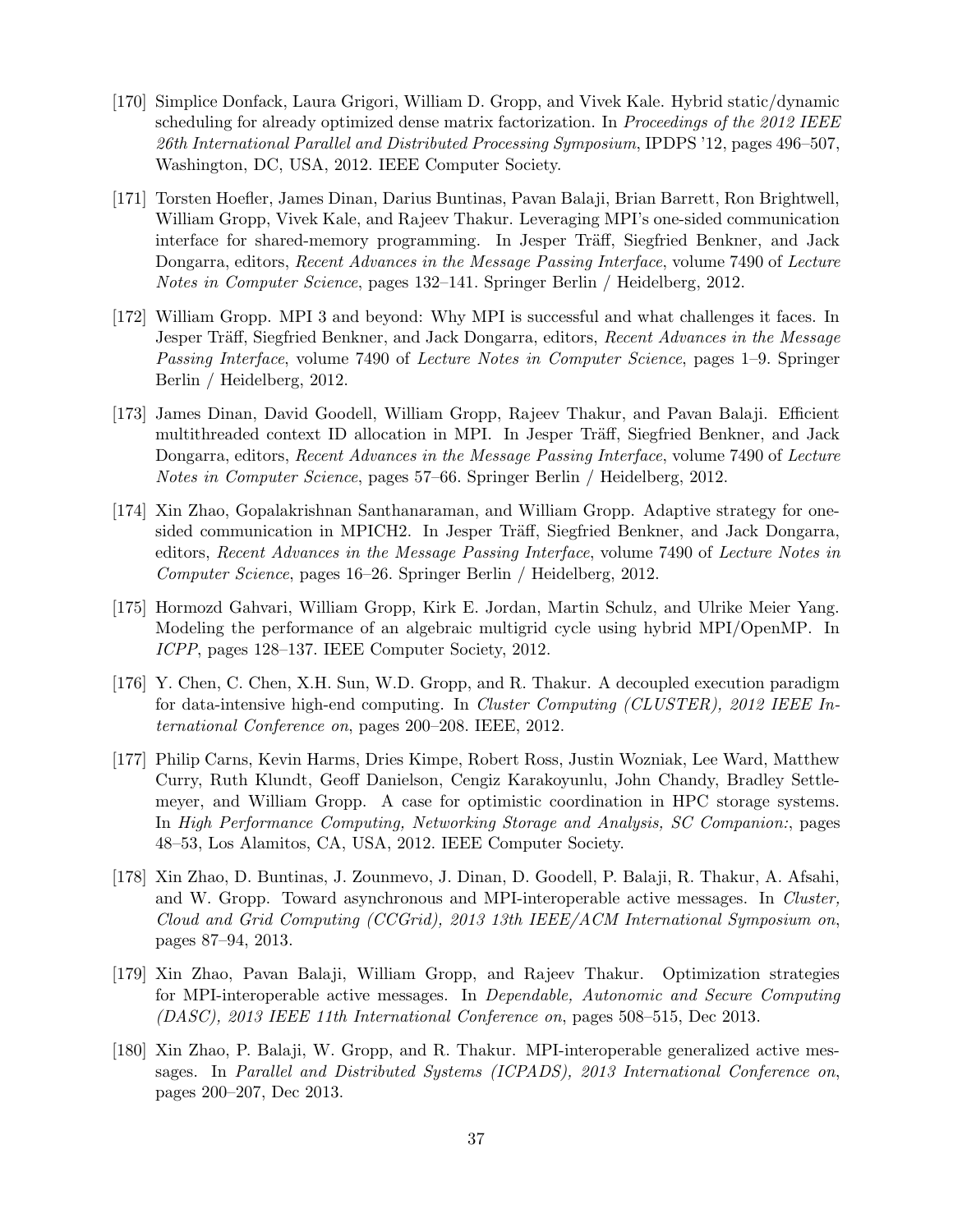[170] Simplice Donfack, Laura Grigori, William D. Gropp, and Vivek Kale. Hybrid static/dynamic scheduling for already optimized dense matrix factorization. In *Proceedings of the 2012 IEEE 26th International Parallel and Distributed Processing Symposium*, IPDPS '12, pages 496–507, Washington, DC, USA, 2012. IEEE Computer Society.

[171] Torsten Hoefler, James Dinan, Darius Buntinas, Pavan Balaji, Brian Barrett, Ron Brightwell, William Gropp, Vivek Kale, and Rajeev Thakur. Leveraging MPI's one-sided communication interface for shared-memory programming. In Jesper Träff, Siegfried Benkner, and Jack Dongarra, editors, *Recent Advances in the Message Passing Interface*, volume 7490 of *Lecture Notes in Computer Science*, pages 132–141. Springer Berlin / Heidelberg, 2012.

[172] William Gropp. MPI 3 and beyond: Why MPI is successful and what challenges it faces. In Jesper Träff, Siegfried Benkner, and Jack Dongarra, editors, *Recent Advances in the Message Passing Interface*, volume 7490 of *Lecture Notes in Computer Science*, pages 1–9. Springer Berlin / Heidelberg, 2012.

[173] James Dinan, David Goodell, William Gropp, Rajeev Thakur, and Pavan Balaji. Efficient multithreaded context ID allocation in MPI. In Jesper Träff, Siegfried Benkner, and Jack Dongarra, editors, *Recent Advances in the Message Passing Interface*, volume 7490 of *Lecture Notes in Computer Science*, pages 57–66. Springer Berlin / Heidelberg, 2012.

[174] Xin Zhao, Gopalakrishnan Santhanaraman, and William Gropp. Adaptive strategy for one-sided communication in MPICH2. In Jesper Träff, Siegfried Benkner, and Jack Dongarra, editors, *Recent Advances in the Message Passing Interface*, volume 7490 of *Lecture Notes in Computer Science*, pages 16–26. Springer Berlin / Heidelberg, 2012.

[175] Hormozd Gahvari, William Gropp, Kirk E. Jordan, Martin Schulz, and Ulrike Meier Yang. Modeling the performance of an algebraic multigrid cycle using hybrid MPI/OpenMP. In *ICPP*, pages 128–137. IEEE Computer Society, 2012.

[176] Y. Chen, C. Chen, X.H. Sun, W.D. Gropp, and R. Thakur. A decoupled execution paradigm for data-intensive high-end computing. In *Cluster Computing (CLUSTER), 2012 IEEE International Conference on*, pages 200–208. IEEE, 2012.

[177] Philip Carns, Kevin Harms, Dries Kimpe, Robert Ross, Justin Wozniak, Lee Ward, Matthew Curry, Ruth Klundt, Geoff Danielson, Cengiz Karakoyunlu, John Chandy, Bradley Settlemeyer, and William Gropp. A case for optimistic coordination in HPC storage systems. In *High Performance Computing, Networking Storage and Analysis, SC Companion:*, pages 48–53, Los Alamitos, CA, USA, 2012. IEEE Computer Society.

[178] Xin Zhao, D. Buntinas, J. Zounmevo, J. Dinan, D. Goodell, P. Balaji, R. Thakur, A. Afsahi, and W. Gropp. Toward asynchronous and MPI-interoperable active messages. In *Cluster, Cloud and Grid Computing (CCGrid), 2013 13th IEEE/ACM International Symposium on*, pages 87–94, 2013.

[179] Xin Zhao, Pavan Balaji, William Gropp, and Rajeev Thakur. Optimization strategies for MPI-interoperable active messages. In *Dependable, Autonomic and Secure Computing (DASC), 2013 IEEE 11th International Conference on*, pages 508–515, Dec 2013.

[180] Xin Zhao, P. Balaji, W. Gropp, and R. Thakur. MPI-interoperable generalized active messages. In *Parallel and Distributed Systems (ICPADS), 2013 International Conference on*, pages 200–207, Dec 2013.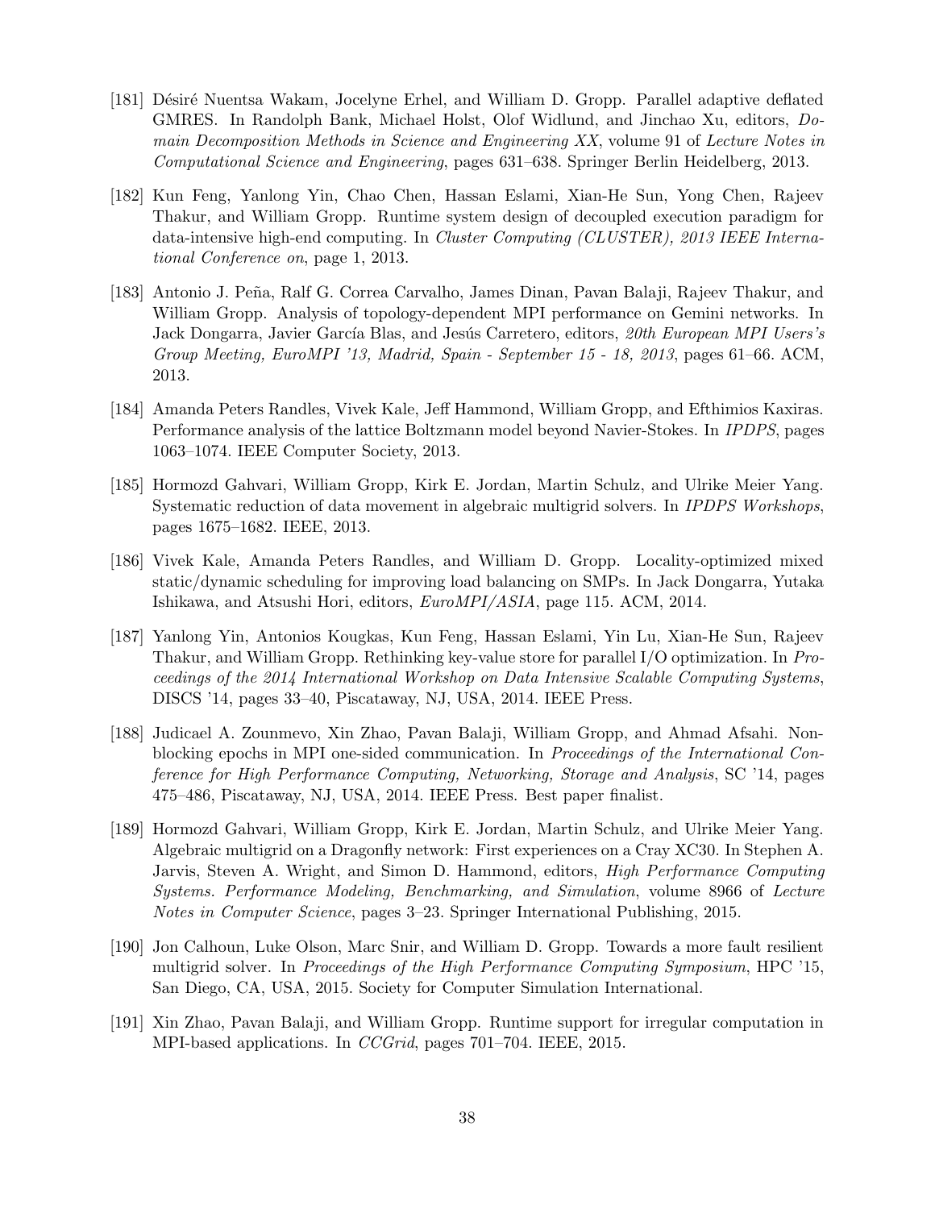[181] Désiré Nuentsa Wakam, Jocelyne Erhel, and William D. Gropp. Parallel adaptive deflated GMRES. In Randolph Bank, Michael Holst, Olof Widlund, and Jinchao Xu, editors, *Domain Decomposition Methods in Science and Engineering XX*, volume 91 of *Lecture Notes in Computational Science and Engineering*, pages 631–638. Springer Berlin Heidelberg, 2013.

[182] Kun Feng, Yanlong Yin, Chao Chen, Hassan Eslami, Xian-He Sun, Yong Chen, Rajeev Thakur, and William Gropp. Runtime system design of decoupled execution paradigm for data-intensive high-end computing. In *Cluster Computing (CLUSTER), 2013 IEEE International Conference on*, page 1, 2013.

[183] Antonio J. Peña, Ralf G. Correa Carvalho, James Dinan, Pavan Balaji, Rajeev Thakur, and William Gropp. Analysis of topology-dependent MPI performance on Gemini networks. In Jack Dongarra, Javier García Blas, and Jesús Carretero, editors, *20th European MPI Users's Group Meeting, EuroMPI '13, Madrid, Spain - September 15 - 18, 2013*, pages 61–66. ACM, 2013.

[184] Amanda Peters Randles, Vivek Kale, Jeff Hammond, William Gropp, and Efthimios Kaxiras. Performance analysis of the lattice Boltzmann model beyond Navier-Stokes. In *IPDPS*, pages 1063–1074. IEEE Computer Society, 2013.

[185] Hormozd Gahvari, William Gropp, Kirk E. Jordan, Martin Schulz, and Ulrike Meier Yang. Systematic reduction of data movement in algebraic multigrid solvers. In *IPDPS Workshops*, pages 1675–1682. IEEE, 2013.

[186] Vivek Kale, Amanda Peters Randles, and William D. Gropp. Locality-optimized mixed static/dynamic scheduling for improving load balancing on SMPs. In Jack Dongarra, Yutaka Ishikawa, and Atsushi Hori, editors, *EuroMPI/ASIA*, page 115. ACM, 2014.

[187] Yanlong Yin, Antonios Kougkas, Kun Feng, Hassan Eslami, Yin Lu, Xian-He Sun, Rajeev Thakur, and William Gropp. Rethinking key-value store for parallel I/O optimization. In *Proceedings of the 2014 International Workshop on Data Intensive Scalable Computing Systems*, DISCS '14, pages 33–40, Piscataway, NJ, USA, 2014. IEEE Press.

[188] Judicael A. Zounmevo, Xin Zhao, Pavan Balaji, William Gropp, and Ahmad Afsahi. Nonblocking epochs in MPI one-sided communication. In *Proceedings of the International Conference for High Performance Computing, Networking, Storage and Analysis*, SC '14, pages 475–486, Piscataway, NJ, USA, 2014. IEEE Press. Best paper finalist.

[189] Hormozd Gahvari, William Gropp, Kirk E. Jordan, Martin Schulz, and Ulrike Meier Yang. Algebraic multigrid on a Dragonfly network: First experiences on a Cray XC30. In Stephen A. Jarvis, Steven A. Wright, and Simon D. Hammond, editors, *High Performance Computing Systems. Performance Modeling, Benchmarking, and Simulation*, volume 8966 of *Lecture Notes in Computer Science*, pages 3–23. Springer International Publishing, 2015.

[190] Jon Calhoun, Luke Olson, Marc Snir, and William D. Gropp. Towards a more fault resilient multigrid solver. In *Proceedings of the High Performance Computing Symposium*, HPC '15, San Diego, CA, USA, 2015. Society for Computer Simulation International.

[191] Xin Zhao, Pavan Balaji, and William Gropp. Runtime support for irregular computation in MPI-based applications. In *CCGrid*, pages 701–704. IEEE, 2015.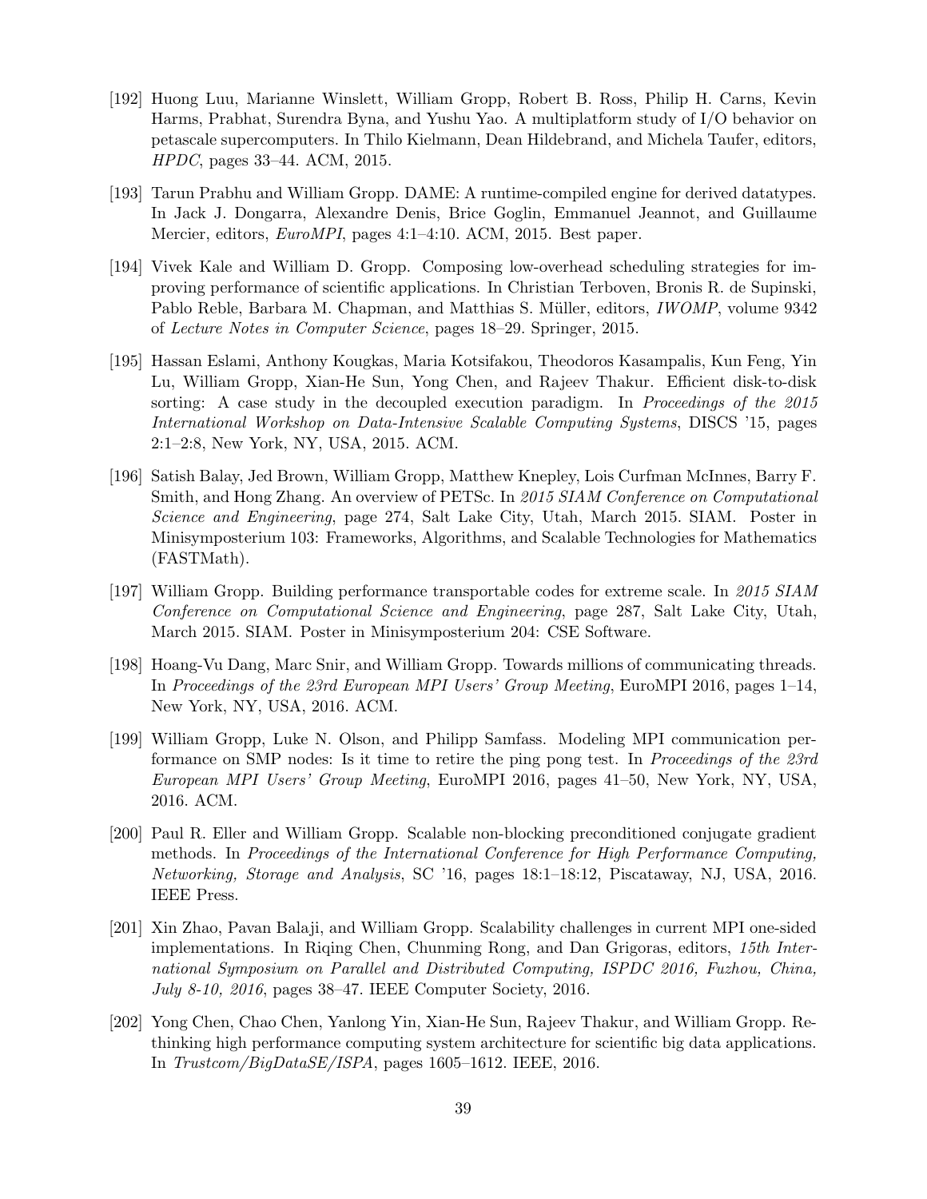[192] Huong Luu, Marianne Winslett, William Gropp, Robert B. Ross, Philip H. Carns, Kevin Harms, Prabhat, Surendra Byna, and Yushu Yao. A multiplatform study of I/O behavior on petascale supercomputers. In Thilo Kielmann, Dean Hildebrand, and Michela Taufer, editors, *HPDC*, pages 33–44. ACM, 2015.

[193] Tarun Prabhu and William Gropp. DAME: A runtime-compiled engine for derived datatypes. In Jack J. Dongarra, Alexandre Denis, Brice Goglin, Emmanuel Jeannot, and Guillaume Mercier, editors, *EuroMPI*, pages 4:1–4:10. ACM, 2015. Best paper.

[194] Vivek Kale and William D. Gropp. Composing low-overhead scheduling strategies for improving performance of scientific applications. In Christian Terboven, Bronis R. de Supinski, Pablo Reble, Barbara M. Chapman, and Matthias S. Müller, editors, *IWOMP*, volume 9342 of *Lecture Notes in Computer Science*, pages 18–29. Springer, 2015.

[195] Hassan Eslami, Anthony Kougkas, Maria Kotsifakou, Theodoros Kasampalis, Kun Feng, Yin Lu, William Gropp, Xian-He Sun, Yong Chen, and Rajeev Thakur. Efficient disk-to-disk sorting: A case study in the decoupled execution paradigm. In *Proceedings of the 2015 International Workshop on Data-Intensive Scalable Computing Systems*, DISCS '15, pages 2:1–2:8, New York, NY, USA, 2015. ACM.

[196] Satish Balay, Jed Brown, William Gropp, Matthew Knepley, Lois Curfman McInnes, Barry F. Smith, and Hong Zhang. An overview of PETSc. In *2015 SIAM Conference on Computational Science and Engineering*, page 274, Salt Lake City, Utah, March 2015. SIAM. Poster in Minisymposterium 103: Frameworks, Algorithms, and Scalable Technologies for Mathematics (FASTMath).

[197] William Gropp. Building performance transportable codes for extreme scale. In *2015 SIAM Conference on Computational Science and Engineering*, page 287, Salt Lake City, Utah, March 2015. SIAM. Poster in Minisymposterium 204: CSE Software.

[198] Hoang-Vu Dang, Marc Snir, and William Gropp. Towards millions of communicating threads. In *Proceedings of the 23rd European MPI Users' Group Meeting*, EuroMPI 2016, pages 1–14, New York, NY, USA, 2016. ACM.

[199] William Gropp, Luke N. Olson, and Philipp Samfass. Modeling MPI communication performance on SMP nodes: Is it time to retire the ping pong test. In *Proceedings of the 23rd European MPI Users' Group Meeting*, EuroMPI 2016, pages 41–50, New York, NY, USA, 2016. ACM.

[200] Paul R. Eller and William Gropp. Scalable non-blocking preconditioned conjugate gradient methods. In *Proceedings of the International Conference for High Performance Computing, Networking, Storage and Analysis*, SC '16, pages 18:1–18:12, Piscataway, NJ, USA, 2016. IEEE Press.

[201] Xin Zhao, Pavan Balaji, and William Gropp. Scalability challenges in current MPI one-sided implementations. In Riqing Chen, Chunming Rong, and Dan Grigoras, editors, *15th International Symposium on Parallel and Distributed Computing, ISPDC 2016, Fuzhou, China, July 8-10, 2016*, pages 38–47. IEEE Computer Society, 2016.

[202] Yong Chen, Chao Chen, Yanlong Yin, Xian-He Sun, Rajeev Thakur, and William Gropp. Rethinking high performance computing system architecture for scientific big data applications. In *Trustcom/BigDataSE/ISPA*, pages 1605–1612. IEEE, 2016.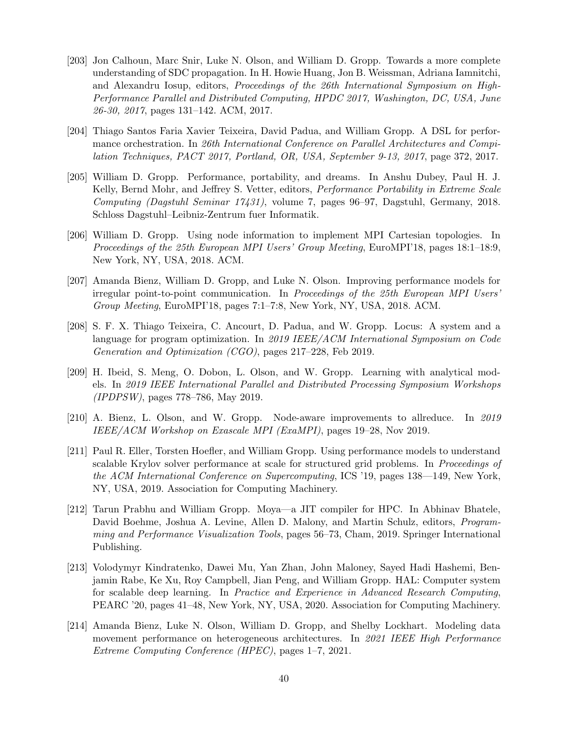[203] Jon Calhoun, Marc Snir, Luke N. Olson, and William D. Gropp. Towards a more complete understanding of SDC propagation. In H. Howie Huang, Jon B. Weissman, Adriana Iamnitchi, and Alexandru Iosup, editors, *Proceedings of the 26th International Symposium on High-Performance Parallel and Distributed Computing, HPDC 2017, Washington, DC, USA, June 26-30, 2017*, pages 131–142. ACM, 2017.

[204] Thiago Santos Faria Xavier Teixeira, David Padua, and William Gropp. A DSL for performance orchestration. In *26th International Conference on Parallel Architectures and Compilation Techniques, PACT 2017, Portland, OR, USA, September 9-13, 2017*, page 372, 2017.

[205] William D. Gropp. Performance, portability, and dreams. In Anshu Dubey, Paul H. J. Kelly, Bernd Mohr, and Jeffrey S. Vetter, editors, *Performance Portability in Extreme Scale Computing (Dagstuhl Seminar 17431)*, volume 7, pages 96–97, Dagstuhl, Germany, 2018. Schloss Dagstuhl–Leibniz-Zentrum fuer Informatik.

[206] William D. Gropp. Using node information to implement MPI Cartesian topologies. In *Proceedings of the 25th European MPI Users' Group Meeting*, EuroMPI'18, pages 18:1–18:9, New York, NY, USA, 2018. ACM.

[207] Amanda Bienz, William D. Gropp, and Luke N. Olson. Improving performance models for irregular point-to-point communication. In *Proceedings of the 25th European MPI Users' Group Meeting*, EuroMPI'18, pages 7:1–7:8, New York, NY, USA, 2018. ACM.

[208] S. F. X. Thiago Teixeira, C. Ancourt, D. Padua, and W. Gropp. Locus: A system and a language for program optimization. In *2019 IEEE/ACM International Symposium on Code Generation and Optimization (CGO)*, pages 217–228, Feb 2019.

[209] H. Ibeid, S. Meng, O. Dobon, L. Olson, and W. Gropp. Learning with analytical models. In *2019 IEEE International Parallel and Distributed Processing Symposium Workshops (IPDPSW)*, pages 778–786, May 2019.

[210] A. Bienz, L. Olson, and W. Gropp. Node-aware improvements to allreduce. In *2019 IEEE/ACM Workshop on Exascale MPI (ExaMPI)*, pages 19–28, Nov 2019.

[211] Paul R. Eller, Torsten Hoefler, and William Gropp. Using performance models to understand scalable Krylov solver performance at scale for structured grid problems. In *Proceedings of the ACM International Conference on Supercomputing*, ICS '19, pages 138—149, New York, NY, USA, 2019. Association for Computing Machinery.

[212] Tarun Prabhu and William Gropp. Moya—a JIT compiler for HPC. In Abhinav Bhatele, David Boehme, Joshua A. Levine, Allen D. Malony, and Martin Schulz, editors, *Programming and Performance Visualization Tools*, pages 56–73, Cham, 2019. Springer International Publishing.

[213] Volodymyr Kindratenko, Dawei Mu, Yan Zhan, John Maloney, Sayed Hadi Hashemi, Benjamin Rabe, Ke Xu, Roy Campbell, Jian Peng, and William Gropp. HAL: Computer system for scalable deep learning. In *Practice and Experience in Advanced Research Computing*, PEARC '20, pages 41–48, New York, NY, USA, 2020. Association for Computing Machinery.

[214] Amanda Bienz, Luke N. Olson, William D. Gropp, and Shelby Lockhart. Modeling data movement performance on heterogeneous architectures. In *2021 IEEE High Performance Extreme Computing Conference (HPEC)*, pages 1–7, 2021.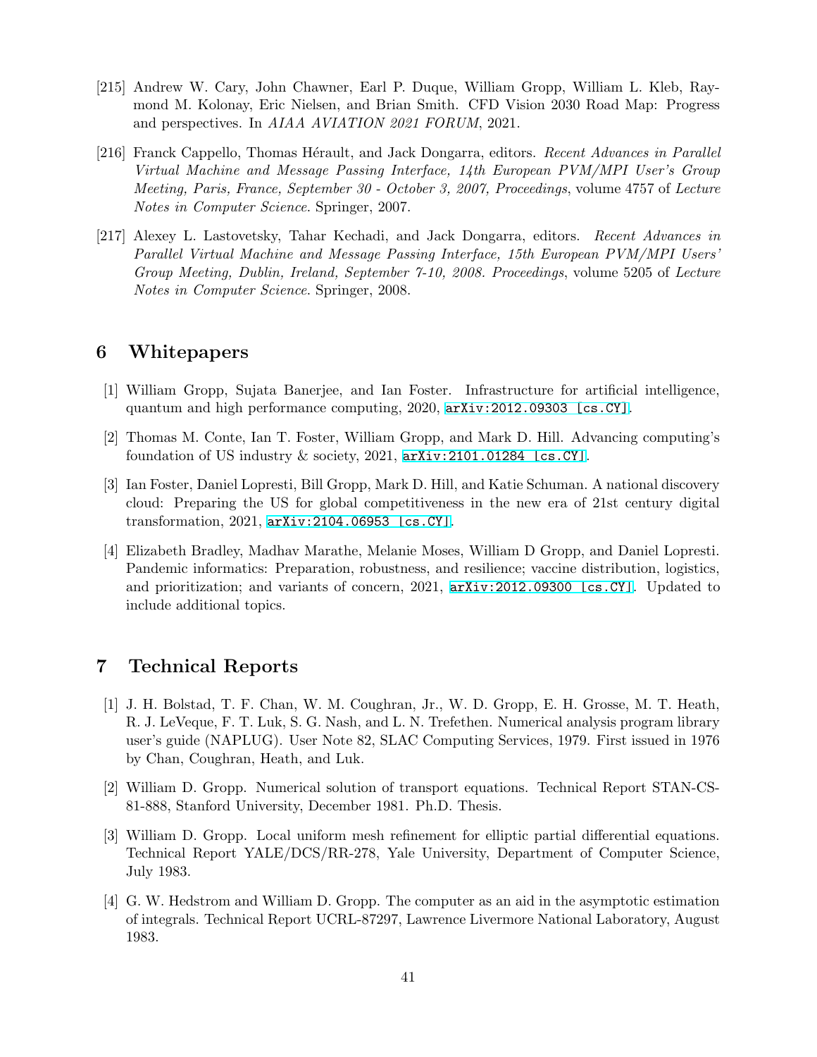[215] Andrew W. Cary, John Chawner, Earl P. Duque, William Gropp, William L. Kleb, Raymond M. Kolonay, Eric Nielsen, and Brian Smith. CFD Vision 2030 Road Map: Progress and perspectives. In *AIAA AVIATION 2021 FORUM*, 2021.

[216] Franck Cappello, Thomas Hérault, and Jack Dongarra, editors. *Recent Advances in Parallel Virtual Machine and Message Passing Interface, 14th European PVM/MPI User's Group Meeting, Paris, France, September 30 - October 3, 2007, Proceedings*, volume 4757 of *Lecture Notes in Computer Science*. Springer, 2007.

[217] Alexey L. Lastovetsky, Tahar Kechadi, and Jack Dongarra, editors. *Recent Advances in Parallel Virtual Machine and Message Passing Interface, 15th European PVM/MPI Users' Group Meeting, Dublin, Ireland, September 7-10, 2008. Proceedings*, volume 5205 of *Lecture Notes in Computer Science*. Springer, 2008.

## 6 Whitepapers

[1] William Gropp, Sujata Banerjee, and Ian Foster. Infrastructure for artificial intelligence, quantum and high performance computing, 2020, `arXiv:2012.09303 [cs.CY]`.

[2] Thomas M. Conte, Ian T. Foster, William Gropp, and Mark D. Hill. Advancing computing's foundation of US industry & society, 2021, `arXiv:2101.01284 [cs.CY]`.

[3] Ian Foster, Daniel Lopresti, Bill Gropp, Mark D. Hill, and Katie Schuman. A national discovery cloud: Preparing the US for global competitiveness in the new era of 21st century digital transformation, 2021, `arXiv:2104.06953 [cs.CY]`.

[4] Elizabeth Bradley, Madhav Marathe, Melanie Moses, William D Gropp, and Daniel Lopresti. Pandemic informatics: Preparation, robustness, and resilience; vaccine distribution, logistics, and prioritization; and variants of concern, 2021, `arXiv:2012.09300 [cs.CY]`. Updated to include additional topics.

## 7 Technical Reports

[1] J. H. Bolstad, T. F. Chan, W. M. Coughran, Jr., W. D. Gropp, E. H. Grosse, M. T. Heath, R. J. LeVeque, F. T. Luk, S. G. Nash, and L. N. Trefethen. Numerical analysis program library user's guide (NAPLUG). User Note 82, SLAC Computing Services, 1979. First issued in 1976 by Chan, Coughran, Heath, and Luk.

[2] William D. Gropp. Numerical solution of transport equations. Technical Report STAN-CS-81-888, Stanford University, December 1981. Ph.D. Thesis.

[3] William D. Gropp. Local uniform mesh refinement for elliptic partial differential equations. Technical Report YALE/DCS/RR-278, Yale University, Department of Computer Science, July 1983.

[4] G. W. Hedstrom and William D. Gropp. The computer as an aid in the asymptotic estimation of integrals. Technical Report UCRL-87297, Lawrence Livermore National Laboratory, August 1983.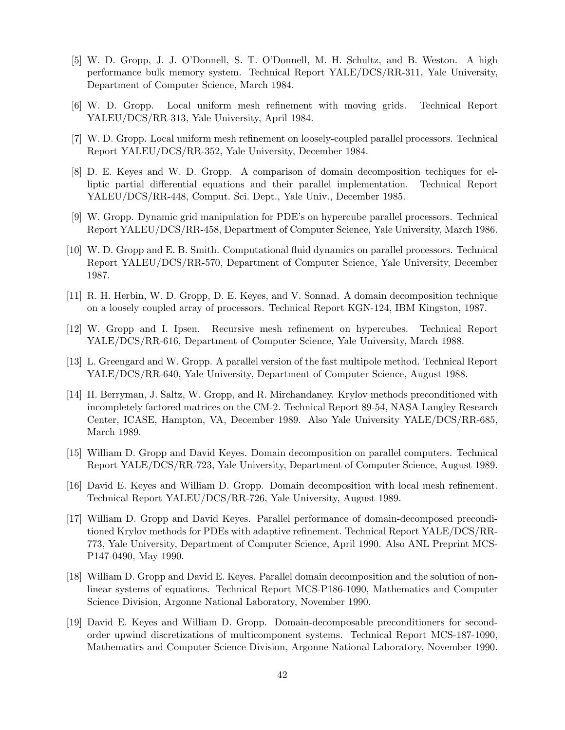[5] W. D. Gropp, J. J. O'Donnell, S. T. O'Donnell, M. H. Schultz, and B. Weston. A high performance bulk memory system. Technical Report YALE/DCS/RR-311, Yale University, Department of Computer Science, March 1984.

[6] W. D. Gropp. Local uniform mesh refinement with moving grids. Technical Report YALEU/DCS/RR-313, Yale University, April 1984.

[7] W. D. Gropp. Local uniform mesh refinement on loosely-coupled parallel processors. Technical Report YALEU/DCS/RR-352, Yale University, December 1984.

[8] D. E. Keyes and W. D. Gropp. A comparison of domain decomposition techiques for elliptic partial differential equations and their parallel implementation. Technical Report YALEU/DCS/RR-448, Comput. Sci. Dept., Yale Univ., December 1985.

[9] W. Gropp. Dynamic grid manipulation for PDE's on hypercube parallel processors. Technical Report YALEU/DCS/RR-458, Department of Computer Science, Yale University, March 1986.

[10] W. D. Gropp and E. B. Smith. Computational fluid dynamics on parallel processors. Technical Report YALEU/DCS/RR-570, Department of Computer Science, Yale University, December 1987.

[11] R. H. Herbin, W. D. Gropp, D. E. Keyes, and V. Sonnad. A domain decomposition technique on a loosely coupled array of processors. Technical Report KGN-124, IBM Kingston, 1987.

[12] W. Gropp and I. Ipsen. Recursive mesh refinement on hypercubes. Technical Report YALE/DCS/RR-616, Department of Computer Science, Yale University, March 1988.

[13] L. Greengard and W. Gropp. A parallel version of the fast multipole method. Technical Report YALE/DCS/RR-640, Yale University, Department of Computer Science, August 1988.

[14] H. Berryman, J. Saltz, W. Gropp, and R. Mirchandaney. Krylov methods preconditioned with incompletely factored matrices on the CM-2. Technical Report 89-54, NASA Langley Research Center, ICASE, Hampton, VA, December 1989. Also Yale University YALE/DCS/RR-685, March 1989.

[15] William D. Gropp and David Keyes. Domain decomposition on parallel computers. Technical Report YALE/DCS/RR-723, Yale University, Department of Computer Science, August 1989.

[16] David E. Keyes and William D. Gropp. Domain decomposition with local mesh refinement. Technical Report YALEU/DCS/RR-726, Yale University, August 1989.

[17] William D. Gropp and David Keyes. Parallel performance of domain-decomposed preconditioned Krylov methods for PDEs with adaptive refinement. Technical Report YALE/DCS/RR-773, Yale University, Department of Computer Science, April 1990. Also ANL Preprint MCS-P147-0490, May 1990.

[18] William D. Gropp and David E. Keyes. Parallel domain decomposition and the solution of nonlinear systems of equations. Technical Report MCS-P186-1090, Mathematics and Computer Science Division, Argonne National Laboratory, November 1990.

[19] David E. Keyes and William D. Gropp. Domain-decomposable preconditioners for second-order upwind discretizations of multicomponent systems. Technical Report MCS-187-1090, Mathematics and Computer Science Division, Argonne National Laboratory, November 1990.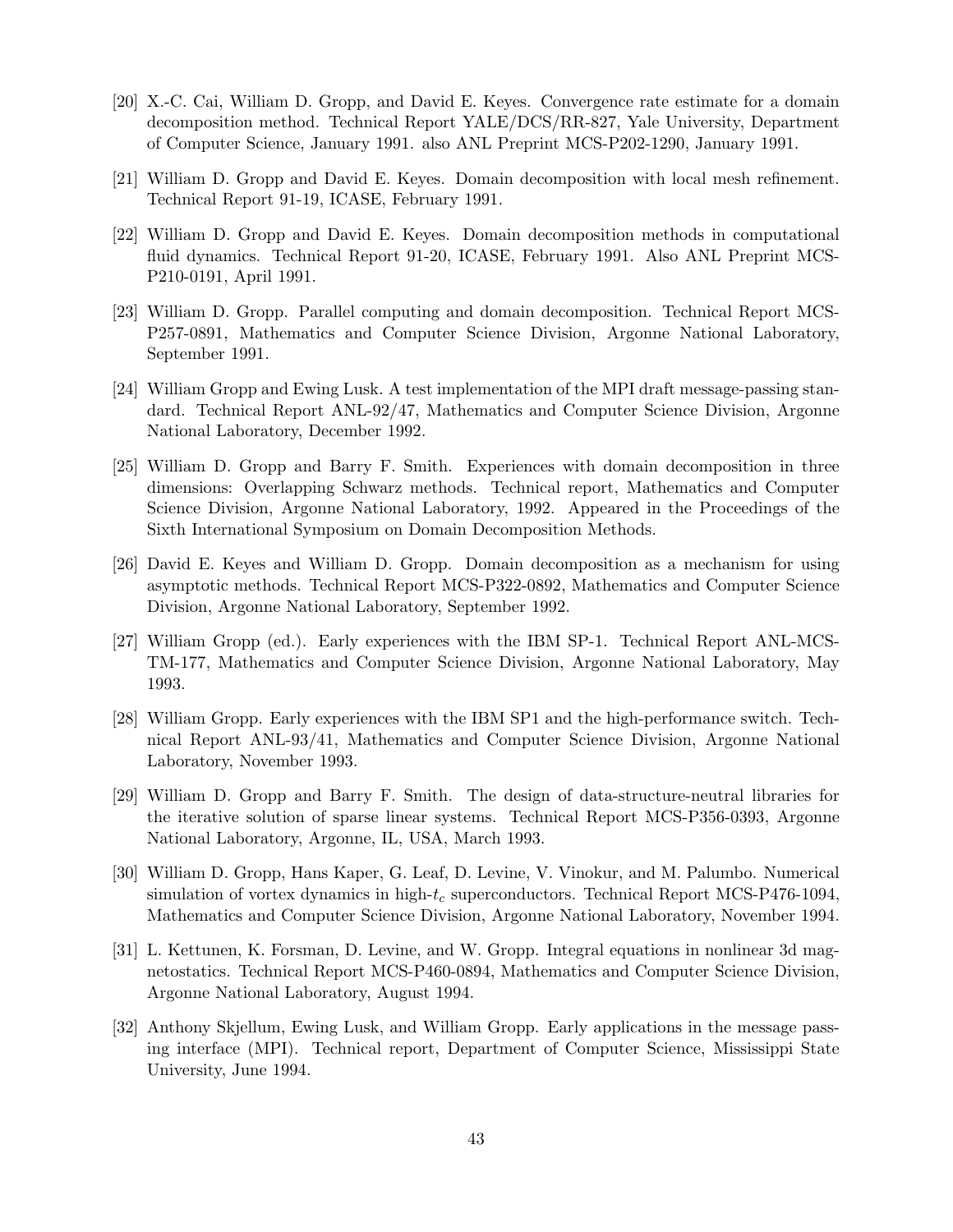[20] X.-C. Cai, William D. Gropp, and David E. Keyes. Convergence rate estimate for a domain decomposition method. Technical Report YALE/DCS/RR-827, Yale University, Department of Computer Science, January 1991. also ANL Preprint MCS-P202-1290, January 1991.

[21] William D. Gropp and David E. Keyes. Domain decomposition with local mesh refinement. Technical Report 91-19, ICASE, February 1991.

[22] William D. Gropp and David E. Keyes. Domain decomposition methods in computational fluid dynamics. Technical Report 91-20, ICASE, February 1991. Also ANL Preprint MCS-P210-0191, April 1991.

[23] William D. Gropp. Parallel computing and domain decomposition. Technical Report MCS-P257-0891, Mathematics and Computer Science Division, Argonne National Laboratory, September 1991.

[24] William Gropp and Ewing Lusk. A test implementation of the MPI draft message-passing standard. Technical Report ANL-92/47, Mathematics and Computer Science Division, Argonne National Laboratory, December 1992.

[25] William D. Gropp and Barry F. Smith. Experiences with domain decomposition in three dimensions: Overlapping Schwarz methods. Technical report, Mathematics and Computer Science Division, Argonne National Laboratory, 1992. Appeared in the Proceedings of the Sixth International Symposium on Domain Decomposition Methods.

[26] David E. Keyes and William D. Gropp. Domain decomposition as a mechanism for using asymptotic methods. Technical Report MCS-P322-0892, Mathematics and Computer Science Division, Argonne National Laboratory, September 1992.

[27] William Gropp (ed.). Early experiences with the IBM SP-1. Technical Report ANL-MCS-TM-177, Mathematics and Computer Science Division, Argonne National Laboratory, May 1993.

[28] William Gropp. Early experiences with the IBM SP1 and the high-performance switch. Technical Report ANL-93/41, Mathematics and Computer Science Division, Argonne National Laboratory, November 1993.

[29] William D. Gropp and Barry F. Smith. The design of data-structure-neutral libraries for the iterative solution of sparse linear systems. Technical Report MCS-P356-0393, Argonne National Laboratory, Argonne, IL, USA, March 1993.

[30] William D. Gropp, Hans Kaper, G. Leaf, D. Levine, V. Vinokur, and M. Palumbo. Numerical simulation of vortex dynamics in high-$t_c$ superconductors. Technical Report MCS-P476-1094, Mathematics and Computer Science Division, Argonne National Laboratory, November 1994.

[31] L. Kettunen, K. Forsman, D. Levine, and W. Gropp. Integral equations in nonlinear 3d magnetostatics. Technical Report MCS-P460-0894, Mathematics and Computer Science Division, Argonne National Laboratory, August 1994.

[32] Anthony Skjellum, Ewing Lusk, and William Gropp. Early applications in the message passing interface (MPI). Technical report, Department of Computer Science, Mississippi State University, June 1994.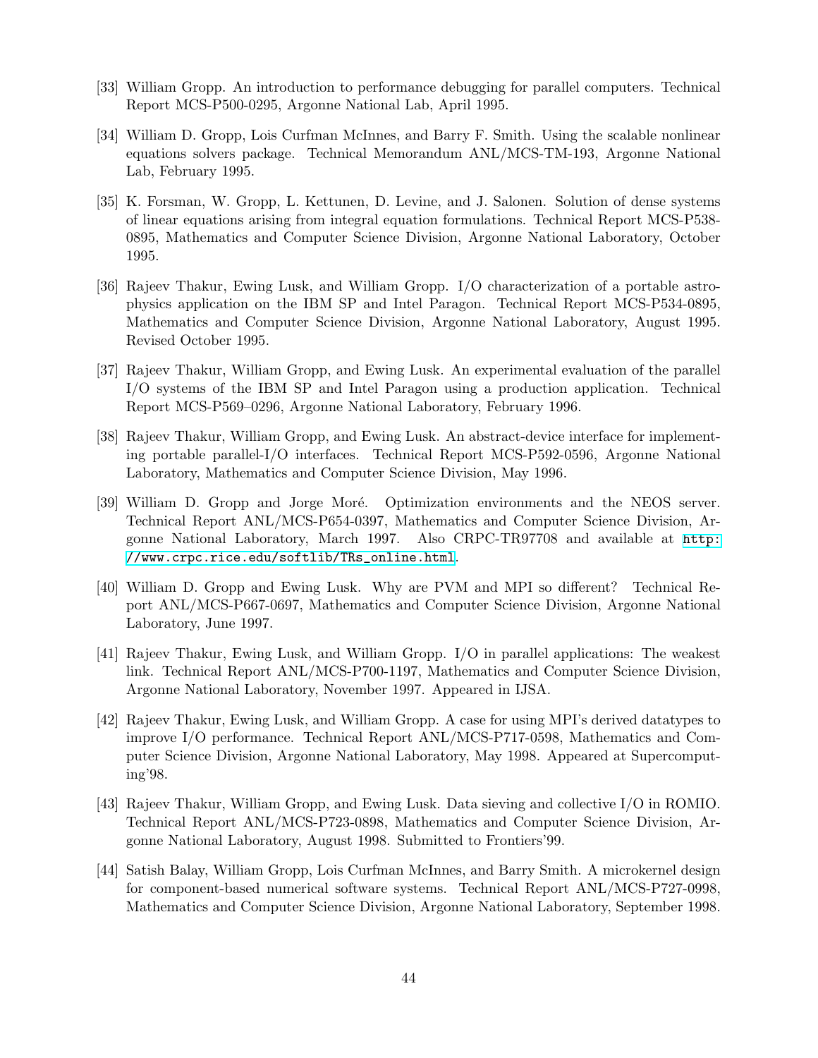[33] William Gropp. An introduction to performance debugging for parallel computers. Technical Report MCS-P500-0295, Argonne National Lab, April 1995.

[34] William D. Gropp, Lois Curfman McInnes, and Barry F. Smith. Using the scalable nonlinear equations solvers package. Technical Memorandum ANL/MCS-TM-193, Argonne National Lab, February 1995.

[35] K. Forsman, W. Gropp, L. Kettunen, D. Levine, and J. Salonen. Solution of dense systems of linear equations arising from integral equation formulations. Technical Report MCS-P538-0895, Mathematics and Computer Science Division, Argonne National Laboratory, October 1995.

[36] Rajeev Thakur, Ewing Lusk, and William Gropp. I/O characterization of a portable astrophysics application on the IBM SP and Intel Paragon. Technical Report MCS-P534-0895, Mathematics and Computer Science Division, Argonne National Laboratory, August 1995. Revised October 1995.

[37] Rajeev Thakur, William Gropp, and Ewing Lusk. An experimental evaluation of the parallel I/O systems of the IBM SP and Intel Paragon using a production application. Technical Report MCS-P569–0296, Argonne National Laboratory, February 1996.

[38] Rajeev Thakur, William Gropp, and Ewing Lusk. An abstract-device interface for implementing portable parallel-I/O interfaces. Technical Report MCS-P592-0596, Argonne National Laboratory, Mathematics and Computer Science Division, May 1996.

[39] William D. Gropp and Jorge Moré. Optimization environments and the NEOS server. Technical Report ANL/MCS-P654-0397, Mathematics and Computer Science Division, Argonne National Laboratory, March 1997. Also CRPC-TR97708 and available at http://www.crpc.rice.edu/softlib/TRs_online.html.

[40] William D. Gropp and Ewing Lusk. Why are PVM and MPI so different? Technical Report ANL/MCS-P667-0697, Mathematics and Computer Science Division, Argonne National Laboratory, June 1997.

[41] Rajeev Thakur, Ewing Lusk, and William Gropp. I/O in parallel applications: The weakest link. Technical Report ANL/MCS-P700-1197, Mathematics and Computer Science Division, Argonne National Laboratory, November 1997. Appeared in IJSA.

[42] Rajeev Thakur, Ewing Lusk, and William Gropp. A case for using MPI's derived datatypes to improve I/O performance. Technical Report ANL/MCS-P717-0598, Mathematics and Computer Science Division, Argonne National Laboratory, May 1998. Appeared at Supercomputing'98.

[43] Rajeev Thakur, William Gropp, and Ewing Lusk. Data sieving and collective I/O in ROMIO. Technical Report ANL/MCS-P723-0898, Mathematics and Computer Science Division, Argonne National Laboratory, August 1998. Submitted to Frontiers'99.

[44] Satish Balay, William Gropp, Lois Curfman McInnes, and Barry Smith. A microkernel design for component-based numerical software systems. Technical Report ANL/MCS-P727-0998, Mathematics and Computer Science Division, Argonne National Laboratory, September 1998.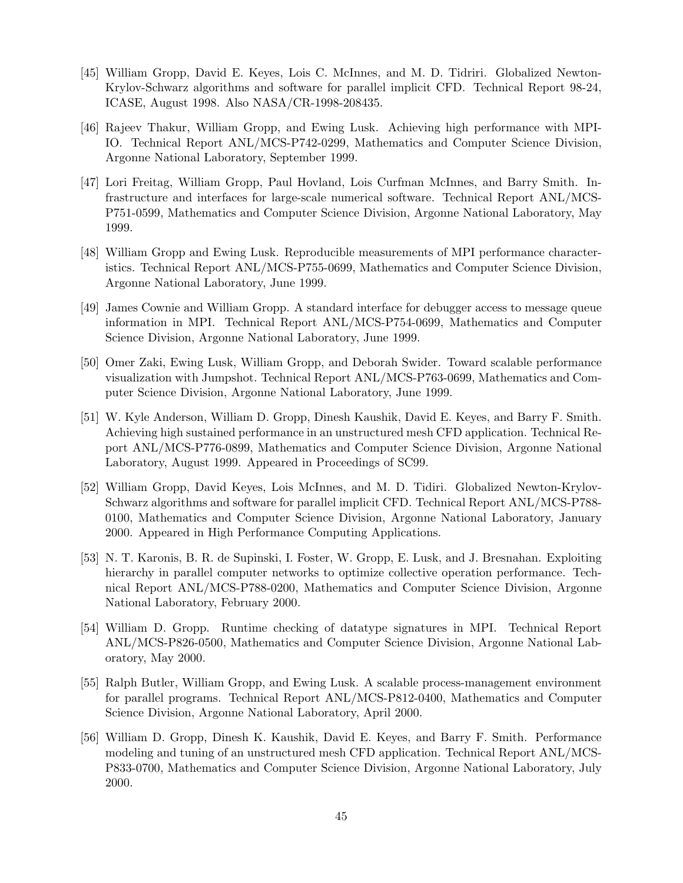[45] William Gropp, David E. Keyes, Lois C. McInnes, and M. D. Tidriri. Globalized Newton-Krylov-Schwarz algorithms and software for parallel implicit CFD. Technical Report 98-24, ICASE, August 1998. Also NASA/CR-1998-208435.

[46] Rajeev Thakur, William Gropp, and Ewing Lusk. Achieving high performance with MPI-IO. Technical Report ANL/MCS-P742-0299, Mathematics and Computer Science Division, Argonne National Laboratory, September 1999.

[47] Lori Freitag, William Gropp, Paul Hovland, Lois Curfman McInnes, and Barry Smith. Infrastructure and interfaces for large-scale numerical software. Technical Report ANL/MCS-P751-0599, Mathematics and Computer Science Division, Argonne National Laboratory, May 1999.

[48] William Gropp and Ewing Lusk. Reproducible measurements of MPI performance characteristics. Technical Report ANL/MCS-P755-0699, Mathematics and Computer Science Division, Argonne National Laboratory, June 1999.

[49] James Cownie and William Gropp. A standard interface for debugger access to message queue information in MPI. Technical Report ANL/MCS-P754-0699, Mathematics and Computer Science Division, Argonne National Laboratory, June 1999.

[50] Omer Zaki, Ewing Lusk, William Gropp, and Deborah Swider. Toward scalable performance visualization with Jumpshot. Technical Report ANL/MCS-P763-0699, Mathematics and Computer Science Division, Argonne National Laboratory, June 1999.

[51] W. Kyle Anderson, William D. Gropp, Dinesh Kaushik, David E. Keyes, and Barry F. Smith. Achieving high sustained performance in an unstructured mesh CFD application. Technical Report ANL/MCS-P776-0899, Mathematics and Computer Science Division, Argonne National Laboratory, August 1999. Appeared in Proceedings of SC99.

[52] William Gropp, David Keyes, Lois McInnes, and M. D. Tidiri. Globalized Newton-Krylov-Schwarz algorithms and software for parallel implicit CFD. Technical Report ANL/MCS-P788-0100, Mathematics and Computer Science Division, Argonne National Laboratory, January 2000. Appeared in High Performance Computing Applications.

[53] N. T. Karonis, B. R. de Supinski, I. Foster, W. Gropp, E. Lusk, and J. Bresnahan. Exploiting hierarchy in parallel computer networks to optimize collective operation performance. Technical Report ANL/MCS-P788-0200, Mathematics and Computer Science Division, Argonne National Laboratory, February 2000.

[54] William D. Gropp. Runtime checking of datatype signatures in MPI. Technical Report ANL/MCS-P826-0500, Mathematics and Computer Science Division, Argonne National Laboratory, May 2000.

[55] Ralph Butler, William Gropp, and Ewing Lusk. A scalable process-management environment for parallel programs. Technical Report ANL/MCS-P812-0400, Mathematics and Computer Science Division, Argonne National Laboratory, April 2000.

[56] William D. Gropp, Dinesh K. Kaushik, David E. Keyes, and Barry F. Smith. Performance modeling and tuning of an unstructured mesh CFD application. Technical Report ANL/MCS-P833-0700, Mathematics and Computer Science Division, Argonne National Laboratory, July 2000.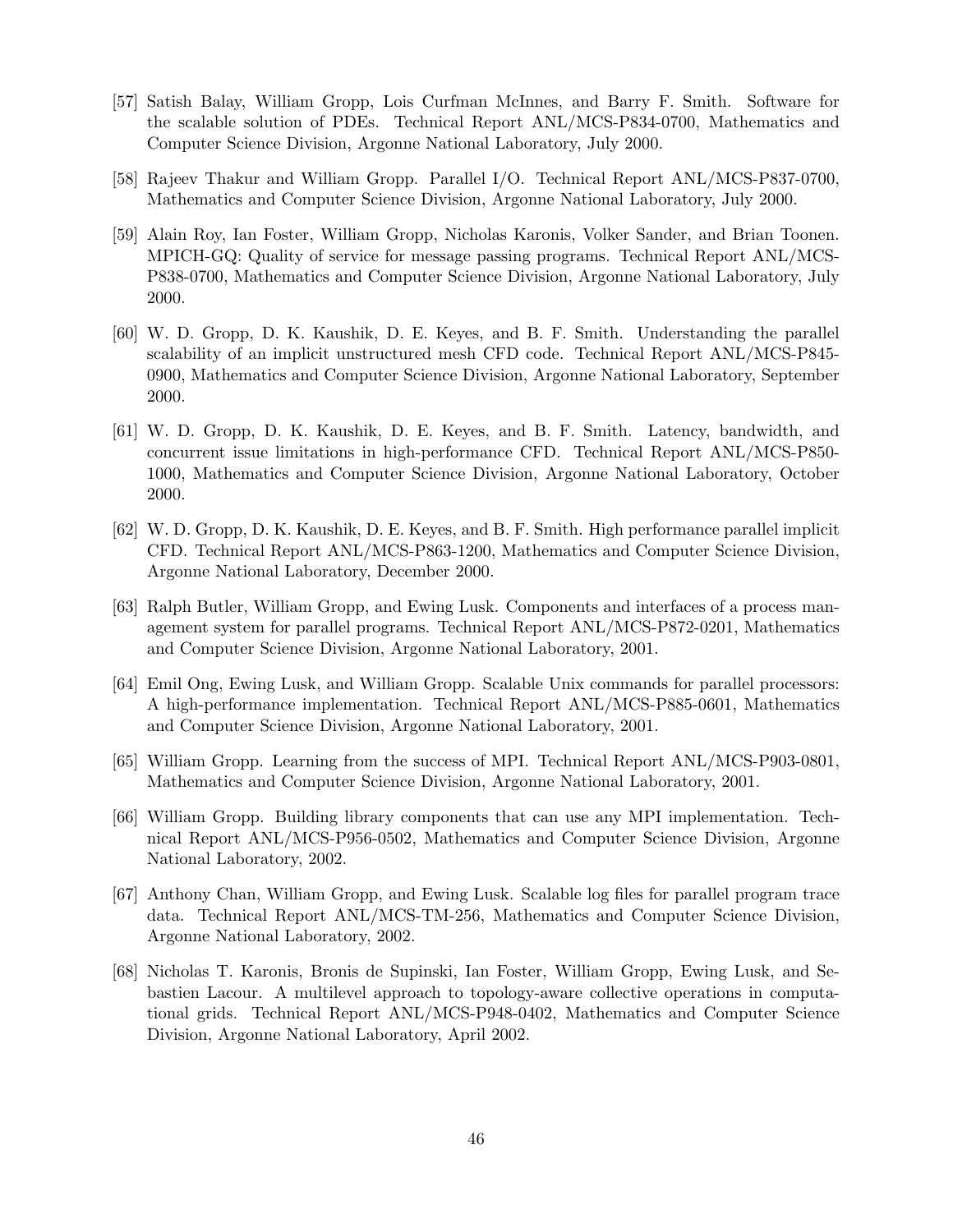[57] Satish Balay, William Gropp, Lois Curfman McInnes, and Barry F. Smith. Software for the scalable solution of PDEs. Technical Report ANL/MCS-P834-0700, Mathematics and Computer Science Division, Argonne National Laboratory, July 2000.

[58] Rajeev Thakur and William Gropp. Parallel I/O. Technical Report ANL/MCS-P837-0700, Mathematics and Computer Science Division, Argonne National Laboratory, July 2000.

[59] Alain Roy, Ian Foster, William Gropp, Nicholas Karonis, Volker Sander, and Brian Toonen. MPICH-GQ: Quality of service for message passing programs. Technical Report ANL/MCS-P838-0700, Mathematics and Computer Science Division, Argonne National Laboratory, July 2000.

[60] W. D. Gropp, D. K. Kaushik, D. E. Keyes, and B. F. Smith. Understanding the parallel scalability of an implicit unstructured mesh CFD code. Technical Report ANL/MCS-P845-0900, Mathematics and Computer Science Division, Argonne National Laboratory, September 2000.

[61] W. D. Gropp, D. K. Kaushik, D. E. Keyes, and B. F. Smith. Latency, bandwidth, and concurrent issue limitations in high-performance CFD. Technical Report ANL/MCS-P850-1000, Mathematics and Computer Science Division, Argonne National Laboratory, October 2000.

[62] W. D. Gropp, D. K. Kaushik, D. E. Keyes, and B. F. Smith. High performance parallel implicit CFD. Technical Report ANL/MCS-P863-1200, Mathematics and Computer Science Division, Argonne National Laboratory, December 2000.

[63] Ralph Butler, William Gropp, and Ewing Lusk. Components and interfaces of a process management system for parallel programs. Technical Report ANL/MCS-P872-0201, Mathematics and Computer Science Division, Argonne National Laboratory, 2001.

[64] Emil Ong, Ewing Lusk, and William Gropp. Scalable Unix commands for parallel processors: A high-performance implementation. Technical Report ANL/MCS-P885-0601, Mathematics and Computer Science Division, Argonne National Laboratory, 2001.

[65] William Gropp. Learning from the success of MPI. Technical Report ANL/MCS-P903-0801, Mathematics and Computer Science Division, Argonne National Laboratory, 2001.

[66] William Gropp. Building library components that can use any MPI implementation. Technical Report ANL/MCS-P956-0502, Mathematics and Computer Science Division, Argonne National Laboratory, 2002.

[67] Anthony Chan, William Gropp, and Ewing Lusk. Scalable log files for parallel program trace data. Technical Report ANL/MCS-TM-256, Mathematics and Computer Science Division, Argonne National Laboratory, 2002.

[68] Nicholas T. Karonis, Bronis de Supinski, Ian Foster, William Gropp, Ewing Lusk, and Sebastien Lacour. A multilevel approach to topology-aware collective operations in computational grids. Technical Report ANL/MCS-P948-0402, Mathematics and Computer Science Division, Argonne National Laboratory, April 2002.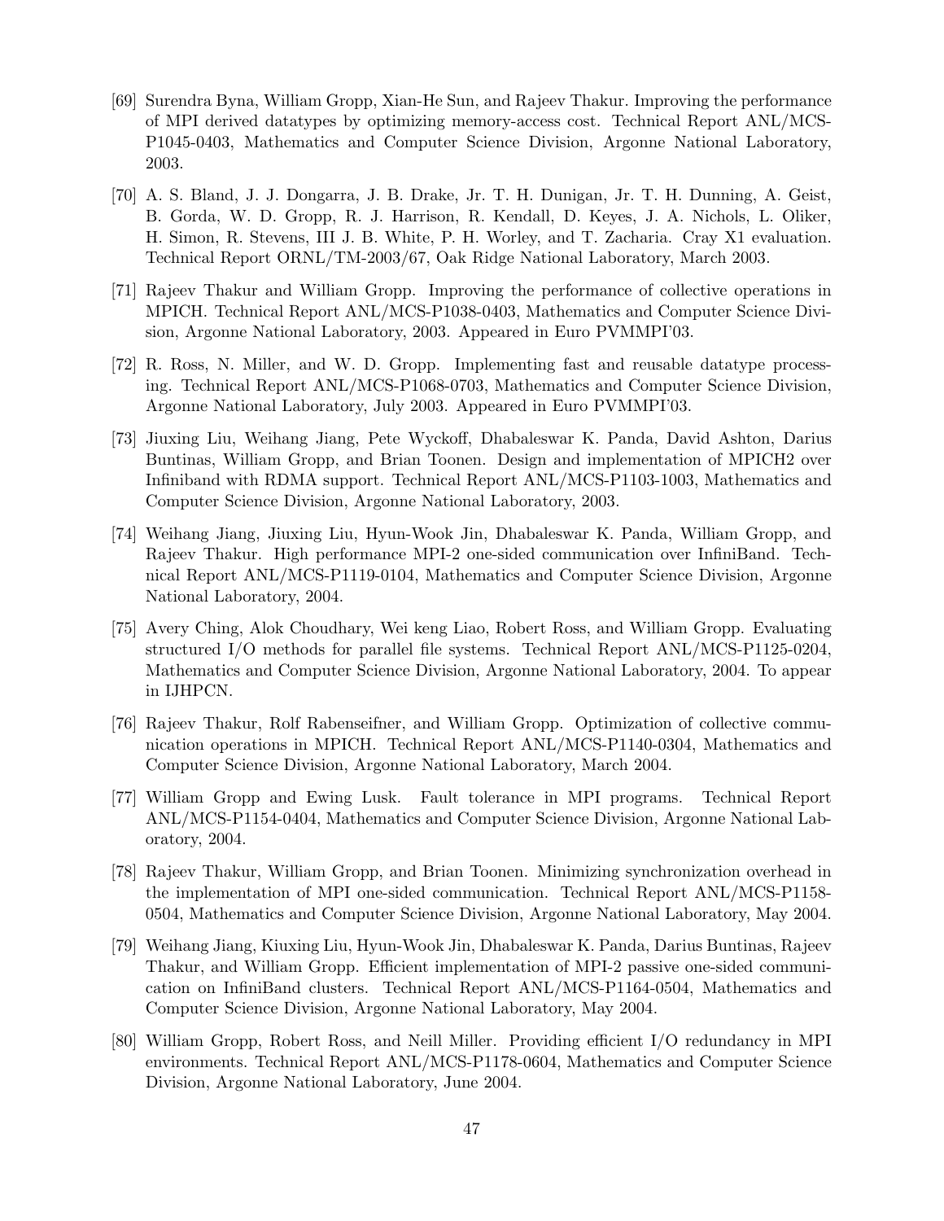[69] Surendra Byna, William Gropp, Xian-He Sun, and Rajeev Thakur. Improving the performance of MPI derived datatypes by optimizing memory-access cost. Technical Report ANL/MCS-P1045-0403, Mathematics and Computer Science Division, Argonne National Laboratory, 2003.

[70] A. S. Bland, J. J. Dongarra, J. B. Drake, Jr. T. H. Dunigan, Jr. T. H. Dunning, A. Geist, B. Gorda, W. D. Gropp, R. J. Harrison, R. Kendall, D. Keyes, J. A. Nichols, L. Oliker, H. Simon, R. Stevens, III J. B. White, P. H. Worley, and T. Zacharia. Cray X1 evaluation. Technical Report ORNL/TM-2003/67, Oak Ridge National Laboratory, March 2003.

[71] Rajeev Thakur and William Gropp. Improving the performance of collective operations in MPICH. Technical Report ANL/MCS-P1038-0403, Mathematics and Computer Science Division, Argonne National Laboratory, 2003. Appeared in Euro PVMMPI'03.

[72] R. Ross, N. Miller, and W. D. Gropp. Implementing fast and reusable datatype processing. Technical Report ANL/MCS-P1068-0703, Mathematics and Computer Science Division, Argonne National Laboratory, July 2003. Appeared in Euro PVMMPI'03.

[73] Jiuxing Liu, Weihang Jiang, Pete Wyckoff, Dhabaleswar K. Panda, David Ashton, Darius Buntinas, William Gropp, and Brian Toonen. Design and implementation of MPICH2 over Infiniband with RDMA support. Technical Report ANL/MCS-P1103-1003, Mathematics and Computer Science Division, Argonne National Laboratory, 2003.

[74] Weihang Jiang, Jiuxing Liu, Hyun-Wook Jin, Dhabaleswar K. Panda, William Gropp, and Rajeev Thakur. High performance MPI-2 one-sided communication over InfiniBand. Technical Report ANL/MCS-P1119-0104, Mathematics and Computer Science Division, Argonne National Laboratory, 2004.

[75] Avery Ching, Alok Choudhary, Wei keng Liao, Robert Ross, and William Gropp. Evaluating structured I/O methods for parallel file systems. Technical Report ANL/MCS-P1125-0204, Mathematics and Computer Science Division, Argonne National Laboratory, 2004. To appear in IJHPCN.

[76] Rajeev Thakur, Rolf Rabenseifner, and William Gropp. Optimization of collective communication operations in MPICH. Technical Report ANL/MCS-P1140-0304, Mathematics and Computer Science Division, Argonne National Laboratory, March 2004.

[77] William Gropp and Ewing Lusk. Fault tolerance in MPI programs. Technical Report ANL/MCS-P1154-0404, Mathematics and Computer Science Division, Argonne National Laboratory, 2004.

[78] Rajeev Thakur, William Gropp, and Brian Toonen. Minimizing synchronization overhead in the implementation of MPI one-sided communication. Technical Report ANL/MCS-P1158-0504, Mathematics and Computer Science Division, Argonne National Laboratory, May 2004.

[79] Weihang Jiang, Kiuxing Liu, Hyun-Wook Jin, Dhabaleswar K. Panda, Darius Buntinas, Rajeev Thakur, and William Gropp. Efficient implementation of MPI-2 passive one-sided communication on InfiniBand clusters. Technical Report ANL/MCS-P1164-0504, Mathematics and Computer Science Division, Argonne National Laboratory, May 2004.

[80] William Gropp, Robert Ross, and Neill Miller. Providing efficient I/O redundancy in MPI environments. Technical Report ANL/MCS-P1178-0604, Mathematics and Computer Science Division, Argonne National Laboratory, June 2004.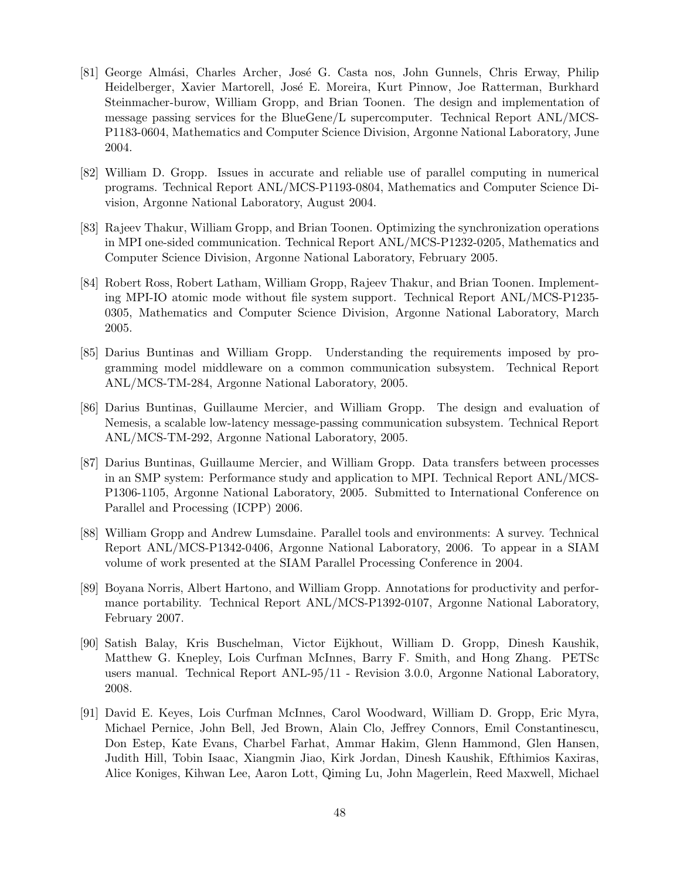[81] George Almási, Charles Archer, José G. Casta nos, John Gunnels, Chris Erway, Philip Heidelberger, Xavier Martorell, José E. Moreira, Kurt Pinnow, Joe Ratterman, Burkhard Steinmacher-burow, William Gropp, and Brian Toonen. The design and implementation of message passing services for the BlueGene/L supercomputer. Technical Report ANL/MCS-P1183-0604, Mathematics and Computer Science Division, Argonne National Laboratory, June 2004.

[82] William D. Gropp. Issues in accurate and reliable use of parallel computing in numerical programs. Technical Report ANL/MCS-P1193-0804, Mathematics and Computer Science Division, Argonne National Laboratory, August 2004.

[83] Rajeev Thakur, William Gropp, and Brian Toonen. Optimizing the synchronization operations in MPI one-sided communication. Technical Report ANL/MCS-P1232-0205, Mathematics and Computer Science Division, Argonne National Laboratory, February 2005.

[84] Robert Ross, Robert Latham, William Gropp, Rajeev Thakur, and Brian Toonen. Implementing MPI-IO atomic mode without file system support. Technical Report ANL/MCS-P1235-0305, Mathematics and Computer Science Division, Argonne National Laboratory, March 2005.

[85] Darius Buntinas and William Gropp. Understanding the requirements imposed by programming model middleware on a common communication subsystem. Technical Report ANL/MCS-TM-284, Argonne National Laboratory, 2005.

[86] Darius Buntinas, Guillaume Mercier, and William Gropp. The design and evaluation of Nemesis, a scalable low-latency message-passing communication subsystem. Technical Report ANL/MCS-TM-292, Argonne National Laboratory, 2005.

[87] Darius Buntinas, Guillaume Mercier, and William Gropp. Data transfers between processes in an SMP system: Performance study and application to MPI. Technical Report ANL/MCS-P1306-1105, Argonne National Laboratory, 2005. Submitted to International Conference on Parallel and Processing (ICPP) 2006.

[88] William Gropp and Andrew Lumsdaine. Parallel tools and environments: A survey. Technical Report ANL/MCS-P1342-0406, Argonne National Laboratory, 2006. To appear in a SIAM volume of work presented at the SIAM Parallel Processing Conference in 2004.

[89] Boyana Norris, Albert Hartono, and William Gropp. Annotations for productivity and performance portability. Technical Report ANL/MCS-P1392-0107, Argonne National Laboratory, February 2007.

[90] Satish Balay, Kris Buschelman, Victor Eijkhout, William D. Gropp, Dinesh Kaushik, Matthew G. Knepley, Lois Curfman McInnes, Barry F. Smith, and Hong Zhang. PETSc users manual. Technical Report ANL-95/11 - Revision 3.0.0, Argonne National Laboratory, 2008.

[91] David E. Keyes, Lois Curfman McInnes, Carol Woodward, William D. Gropp, Eric Myra, Michael Pernice, John Bell, Jed Brown, Alain Clo, Jeffrey Connors, Emil Constantinescu, Don Estep, Kate Evans, Charbel Farhat, Ammar Hakim, Glenn Hammond, Glen Hansen, Judith Hill, Tobin Isaac, Xiangmin Jiao, Kirk Jordan, Dinesh Kaushik, Efthimios Kaxiras, Alice Koniges, Kihwan Lee, Aaron Lott, Qiming Lu, John Magerlein, Reed Maxwell, Michael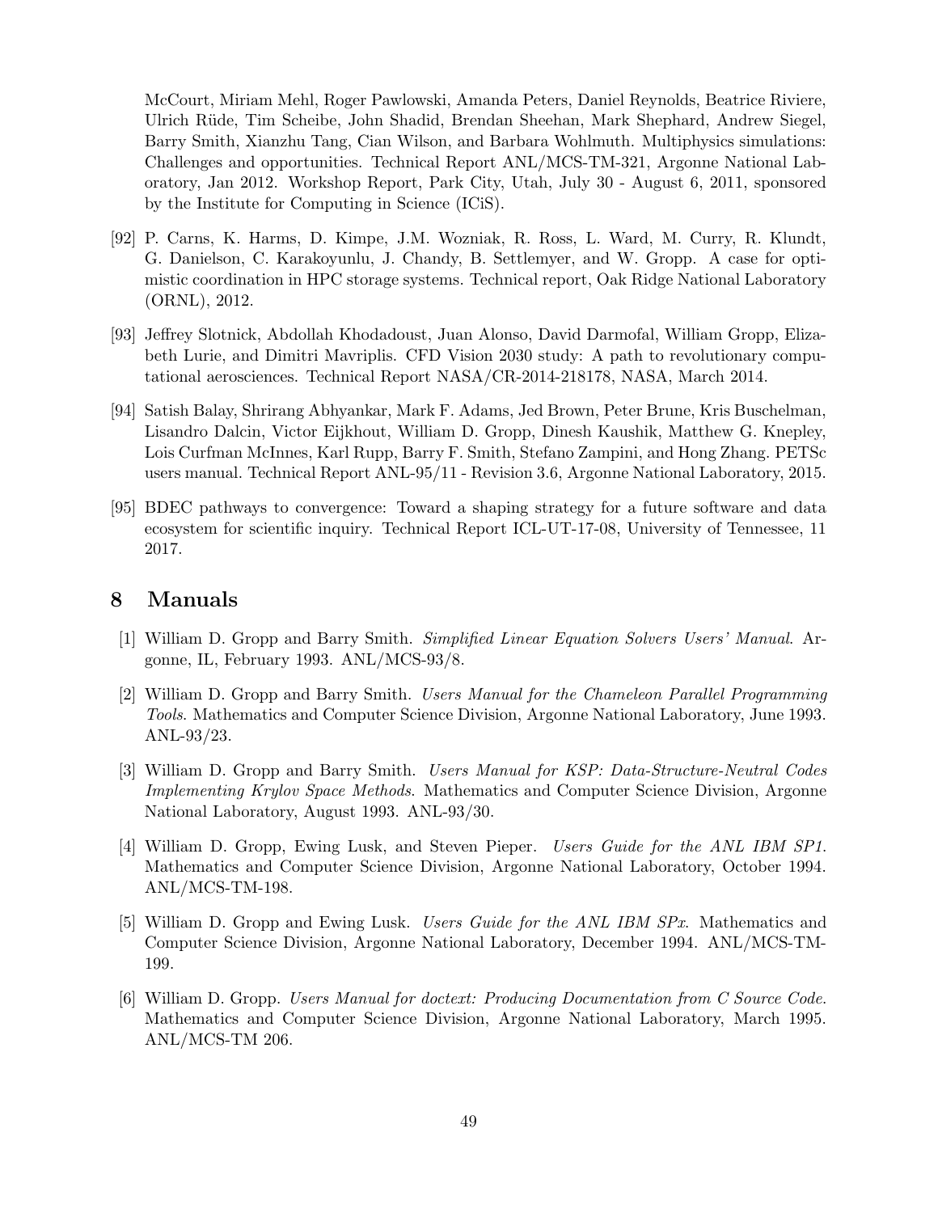McCourt, Miriam Mehl, Roger Pawlowski, Amanda Peters, Daniel Reynolds, Beatrice Riviere, Ulrich Rüde, Tim Scheibe, John Shadid, Brendan Sheehan, Mark Shephard, Andrew Siegel, Barry Smith, Xianzhu Tang, Cian Wilson, and Barbara Wohlmuth. Multiphysics simulations: Challenges and opportunities. Technical Report ANL/MCS-TM-321, Argonne National Laboratory, Jan 2012. Workshop Report, Park City, Utah, July 30 - August 6, 2011, sponsored by the Institute for Computing in Science (ICiS).

[92] P. Carns, K. Harms, D. Kimpe, J.M. Wozniak, R. Ross, L. Ward, M. Curry, R. Klundt, G. Danielson, C. Karakoyunlu, J. Chandy, B. Settlemyer, and W. Gropp. A case for optimistic coordination in HPC storage systems. Technical report, Oak Ridge National Laboratory (ORNL), 2012.

[93] Jeffrey Slotnick, Abdollah Khodadoust, Juan Alonso, David Darmofal, William Gropp, Elizabeth Lurie, and Dimitri Mavriplis. CFD Vision 2030 study: A path to revolutionary computational aerosciences. Technical Report NASA/CR-2014-218178, NASA, March 2014.

[94] Satish Balay, Shrirang Abhyankar, Mark F. Adams, Jed Brown, Peter Brune, Kris Buschelman, Lisandro Dalcin, Victor Eijkhout, William D. Gropp, Dinesh Kaushik, Matthew G. Knepley, Lois Curfman McInnes, Karl Rupp, Barry F. Smith, Stefano Zampini, and Hong Zhang. PETSc users manual. Technical Report ANL-95/11 - Revision 3.6, Argonne National Laboratory, 2015.

[95] BDEC pathways to convergence: Toward a shaping strategy for a future software and data ecosystem for scientific inquiry. Technical Report ICL-UT-17-08, University of Tennessee, 11 2017.

## 8 Manuals

[1] William D. Gropp and Barry Smith. *Simplified Linear Equation Solvers Users' Manual*. Argonne, IL, February 1993. ANL/MCS-93/8.

[2] William D. Gropp and Barry Smith. *Users Manual for the Chameleon Parallel Programming Tools*. Mathematics and Computer Science Division, Argonne National Laboratory, June 1993. ANL-93/23.

[3] William D. Gropp and Barry Smith. *Users Manual for KSP: Data-Structure-Neutral Codes Implementing Krylov Space Methods*. Mathematics and Computer Science Division, Argonne National Laboratory, August 1993. ANL-93/30.

[4] William D. Gropp, Ewing Lusk, and Steven Pieper. *Users Guide for the ANL IBM SP1*. Mathematics and Computer Science Division, Argonne National Laboratory, October 1994. ANL/MCS-TM-198.

[5] William D. Gropp and Ewing Lusk. *Users Guide for the ANL IBM SPx*. Mathematics and Computer Science Division, Argonne National Laboratory, December 1994. ANL/MCS-TM-199.

[6] William D. Gropp. *Users Manual for doctext: Producing Documentation from C Source Code*. Mathematics and Computer Science Division, Argonne National Laboratory, March 1995. ANL/MCS-TM 206.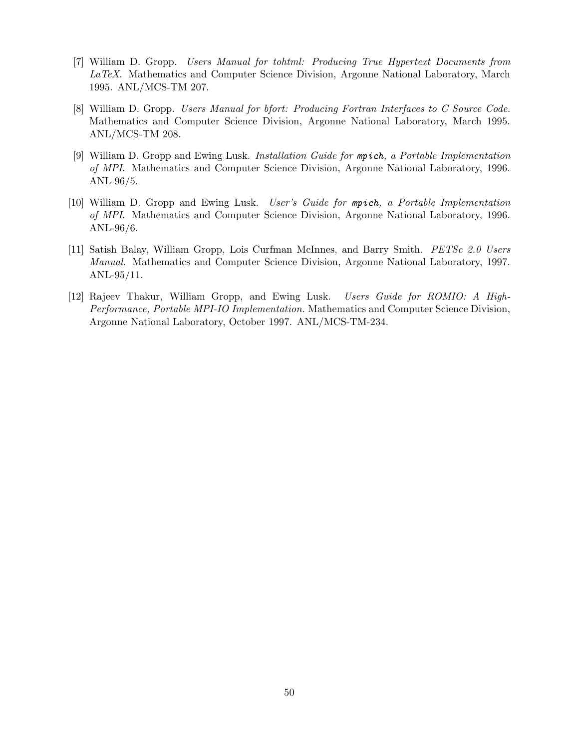[7] William D. Gropp. *Users Manual for tohtml: Producing True Hypertext Documents from LaTeX*. Mathematics and Computer Science Division, Argonne National Laboratory, March 1995. ANL/MCS-TM 207.

[8] William D. Gropp. *Users Manual for bfort: Producing Fortran Interfaces to C Source Code*. Mathematics and Computer Science Division, Argonne National Laboratory, March 1995. ANL/MCS-TM 208.

[9] William D. Gropp and Ewing Lusk. *Installation Guide for* `mpich`*, a Portable Implementation of MPI*. Mathematics and Computer Science Division, Argonne National Laboratory, 1996. ANL-96/5.

[10] William D. Gropp and Ewing Lusk. *User's Guide for* `mpich`*, a Portable Implementation of MPI*. Mathematics and Computer Science Division, Argonne National Laboratory, 1996. ANL-96/6.

[11] Satish Balay, William Gropp, Lois Curfman McInnes, and Barry Smith. *PETSc 2.0 Users Manual*. Mathematics and Computer Science Division, Argonne National Laboratory, 1997. ANL-95/11.

[12] Rajeev Thakur, William Gropp, and Ewing Lusk. *Users Guide for ROMIO: A High-Performance, Portable MPI-IO Implementation*. Mathematics and Computer Science Division, Argonne National Laboratory, October 1997. ANL/MCS-TM-234.